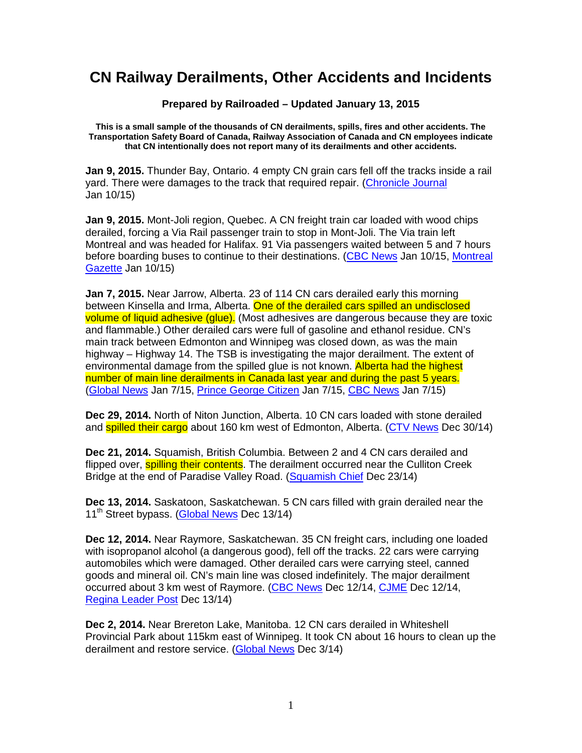# CN Railway Derailments, Other Accidents and Incidents

**Prepared by Railroaded – Updated January 13, 2015**

**This is a small sample of the thousands of CN derailments, spills, fires and other accidents. The Transportation Safety Board of Canada, Railway Association of Canada and CN employees indicate that CN intentionally does not report many of its derailments and other accidents.**

**Jan 9, 2015.** Thunder Bay, Ontario. 4 empty CN grain cars fell off the tracks inside a rail yard. There were damages to the track that required repair. (Chronicle Journal Jan 10/15)

**Jan 9, 2015.** Mont-Joli region, Quebec. A CN freight train car loaded with wood chips derailed, forcing a Via Rail passenger train to stop in Mont-Joli. The Via train left Montreal and was headed for Halifax. 91 Via passengers waited between 5 and 7 hours before boarding buses to continue to their destinations. (CBC News Jan 10/15, Montreal Gazette Jan 10/15)

**Jan 7, 2015.** Near Jarrow, Alberta. 23 of 114 CN cars derailed early this morning between Kinsella and Irma, Alberta. One of the derailed cars spilled an undisclosed volume of liquid adhesive (glue). (Most adhesives are dangerous because they are toxic and flammable.) Other derailed cars were full of gasoline and ethanol residue. CN's main track between Edmonton and Winnipeg was closed down, as was the main highway – Highway 14. The TSB is investigating the major derailment. The extent of environmental damage from the spilled glue is not known. Alberta had the highest number of main line derailments in Canada last year and during the past 5 years. (Global News Jan 7/15, Prince George Citizen Jan 7/15, CBC News Jan 7/15)

**Dec 29, 2014.** North of Niton Junction, Alberta. 10 CN cars loaded with stone derailed and spilled their cargo about 160 km west of Edmonton, Alberta. (CTV News Dec 30/14)

**Dec 21, 2014.** Squamish, British Columbia. Between 2 and 4 CN cars derailed and flipped over, spilling their contents. The derailment occurred near the Culliton Creek Bridge at the end of Paradise Valley Road. (Squamish Chief Dec 23/14)

**Dec 13, 2014.** Saskatoon, Saskatchewan. 5 CN cars filled with grain derailed near the 11th Street bypass. (Global News Dec 13/14)

**Dec 12, 2014.** Near Raymore, Saskatchewan. 35 CN freight cars, including one loaded with isopropanol alcohol (a dangerous good), fell off the tracks. 22 cars were carrying automobiles which were damaged. Other derailed cars were carrying steel, canned goods and mineral oil. CN's main line was closed indefinitely. The major derailment occurred about 3 km west of Raymore. (CBC News Dec 12/14, CJME Dec 12/14, Regina Leader Post Dec 13/14)

**Dec 2, 2014.** Near Brereton Lake, Manitoba. 12 CN cars derailed in Whiteshell Provincial Park about 115km east of Winnipeg. It took CN about 16 hours to clean up the derailment and restore service. (Global News Dec 3/14)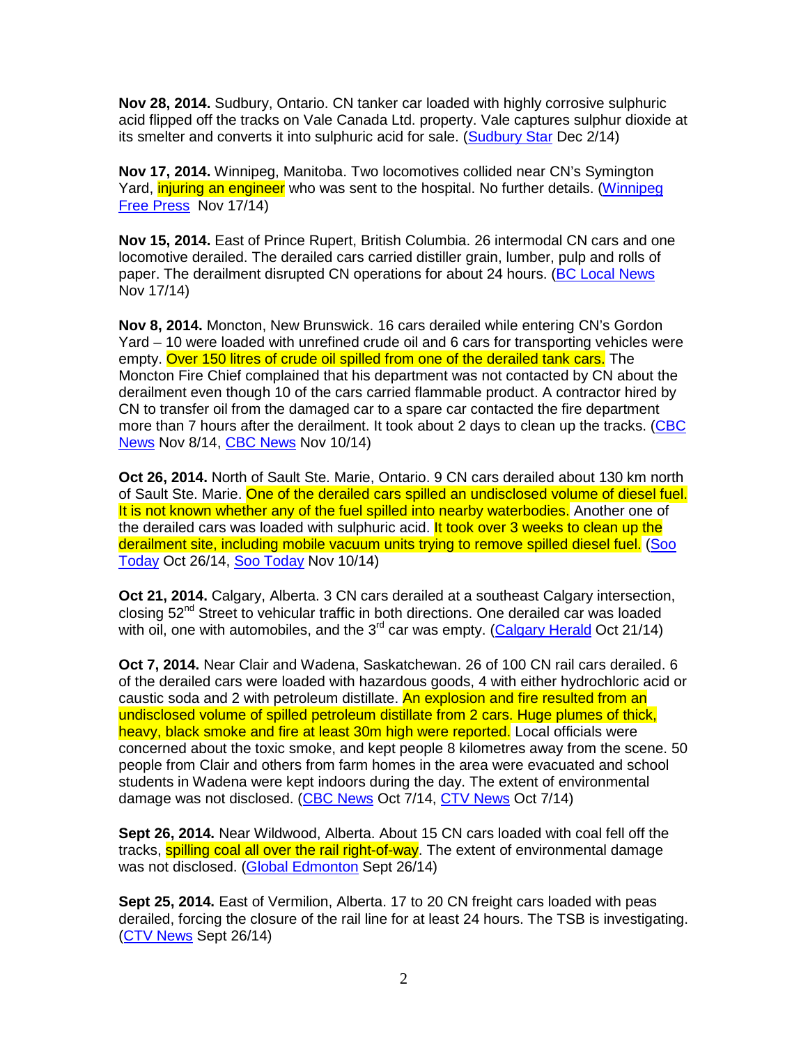**Nov 28, 2014.** Sudbury, Ontario. CN tanker car loaded with highly corrosive sulphuric acid flipped off the tracks on Vale Canada Ltd. property. Vale captures sulphur dioxide at its smelter and converts it into sulphuric acid for sale. (Sudbury Star Dec 2/14)

**Nov 17, 2014.** Winnipeg, Manitoba. Two locomotives collided near CN's Symington Yard, injuring an engineer who was sent to the hospital. No further details. (Winnipeg Free Press Nov 17/14)

**Nov 15, 2014.** East of Prince Rupert, British Columbia. 26 intermodal CN cars and one locomotive derailed. The derailed cars carried distiller grain, lumber, pulp and rolls of paper. The derailment disrupted CN operations for about 24 hours. (BC Local News Nov 17/14)

**Nov 8, 2014.** Moncton, New Brunswick. 16 cars derailed while entering CN's Gordon Yard – 10 were loaded with unrefined crude oil and 6 cars for transporting vehicles were empty. Over 150 litres of crude oil spilled from one of the derailed tank cars. The Moncton Fire Chief complained that his department was not contacted by CN about the derailment even though 10 of the cars carried flammable product. A contractor hired by CN to transfer oil from the damaged car to a spare car contacted the fire department more than 7 hours after the derailment. It took about 2 days to clean up the tracks. (CBC News Nov 8/14, CBC News Nov 10/14)

**Oct 26, 2014.** North of Sault Ste. Marie, Ontario. 9 CN cars derailed about 130 km north of Sault Ste. Marie. One of the derailed cars spilled an undisclosed volume of diesel fuel. It is not known whether any of the fuel spilled into nearby waterbodies. Another one of the derailed cars was loaded with sulphuric acid. It took over 3 weeks to clean up the derailment site, including mobile vacuum units trying to remove spilled diesel fuel. (Soo Today Oct 26/14, Soo Today Nov 10/14)

**Oct 21, 2014.** Calgary, Alberta. 3 CN cars derailed at a southeast Calgary intersection, closing 52nd Street to vehicular traffic in both directions. One derailed car was loaded with oil, one with automobiles, and the 3rd car was empty. (Calgary Herald Oct 21/14)

**Oct 7, 2014.** Near Clair and Wadena, Saskatchewan. 26 of 100 CN rail cars derailed. 6 of the derailed cars were loaded with hazardous goods, 4 with either hydrochloric acid or caustic soda and 2 with petroleum distillate. An explosion and fire resulted from an undisclosed volume of spilled petroleum distillate from 2 cars. Huge plumes of thick, heavy, black smoke and fire at least 30m high were reported. Local officials were concerned about the toxic smoke, and kept people 8 kilometres away from the scene. 50 people from Clair and others from farm homes in the area were evacuated and school students in Wadena were kept indoors during the day. The extent of environmental damage was not disclosed. (CBC News Oct 7/14, CTV News Oct 7/14)

**Sept 26, 2014.** Near Wildwood, Alberta. About 15 CN cars loaded with coal fell off the tracks, spilling coal all over the rail right-of-way. The extent of environmental damage was not disclosed. (Global Edmonton Sept 26/14)

**Sept 25, 2014.** East of Vermilion, Alberta. 17 to 20 CN freight cars loaded with peas derailed, forcing the closure of the rail line for at least 24 hours. The TSB is investigating. (CTV News Sept 26/14)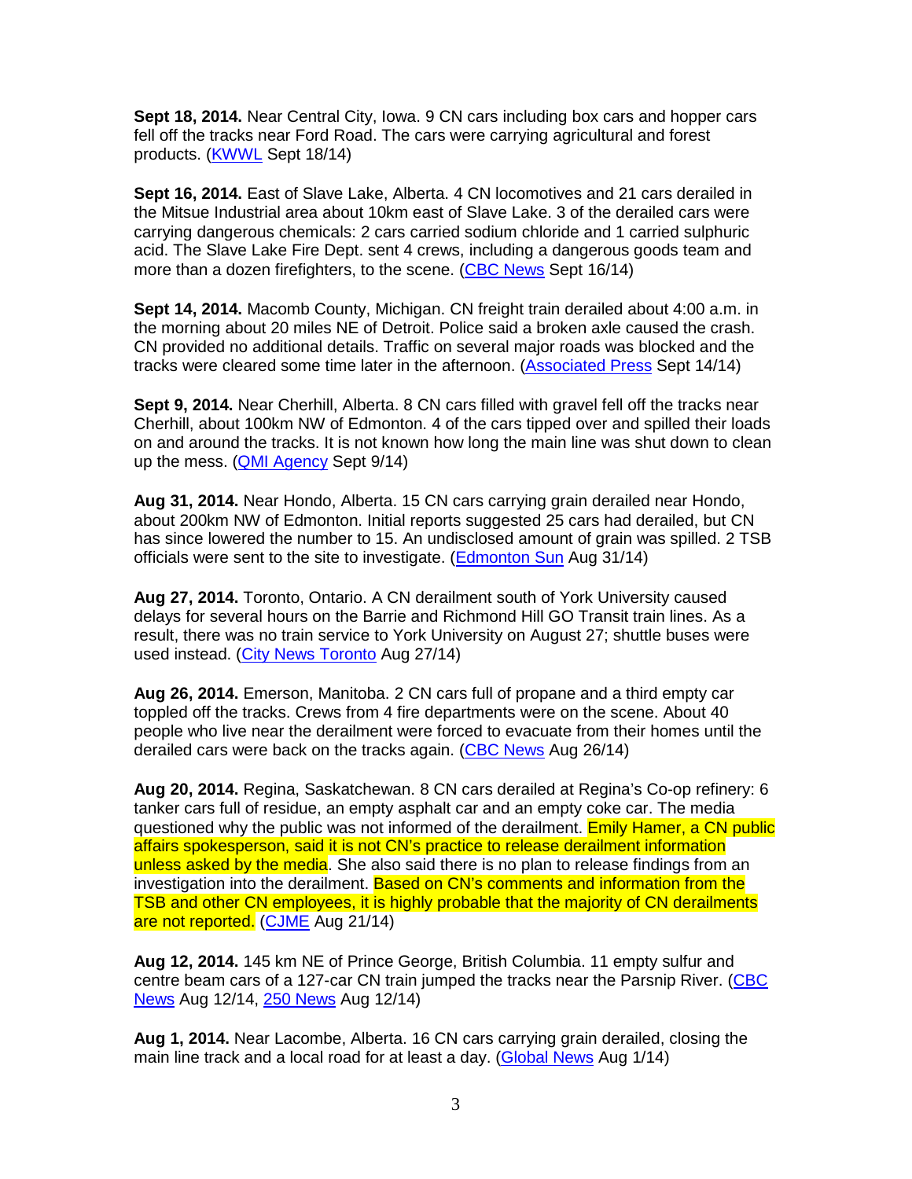**Sept 18, 2014.** Near Central City, Iowa. 9 CN cars including box cars and hopper cars fell off the tracks near Ford Road. The cars were carrying agricultural and forest products. (KWWL Sept 18/14)

**Sept 16, 2014.** East of Slave Lake, Alberta. 4 CN locomotives and 21 cars derailed in the Mitsue Industrial area about 10km east of Slave Lake. 3 of the derailed cars were carrying dangerous chemicals: 2 cars carried sodium chloride and 1 carried sulphuric acid. The Slave Lake Fire Dept. sent 4 crews, including a dangerous goods team and more than a dozen firefighters, to the scene. (CBC News Sept 16/14)

**Sept 14, 2014.** Macomb County, Michigan. CN freight train derailed about 4:00 a.m. in the morning about 20 miles NE of Detroit. Police said a broken axle caused the crash. CN provided no additional details. Traffic on several major roads was blocked and the tracks were cleared some time later in the afternoon. (Associated Press Sept 14/14)

**Sept 9, 2014.** Near Cherhill, Alberta. 8 CN cars filled with gravel fell off the tracks near Cherhill, about 100km NW of Edmonton. 4 of the cars tipped over and spilled their loads on and around the tracks. It is not known how long the main line was shut down to clean up the mess. (QMI Agency Sept 9/14)

**Aug 31, 2014.** Near Hondo, Alberta. 15 CN cars carrying grain derailed near Hondo, about 200km NW of Edmonton. Initial reports suggested 25 cars had derailed, but CN has since lowered the number to 15. An undisclosed amount of grain was spilled. 2 TSB officials were sent to the site to investigate. (Edmonton Sun Aug 31/14)

**Aug 27, 2014.** Toronto, Ontario. A CN derailment south of York University caused delays for several hours on the Barrie and Richmond Hill GO Transit train lines. As a result, there was no train service to York University on August 27; shuttle buses were used instead. (City News Toronto Aug 27/14)

**Aug 26, 2014.** Emerson, Manitoba. 2 CN cars full of propane and a third empty car toppled off the tracks. Crews from 4 fire departments were on the scene. About 40 people who live near the derailment were forced to evacuate from their homes until the derailed cars were back on the tracks again. (CBC News Aug 26/14)

**Aug 20, 2014.** Regina, Saskatchewan. 8 CN cars derailed at Regina's Co-op refinery: 6 tanker cars full of residue, an empty asphalt car and an empty coke car. The media questioned why the public was not informed of the derailment. Emily Hamer, a CN public affairs spokesperson, said it is not CN's practice to release derailment information unless asked by the media. She also said there is no plan to release findings from an investigation into the derailment. Based on CN's comments and information from the TSB and other CN employees, it is highly probable that the majority of CN derailments are not reported. (CJME Aug 21/14)

**Aug 12, 2014.** 145 km NE of Prince George, British Columbia. 11 empty sulfur and centre beam cars of a 127-car CN train jumped the tracks near the Parsnip River. (CBC News Aug 12/14, 250 News Aug 12/14)

**Aug 1, 2014.** Near Lacombe, Alberta. 16 CN cars carrying grain derailed, closing the main line track and a local road for at least a day. (Global News Aug 1/14)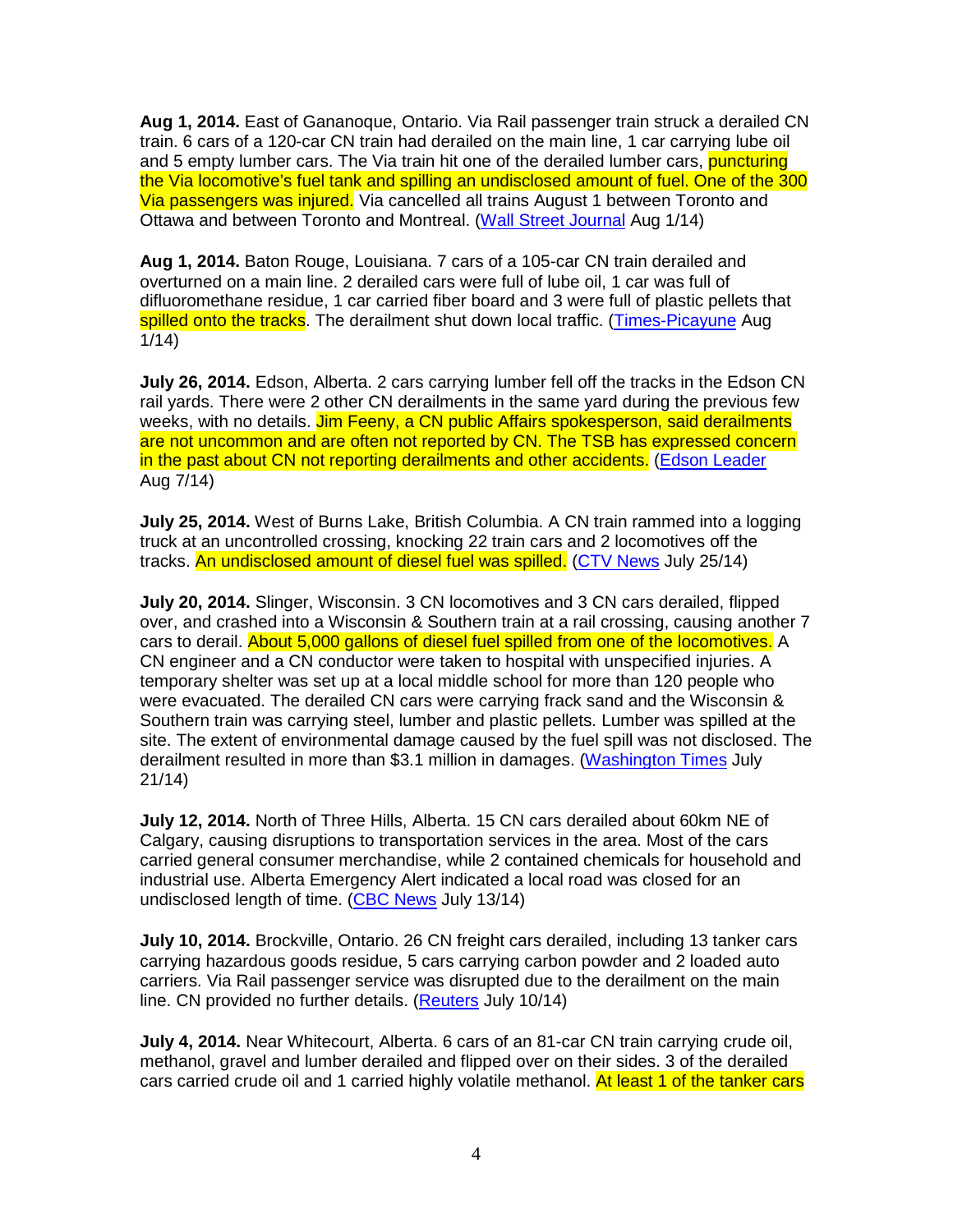**Aug 1, 2014.** East of Gananoque, Ontario. Via Rail passenger train struck a derailed CN train. 6 cars of a 120-car CN train had derailed on the main line, 1 car carrying lube oil and 5 empty lumber cars. The Via train hit one of the derailed lumber cars, puncturing the Via locomotive's fuel tank and spilling an undisclosed amount of fuel. One of the 300 Via passengers was injured. Via cancelled all trains August 1 between Toronto and Ottawa and between Toronto and Montreal. (Wall Street Journal Aug 1/14)

**Aug 1, 2014.** Baton Rouge, Louisiana. 7 cars of a 105-car CN train derailed and overturned on a main line. 2 derailed cars were full of lube oil, 1 car was full of difluoromethane residue, 1 car carried fiber board and 3 were full of plastic pellets that spilled onto the tracks. The derailment shut down local traffic. (Times-Picayune Aug 1/14)

**July 26, 2014.** Edson, Alberta. 2 cars carrying lumber fell off the tracks in the Edson CN rail yards. There were 2 other CN derailments in the same yard during the previous few weeks, with no details. Jim Feeny, a CN public Affairs spokesperson, said derailments are not uncommon and are often not reported by CN. The TSB has expressed concern in the past about CN not reporting derailments and other accidents. (Edson Leader Aug 7/14)

**July 25, 2014.** West of Burns Lake, British Columbia. A CN train rammed into a logging truck at an uncontrolled crossing, knocking 22 train cars and 2 locomotives off the tracks. An undisclosed amount of diesel fuel was spilled. (CTV News July 25/14)

**July 20, 2014.** Slinger, Wisconsin. 3 CN locomotives and 3 CN cars derailed, flipped over, and crashed into a Wisconsin & Southern train at a rail crossing, causing another 7 cars to derail. About 5,000 gallons of diesel fuel spilled from one of the locomotives. A CN engineer and a CN conductor were taken to hospital with unspecified injuries. A temporary shelter was set up at a local middle school for more than 120 people who were evacuated. The derailed CN cars were carrying frack sand and the Wisconsin & Southern train was carrying steel, lumber and plastic pellets. Lumber was spilled at the site. The extent of environmental damage caused by the fuel spill was not disclosed. The derailment resulted in more than $3.1 million in damages. (Washington Times July 21/14)

**July 12, 2014.** North of Three Hills, Alberta. 15 CN cars derailed about 60km NE of Calgary, causing disruptions to transportation services in the area. Most of the cars carried general consumer merchandise, while 2 contained chemicals for household and industrial use. Alberta Emergency Alert indicated a local road was closed for an undisclosed length of time. (CBC News July 13/14)

**July 10, 2014.** Brockville, Ontario. 26 CN freight cars derailed, including 13 tanker cars carrying hazardous goods residue, 5 cars carrying carbon powder and 2 loaded auto carriers. Via Rail passenger service was disrupted due to the derailment on the main line. CN provided no further details. (Reuters July 10/14)

**July 4, 2014.** Near Whitecourt, Alberta. 6 cars of an 81-car CN train carrying crude oil, methanol, gravel and lumber derailed and flipped over on their sides. 3 of the derailed cars carried crude oil and 1 carried highly volatile methanol. At least 1 of the tanker cars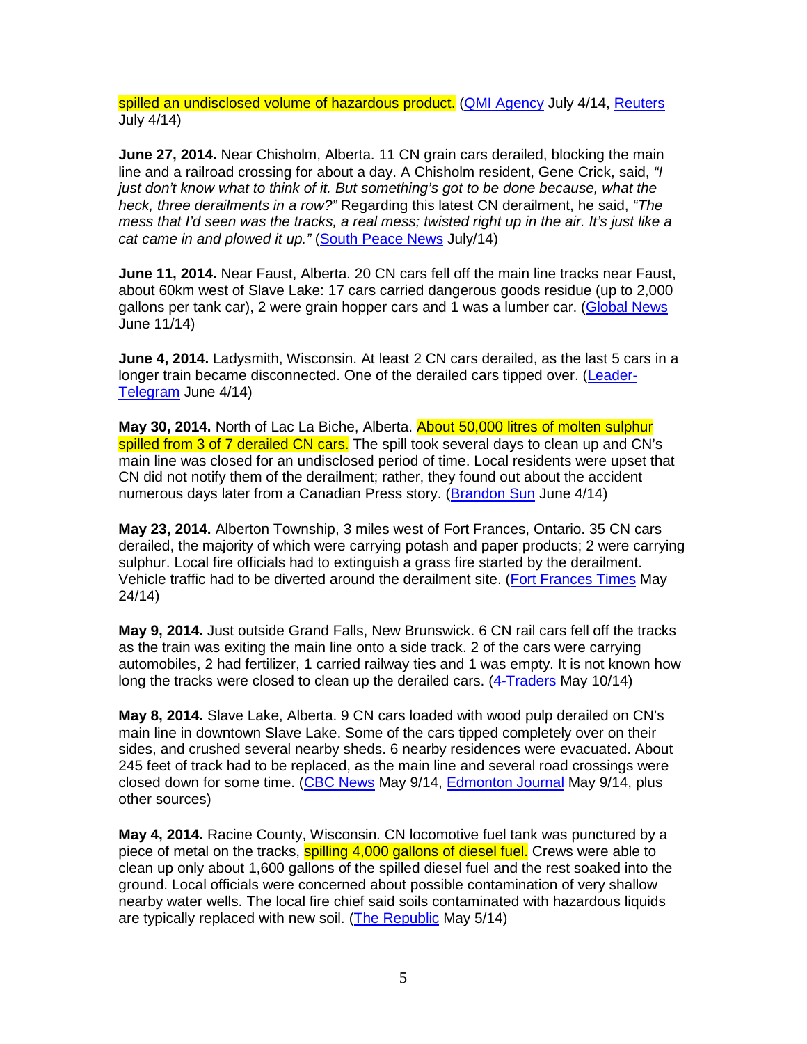spilled an undisclosed volume of hazardous product. (QMI Agency July 4/14, Reuters July 4/14)

**June 27, 2014.** Near Chisholm, Alberta. 11 CN grain cars derailed, blocking the main line and a railroad crossing for about a day. A Chisholm resident, Gene Crick, said, *"I just don't know what to think of it. But something's got to be done because, what the heck, three derailments in a row?"* Regarding this latest CN derailment, he said, *"The mess that I'd seen was the tracks, a real mess; twisted right up in the air. It's just like a cat came in and plowed it up."* (South Peace News July/14)

**June 11, 2014.** Near Faust, Alberta. 20 CN cars fell off the main line tracks near Faust, about 60km west of Slave Lake: 17 cars carried dangerous goods residue (up to 2,000 gallons per tank car), 2 were grain hopper cars and 1 was a lumber car. (Global News June 11/14)

**June 4, 2014.** Ladysmith, Wisconsin. At least 2 CN cars derailed, as the last 5 cars in a longer train became disconnected. One of the derailed cars tipped over. (Leader-Telegram June 4/14)

**May 30, 2014.** North of Lac La Biche, Alberta. About 50,000 litres of molten sulphur spilled from 3 of 7 derailed CN cars. The spill took several days to clean up and CN's main line was closed for an undisclosed period of time. Local residents were upset that CN did not notify them of the derailment; rather, they found out about the accident numerous days later from a Canadian Press story. (Brandon Sun June 4/14)

**May 23, 2014.** Alberton Township, 3 miles west of Fort Frances, Ontario. 35 CN cars derailed, the majority of which were carrying potash and paper products; 2 were carrying sulphur. Local fire officials had to extinguish a grass fire started by the derailment. Vehicle traffic had to be diverted around the derailment site. (Fort Frances Times May 24/14)

**May 9, 2014.** Just outside Grand Falls, New Brunswick. 6 CN rail cars fell off the tracks as the train was exiting the main line onto a side track. 2 of the cars were carrying automobiles, 2 had fertilizer, 1 carried railway ties and 1 was empty. It is not known how long the tracks were closed to clean up the derailed cars. (4-Traders May 10/14)

**May 8, 2014.** Slave Lake, Alberta. 9 CN cars loaded with wood pulp derailed on CN's main line in downtown Slave Lake. Some of the cars tipped completely over on their sides, and crushed several nearby sheds. 6 nearby residences were evacuated. About 245 feet of track had to be replaced, as the main line and several road crossings were closed down for some time. (CBC News May 9/14, Edmonton Journal May 9/14, plus other sources)

**May 4, 2014.** Racine County, Wisconsin. CN locomotive fuel tank was punctured by a piece of metal on the tracks, spilling 4,000 gallons of diesel fuel. Crews were able to clean up only about 1,600 gallons of the spilled diesel fuel and the rest soaked into the ground. Local officials were concerned about possible contamination of very shallow nearby water wells. The local fire chief said soils contaminated with hazardous liquids are typically replaced with new soil. (The Republic May 5/14)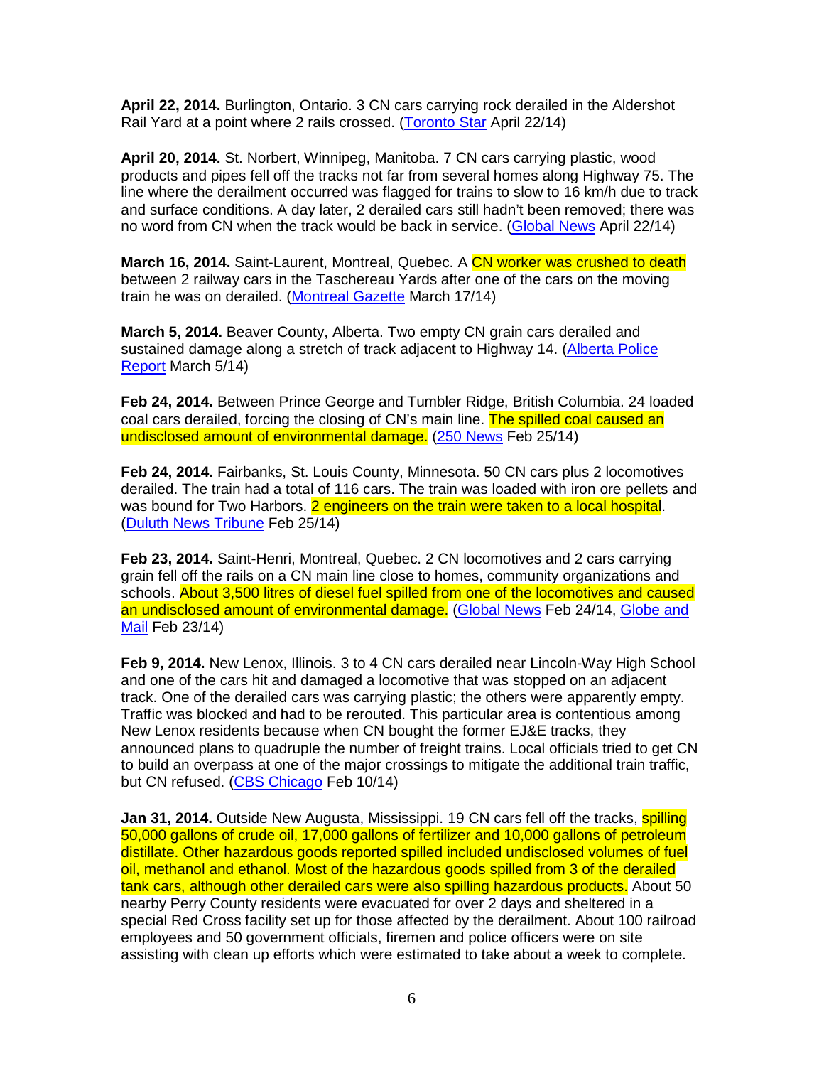**April 22, 2014.** Burlington, Ontario. 3 CN cars carrying rock derailed in the Aldershot Rail Yard at a point where 2 rails crossed. (Toronto Star April 22/14)

**April 20, 2014.** St. Norbert, Winnipeg, Manitoba. 7 CN cars carrying plastic, wood products and pipes fell off the tracks not far from several homes along Highway 75. The line where the derailment occurred was flagged for trains to slow to 16 km/h due to track and surface conditions. A day later, 2 derailed cars still hadn't been removed; there was no word from CN when the track would be back in service. (Global News April 22/14)

**March 16, 2014.** Saint-Laurent, Montreal, Quebec. A CN worker was crushed to death between 2 railway cars in the Taschereau Yards after one of the cars on the moving train he was on derailed. (Montreal Gazette March 17/14)

**March 5, 2014.** Beaver County, Alberta. Two empty CN grain cars derailed and sustained damage along a stretch of track adjacent to Highway 14. (Alberta Police Report March 5/14)

**Feb 24, 2014.** Between Prince George and Tumbler Ridge, British Columbia. 24 loaded coal cars derailed, forcing the closing of CN's main line. The spilled coal caused an undisclosed amount of environmental damage. (250 News Feb 25/14)

**Feb 24, 2014.** Fairbanks, St. Louis County, Minnesota. 50 CN cars plus 2 locomotives derailed. The train had a total of 116 cars. The train was loaded with iron ore pellets and was bound for Two Harbors. 2 engineers on the train were taken to a local hospital. (Duluth News Tribune Feb 25/14)

**Feb 23, 2014.** Saint-Henri, Montreal, Quebec. 2 CN locomotives and 2 cars carrying grain fell off the rails on a CN main line close to homes, community organizations and schools. About 3,500 litres of diesel fuel spilled from one of the locomotives and caused an undisclosed amount of environmental damage. (Global News Feb 24/14, Globe and Mail Feb 23/14)

**Feb 9, 2014.** New Lenox, Illinois. 3 to 4 CN cars derailed near Lincoln-Way High School and one of the cars hit and damaged a locomotive that was stopped on an adjacent track. One of the derailed cars was carrying plastic; the others were apparently empty. Traffic was blocked and had to be rerouted. This particular area is contentious among New Lenox residents because when CN bought the former EJ&E tracks, they announced plans to quadruple the number of freight trains. Local officials tried to get CN to build an overpass at one of the major crossings to mitigate the additional train traffic, but CN refused. (CBS Chicago Feb 10/14)

**Jan 31, 2014.** Outside New Augusta, Mississippi. 19 CN cars fell off the tracks, spilling 50,000 gallons of crude oil, 17,000 gallons of fertilizer and 10,000 gallons of petroleum distillate. Other hazardous goods reported spilled included undisclosed volumes of fuel oil, methanol and ethanol. Most of the hazardous goods spilled from 3 of the derailed tank cars, although other derailed cars were also spilling hazardous products. About 50 nearby Perry County residents were evacuated for over 2 days and sheltered in a special Red Cross facility set up for those affected by the derailment. About 100 railroad employees and 50 government officials, firemen and police officers were on site assisting with clean up efforts which were estimated to take about a week to complete.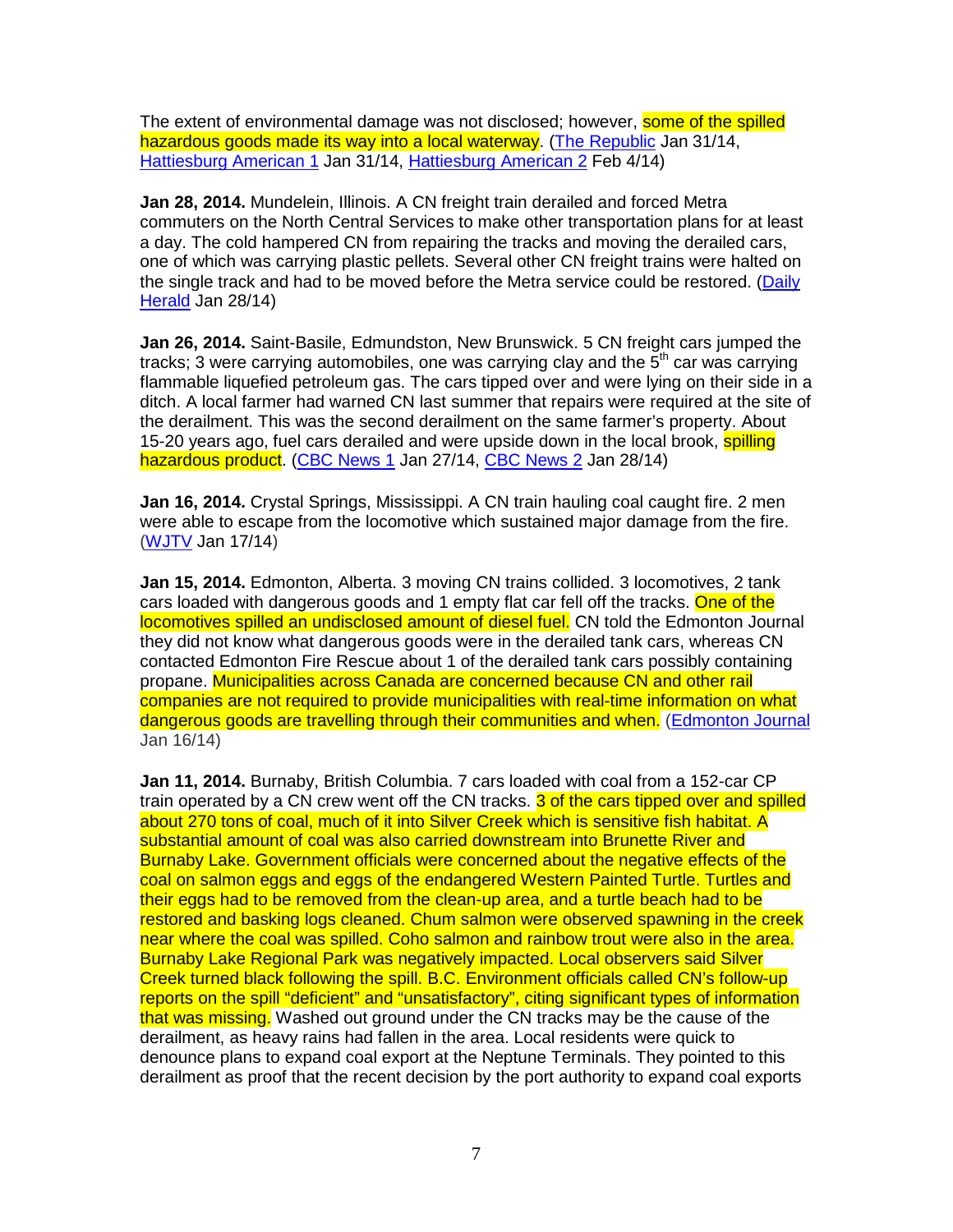The extent of environmental damage was not disclosed; however, some of the spilled hazardous goods made its way into a local waterway. (The Republic Jan 31/14, Hattiesburg American 1 Jan 31/14, Hattiesburg American 2 Feb 4/14)

**Jan 28, 2014.** Mundelein, Illinois. A CN freight train derailed and forced Metra commuters on the North Central Services to make other transportation plans for at least a day. The cold hampered CN from repairing the tracks and moving the derailed cars, one of which was carrying plastic pellets. Several other CN freight trains were halted on the single track and had to be moved before the Metra service could be restored. (Daily Herald Jan 28/14)

**Jan 26, 2014.** Saint-Basile, Edmundston, New Brunswick. 5 CN freight cars jumped the tracks; 3 were carrying automobiles, one was carrying clay and the 5th car was carrying flammable liquefied petroleum gas. The cars tipped over and were lying on their side in a ditch. A local farmer had warned CN last summer that repairs were required at the site of the derailment. This was the second derailment on the same farmer's property. About 15-20 years ago, fuel cars derailed and were upside down in the local brook, spilling hazardous product. (CBC News 1 Jan 27/14, CBC News 2 Jan 28/14)

**Jan 16, 2014.** Crystal Springs, Mississippi. A CN train hauling coal caught fire. 2 men were able to escape from the locomotive which sustained major damage from the fire. (WJTV Jan 17/14)

**Jan 15, 2014.** Edmonton, Alberta. 3 moving CN trains collided. 3 locomotives, 2 tank cars loaded with dangerous goods and 1 empty flat car fell off the tracks. One of the locomotives spilled an undisclosed amount of diesel fuel. CN told the Edmonton Journal they did not know what dangerous goods were in the derailed tank cars, whereas CN contacted Edmonton Fire Rescue about 1 of the derailed tank cars possibly containing propane. Municipalities across Canada are concerned because CN and other rail companies are not required to provide municipalities with real-time information on what dangerous goods are travelling through their communities and when. (Edmonton Journal Jan 16/14)

**Jan 11, 2014.** Burnaby, British Columbia. 7 cars loaded with coal from a 152-car CP train operated by a CN crew went off the CN tracks. 3 of the cars tipped over and spilled about 270 tons of coal, much of it into Silver Creek which is sensitive fish habitat. A substantial amount of coal was also carried downstream into Brunette River and Burnaby Lake. Government officials were concerned about the negative effects of the coal on salmon eggs and eggs of the endangered Western Painted Turtle. Turtles and their eggs had to be removed from the clean-up area, and a turtle beach had to be restored and basking logs cleaned. Chum salmon were observed spawning in the creek near where the coal was spilled. Coho salmon and rainbow trout were also in the area. Burnaby Lake Regional Park was negatively impacted. Local observers said Silver Creek turned black following the spill. B.C. Environment officials called CN's follow-up reports on the spill "deficient" and "unsatisfactory", citing significant types of information that was missing. Washed out ground under the CN tracks may be the cause of the derailment, as heavy rains had fallen in the area. Local residents were quick to denounce plans to expand coal export at the Neptune Terminals. They pointed to this derailment as proof that the recent decision by the port authority to expand coal exports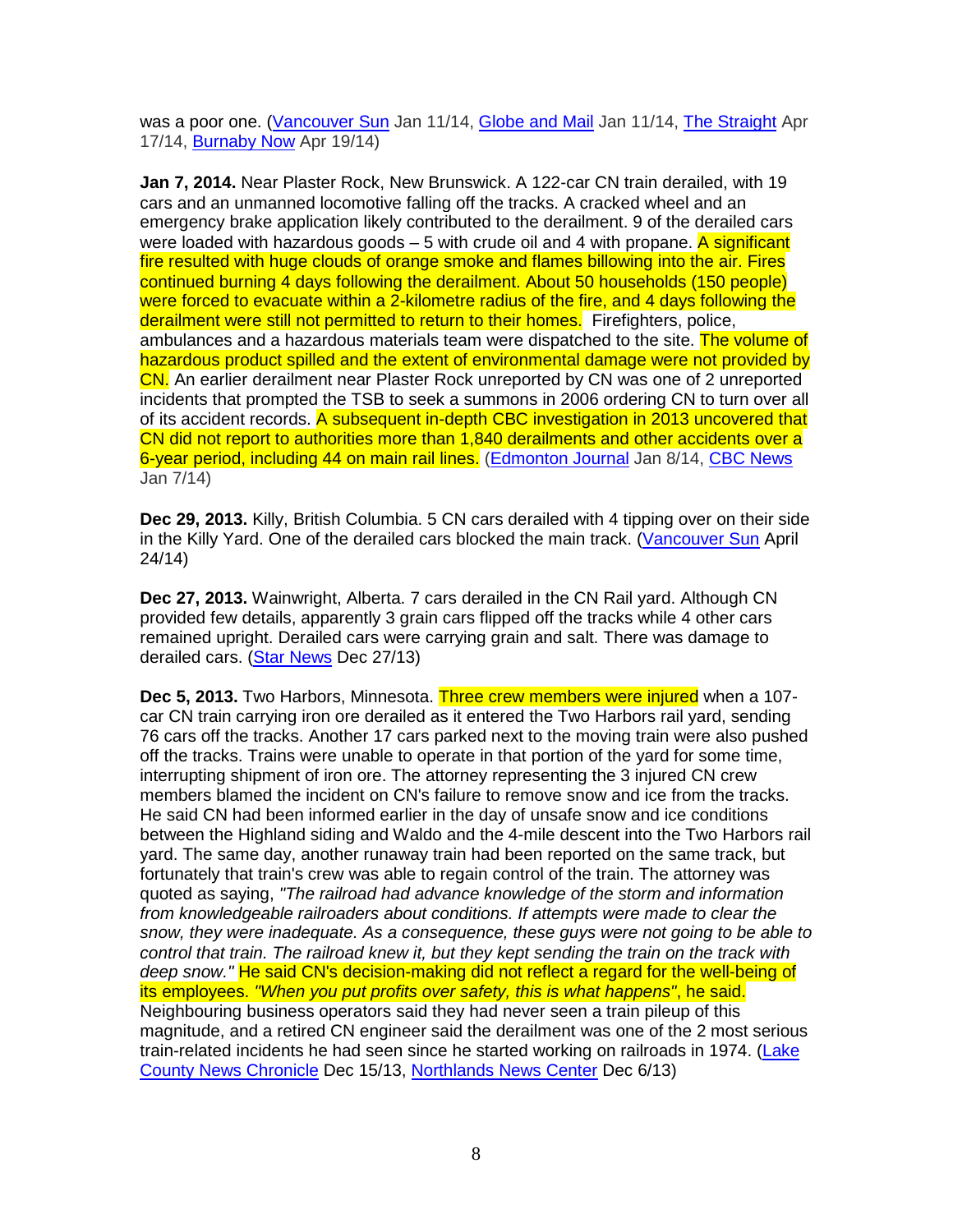was a poor one. (Vancouver Sun Jan 11/14, Globe and Mail Jan 11/14, The Straight Apr 17/14, Burnaby Now Apr 19/14)

**Jan 7, 2014.** Near Plaster Rock, New Brunswick. A 122-car CN train derailed, with 19 cars and an unmanned locomotive falling off the tracks. A cracked wheel and an emergency brake application likely contributed to the derailment. 9 of the derailed cars were loaded with hazardous goods – 5 with crude oil and 4 with propane. A significant fire resulted with huge clouds of orange smoke and flames billowing into the air. Fires continued burning 4 days following the derailment. About 50 households (150 people) were forced to evacuate within a 2-kilometre radius of the fire, and 4 days following the derailment were still not permitted to return to their homes. Firefighters, police, ambulances and a hazardous materials team were dispatched to the site. The volume of hazardous product spilled and the extent of environmental damage were not provided by CN. An earlier derailment near Plaster Rock unreported by CN was one of 2 unreported incidents that prompted the TSB to seek a summons in 2006 ordering CN to turn over all of its accident records. A subsequent in-depth CBC investigation in 2013 uncovered that CN did not report to authorities more than 1,840 derailments and other accidents over a 6-year period, including 44 on main rail lines. (Edmonton Journal Jan 8/14, CBC News Jan 7/14)

**Dec 29, 2013.** Killy, British Columbia. 5 CN cars derailed with 4 tipping over on their side in the Killy Yard. One of the derailed cars blocked the main track. (Vancouver Sun April 24/14)

**Dec 27, 2013.** Wainwright, Alberta. 7 cars derailed in the CN Rail yard. Although CN provided few details, apparently 3 grain cars flipped off the tracks while 4 other cars remained upright. Derailed cars were carrying grain and salt. There was damage to derailed cars. (Star News Dec 27/13)

**Dec 5, 2013.** Two Harbors, Minnesota. Three crew members were injured when a 107-car CN train carrying iron ore derailed as it entered the Two Harbors rail yard, sending 76 cars off the tracks. Another 17 cars parked next to the moving train were also pushed off the tracks. Trains were unable to operate in that portion of the yard for some time, interrupting shipment of iron ore. The attorney representing the 3 injured CN crew members blamed the incident on CN's failure to remove snow and ice from the tracks. He said CN had been informed earlier in the day of unsafe snow and ice conditions between the Highland siding and Waldo and the 4-mile descent into the Two Harbors rail yard. The same day, another runaway train had been reported on the same track, but fortunately that train's crew was able to regain control of the train. The attorney was quoted as saying, *"The railroad had advance knowledge of the storm and information from knowledgeable railroaders about conditions. If attempts were made to clear the snow, they were inadequate. As a consequence, these guys were not going to be able to control that train. The railroad knew it, but they kept sending the train on the track with deep snow."* He said CN's decision-making did not reflect a regard for the well-being of its employees. *"When you put profits over safety, this is what happens"*, he said. Neighbouring business operators said they had never seen a train pileup of this magnitude, and a retired CN engineer said the derailment was one of the 2 most serious train-related incidents he had seen since he started working on railroads in 1974. (Lake County News Chronicle Dec 15/13, Northlands News Center Dec 6/13)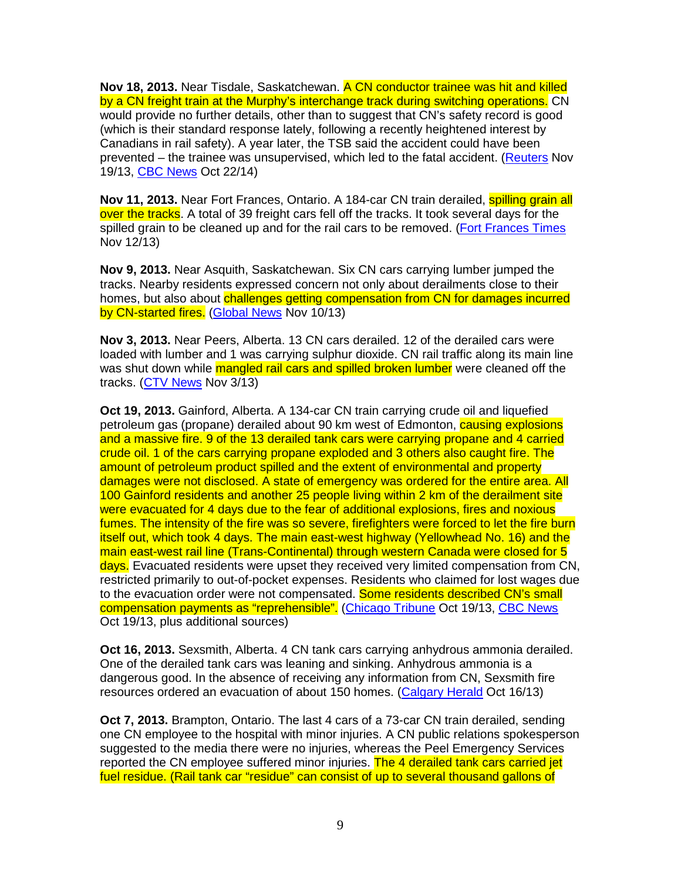**Nov 18, 2013.** Near Tisdale, Saskatchewan. A CN conductor trainee was hit and killed by a CN freight train at the Murphy's interchange track during switching operations. CN would provide no further details, other than to suggest that CN's safety record is good (which is their standard response lately, following a recently heightened interest by Canadians in rail safety). A year later, the TSB said the accident could have been prevented – the trainee was unsupervised, which led to the fatal accident. (Reuters Nov 19/13, CBC News Oct 22/14)

**Nov 11, 2013.** Near Fort Frances, Ontario. A 184-car CN train derailed, spilling grain all over the tracks. A total of 39 freight cars fell off the tracks. It took several days for the spilled grain to be cleaned up and for the rail cars to be removed. (Fort Frances Times Nov 12/13)

**Nov 9, 2013.** Near Asquith, Saskatchewan. Six CN cars carrying lumber jumped the tracks. Nearby residents expressed concern not only about derailments close to their homes, but also about challenges getting compensation from CN for damages incurred by CN-started fires. (Global News Nov 10/13)

**Nov 3, 2013.** Near Peers, Alberta. 13 CN cars derailed. 12 of the derailed cars were loaded with lumber and 1 was carrying sulphur dioxide. CN rail traffic along its main line was shut down while mangled rail cars and spilled broken lumber were cleaned off the tracks. (CTV News Nov 3/13)

**Oct 19, 2013.** Gainford, Alberta. A 134-car CN train carrying crude oil and liquefied petroleum gas (propane) derailed about 90 km west of Edmonton, causing explosions and a massive fire. 9 of the 13 derailed tank cars were carrying propane and 4 carried crude oil. 1 of the cars carrying propane exploded and 3 others also caught fire. The amount of petroleum product spilled and the extent of environmental and property damages were not disclosed. A state of emergency was ordered for the entire area. All 100 Gainford residents and another 25 people living within 2 km of the derailment site were evacuated for 4 days due to the fear of additional explosions, fires and noxious fumes. The intensity of the fire was so severe, firefighters were forced to let the fire burn itself out, which took 4 days. The main east-west highway (Yellowhead No. 16) and the main east-west rail line (Trans-Continental) through western Canada were closed for 5 days. Evacuated residents were upset they received very limited compensation from CN, restricted primarily to out-of-pocket expenses. Residents who claimed for lost wages due to the evacuation order were not compensated. Some residents described CN's small compensation payments as "reprehensible". (Chicago Tribune Oct 19/13, CBC News Oct 19/13, plus additional sources)

**Oct 16, 2013.** Sexsmith, Alberta. 4 CN tank cars carrying anhydrous ammonia derailed. One of the derailed tank cars was leaning and sinking. Anhydrous ammonia is a dangerous good. In the absence of receiving any information from CN, Sexsmith fire resources ordered an evacuation of about 150 homes. (Calgary Herald Oct 16/13)

**Oct 7, 2013.** Brampton, Ontario. The last 4 cars of a 73-car CN train derailed, sending one CN employee to the hospital with minor injuries. A CN public relations spokesperson suggested to the media there were no injuries, whereas the Peel Emergency Services reported the CN employee suffered minor injuries. The 4 derailed tank cars carried jet fuel residue. (Rail tank car "residue" can consist of up to several thousand gallons of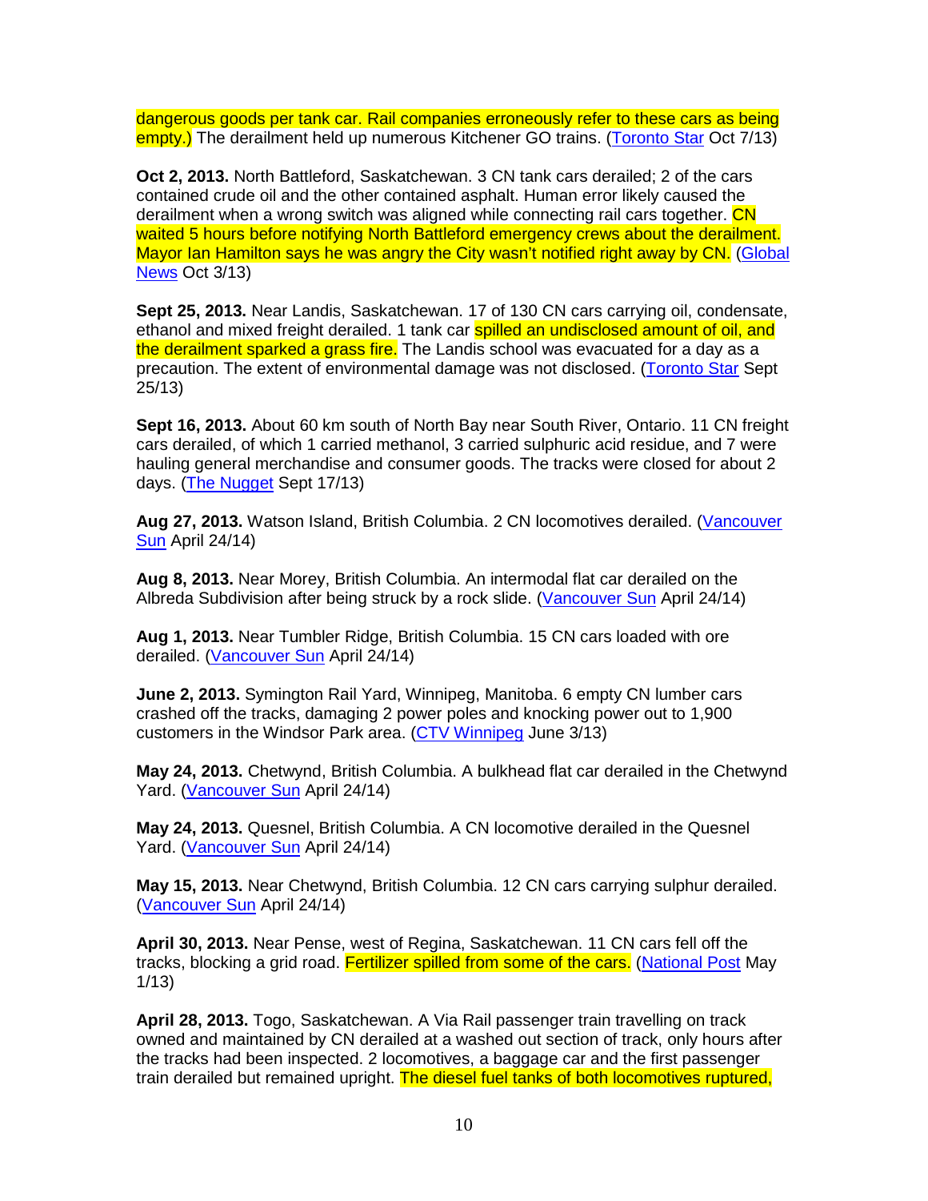dangerous goods per tank car. Rail companies erroneously refer to these cars as being empty.) The derailment held up numerous Kitchener GO trains. (Toronto Star Oct 7/13)

**Oct 2, 2013.** North Battleford, Saskatchewan. 3 CN tank cars derailed; 2 of the cars contained crude oil and the other contained asphalt. Human error likely caused the derailment when a wrong switch was aligned while connecting rail cars together. CN waited 5 hours before notifying North Battleford emergency crews about the derailment. Mayor Ian Hamilton says he was angry the City wasn't notified right away by CN. (Global News Oct 3/13)

**Sept 25, 2013.** Near Landis, Saskatchewan. 17 of 130 CN cars carrying oil, condensate, ethanol and mixed freight derailed. 1 tank car spilled an undisclosed amount of oil, and the derailment sparked a grass fire. The Landis school was evacuated for a day as a precaution. The extent of environmental damage was not disclosed. (Toronto Star Sept 25/13)

**Sept 16, 2013.** About 60 km south of North Bay near South River, Ontario. 11 CN freight cars derailed, of which 1 carried methanol, 3 carried sulphuric acid residue, and 7 were hauling general merchandise and consumer goods. The tracks were closed for about 2 days. (The Nugget Sept 17/13)

**Aug 27, 2013.** Watson Island, British Columbia. 2 CN locomotives derailed. (Vancouver Sun April 24/14)

**Aug 8, 2013.** Near Morey, British Columbia. An intermodal flat car derailed on the Albreda Subdivision after being struck by a rock slide. (Vancouver Sun April 24/14)

**Aug 1, 2013.** Near Tumbler Ridge, British Columbia. 15 CN cars loaded with ore derailed. (Vancouver Sun April 24/14)

**June 2, 2013.** Symington Rail Yard, Winnipeg, Manitoba. 6 empty CN lumber cars crashed off the tracks, damaging 2 power poles and knocking power out to 1,900 customers in the Windsor Park area. (CTV Winnipeg June 3/13)

**May 24, 2013.** Chetwynd, British Columbia. A bulkhead flat car derailed in the Chetwynd Yard. (Vancouver Sun April 24/14)

**May 24, 2013.** Quesnel, British Columbia. A CN locomotive derailed in the Quesnel Yard. (Vancouver Sun April 24/14)

**May 15, 2013.** Near Chetwynd, British Columbia. 12 CN cars carrying sulphur derailed. (Vancouver Sun April 24/14)

**April 30, 2013.** Near Pense, west of Regina, Saskatchewan. 11 CN cars fell off the tracks, blocking a grid road. Fertilizer spilled from some of the cars. (National Post May 1/13)

**April 28, 2013.** Togo, Saskatchewan. A Via Rail passenger train travelling on track owned and maintained by CN derailed at a washed out section of track, only hours after the tracks had been inspected. 2 locomotives, a baggage car and the first passenger train derailed but remained upright. The diesel fuel tanks of both locomotives ruptured,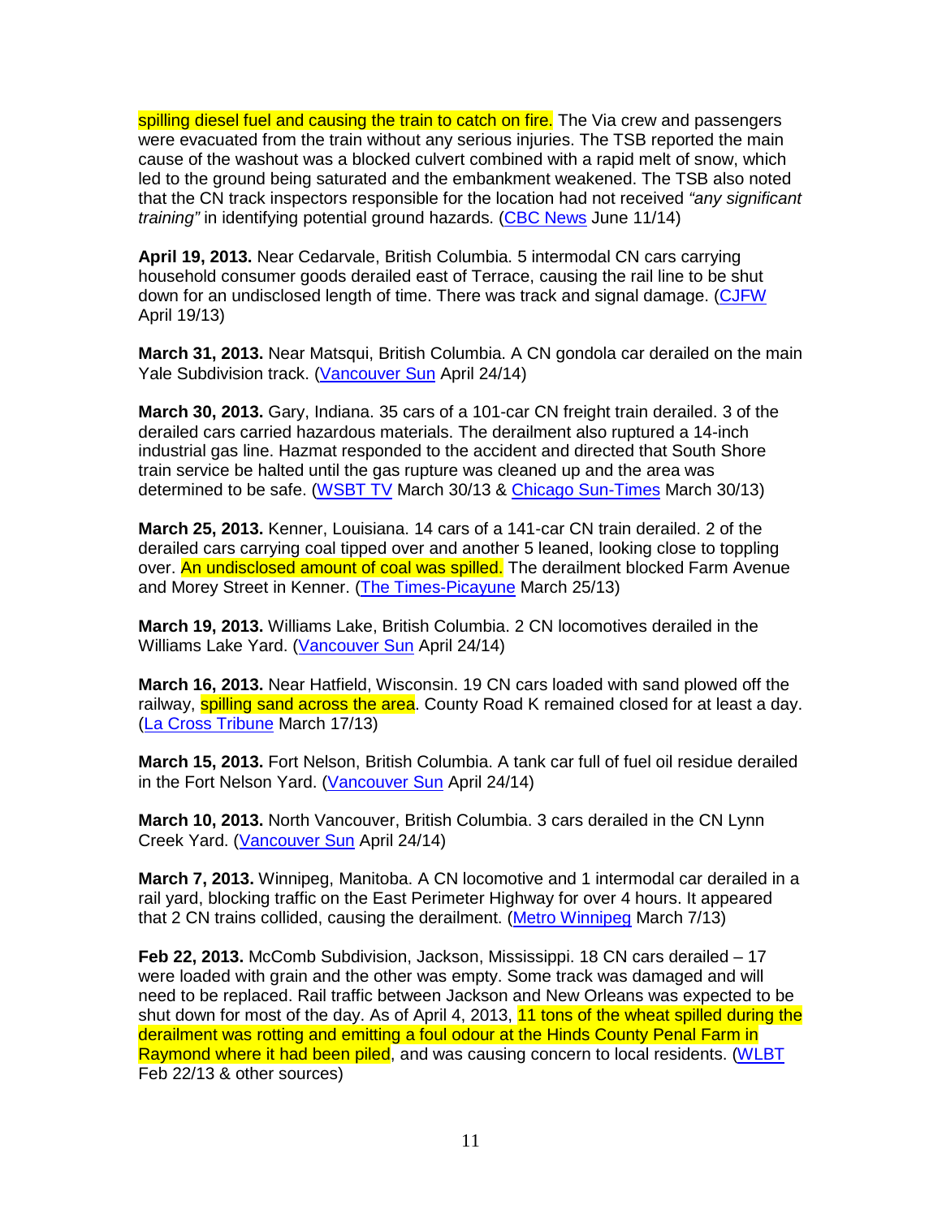spilling diesel fuel and causing the train to catch on fire. The Via crew and passengers were evacuated from the train without any serious injuries. The TSB reported the main cause of the washout was a blocked culvert combined with a rapid melt of snow, which led to the ground being saturated and the embankment weakened. The TSB also noted that the CN track inspectors responsible for the location had not received *"any significant training"* in identifying potential ground hazards. (CBC News June 11/14)

**April 19, 2013.** Near Cedarvale, British Columbia. 5 intermodal CN cars carrying household consumer goods derailed east of Terrace, causing the rail line to be shut down for an undisclosed length of time. There was track and signal damage. (CJFW April 19/13)

**March 31, 2013.** Near Matsqui, British Columbia. A CN gondola car derailed on the main Yale Subdivision track. (Vancouver Sun April 24/14)

**March 30, 2013.** Gary, Indiana. 35 cars of a 101-car CN freight train derailed. 3 of the derailed cars carried hazardous materials. The derailment also ruptured a 14-inch industrial gas line. Hazmat responded to the accident and directed that South Shore train service be halted until the gas rupture was cleaned up and the area was determined to be safe. (WSBT TV March 30/13 & Chicago Sun-Times March 30/13)

**March 25, 2013.** Kenner, Louisiana. 14 cars of a 141-car CN train derailed. 2 of the derailed cars carrying coal tipped over and another 5 leaned, looking close to toppling over. An undisclosed amount of coal was spilled. The derailment blocked Farm Avenue and Morey Street in Kenner. (The Times-Picayune March 25/13)

**March 19, 2013.** Williams Lake, British Columbia. 2 CN locomotives derailed in the Williams Lake Yard. (Vancouver Sun April 24/14)

**March 16, 2013.** Near Hatfield, Wisconsin. 19 CN cars loaded with sand plowed off the railway, spilling sand across the area. County Road K remained closed for at least a day. (La Cross Tribune March 17/13)

**March 15, 2013.** Fort Nelson, British Columbia. A tank car full of fuel oil residue derailed in the Fort Nelson Yard. (Vancouver Sun April 24/14)

**March 10, 2013.** North Vancouver, British Columbia. 3 cars derailed in the CN Lynn Creek Yard. (Vancouver Sun April 24/14)

**March 7, 2013.** Winnipeg, Manitoba. A CN locomotive and 1 intermodal car derailed in a rail yard, blocking traffic on the East Perimeter Highway for over 4 hours. It appeared that 2 CN trains collided, causing the derailment. (Metro Winnipeg March 7/13)

**Feb 22, 2013.** McComb Subdivision, Jackson, Mississippi. 18 CN cars derailed – 17 were loaded with grain and the other was empty. Some track was damaged and will need to be replaced. Rail traffic between Jackson and New Orleans was expected to be shut down for most of the day. As of April 4, 2013, 11 tons of the wheat spilled during the derailment was rotting and emitting a foul odour at the Hinds County Penal Farm in Raymond where it had been piled, and was causing concern to local residents. (WLBT Feb 22/13 & other sources)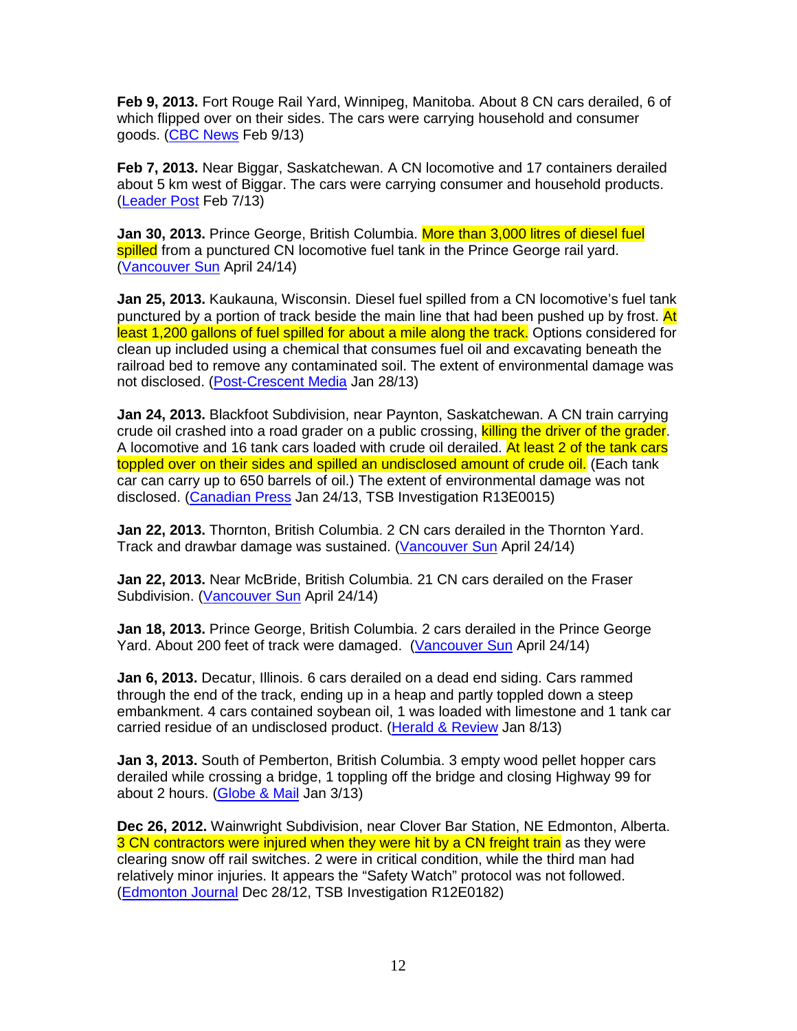**Feb 9, 2013.** Fort Rouge Rail Yard, Winnipeg, Manitoba. About 8 CN cars derailed, 6 of which flipped over on their sides. The cars were carrying household and consumer goods. (CBC News Feb 9/13)

**Feb 7, 2013.** Near Biggar, Saskatchewan. A CN locomotive and 17 containers derailed about 5 km west of Biggar. The cars were carrying consumer and household products. (Leader Post Feb 7/13)

**Jan 30, 2013.** Prince George, British Columbia. More than 3,000 litres of diesel fuel spilled from a punctured CN locomotive fuel tank in the Prince George rail yard. (Vancouver Sun April 24/14)

**Jan 25, 2013.** Kaukauna, Wisconsin. Diesel fuel spilled from a CN locomotive's fuel tank punctured by a portion of track beside the main line that had been pushed up by frost. At least 1,200 gallons of fuel spilled for about a mile along the track. Options considered for clean up included using a chemical that consumes fuel oil and excavating beneath the railroad bed to remove any contaminated soil. The extent of environmental damage was not disclosed. (Post-Crescent Media Jan 28/13)

**Jan 24, 2013.** Blackfoot Subdivision, near Paynton, Saskatchewan. A CN train carrying crude oil crashed into a road grader on a public crossing, killing the driver of the grader. A locomotive and 16 tank cars loaded with crude oil derailed. At least 2 of the tank cars toppled over on their sides and spilled an undisclosed amount of crude oil. (Each tank car can carry up to 650 barrels of oil.) The extent of environmental damage was not disclosed. (Canadian Press Jan 24/13, TSB Investigation R13E0015)

**Jan 22, 2013.** Thornton, British Columbia. 2 CN cars derailed in the Thornton Yard. Track and drawbar damage was sustained. (Vancouver Sun April 24/14)

**Jan 22, 2013.** Near McBride, British Columbia. 21 CN cars derailed on the Fraser Subdivision. (Vancouver Sun April 24/14)

**Jan 18, 2013.** Prince George, British Columbia. 2 cars derailed in the Prince George Yard. About 200 feet of track were damaged. (Vancouver Sun April 24/14)

**Jan 6, 2013.** Decatur, Illinois. 6 cars derailed on a dead end siding. Cars rammed through the end of the track, ending up in a heap and partly toppled down a steep embankment. 4 cars contained soybean oil, 1 was loaded with limestone and 1 tank car carried residue of an undisclosed product. (Herald & Review Jan 8/13)

**Jan 3, 2013.** South of Pemberton, British Columbia. 3 empty wood pellet hopper cars derailed while crossing a bridge, 1 toppling off the bridge and closing Highway 99 for about 2 hours. (Globe & Mail Jan 3/13)

**Dec 26, 2012.** Wainwright Subdivision, near Clover Bar Station, NE Edmonton, Alberta. 3 CN contractors were injured when they were hit by a CN freight train as they were clearing snow off rail switches. 2 were in critical condition, while the third man had relatively minor injuries. It appears the "Safety Watch" protocol was not followed. (Edmonton Journal Dec 28/12, TSB Investigation R12E0182)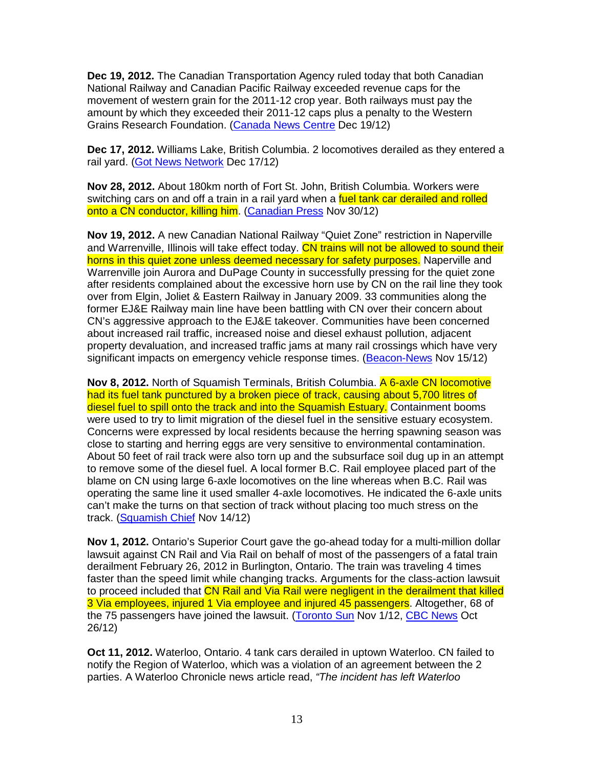**Dec 19, 2012.** The Canadian Transportation Agency ruled today that both Canadian National Railway and Canadian Pacific Railway exceeded revenue caps for the movement of western grain for the 2011-12 crop year. Both railways must pay the amount by which they exceeded their 2011-12 caps plus a penalty to the Western Grains Research Foundation. (Canada News Centre Dec 19/12)

**Dec 17, 2012.** Williams Lake, British Columbia. 2 locomotives derailed as they entered a rail yard. (Got News Network Dec 17/12)

**Nov 28, 2012.** About 180km north of Fort St. John, British Columbia. Workers were switching cars on and off a train in a rail yard when a fuel tank car derailed and rolled onto a CN conductor, killing him. (Canadian Press Nov 30/12)

**Nov 19, 2012.** A new Canadian National Railway "Quiet Zone" restriction in Naperville and Warrenville, Illinois will take effect today. CN trains will not be allowed to sound their horns in this quiet zone unless deemed necessary for safety purposes. Naperville and Warrenville join Aurora and DuPage County in successfully pressing for the quiet zone after residents complained about the excessive horn use by CN on the rail line they took over from Elgin, Joliet & Eastern Railway in January 2009. 33 communities along the former EJ&E Railway main line have been battling with CN over their concern about CN's aggressive approach to the EJ&E takeover. Communities have been concerned about increased rail traffic, increased noise and diesel exhaust pollution, adjacent property devaluation, and increased traffic jams at many rail crossings which have very significant impacts on emergency vehicle response times. (Beacon-News Nov 15/12)

**Nov 8, 2012.** North of Squamish Terminals, British Columbia. A 6-axle CN locomotive had its fuel tank punctured by a broken piece of track, causing about 5,700 litres of diesel fuel to spill onto the track and into the Squamish Estuary. Containment booms were used to try to limit migration of the diesel fuel in the sensitive estuary ecosystem. Concerns were expressed by local residents because the herring spawning season was close to starting and herring eggs are very sensitive to environmental contamination. About 50 feet of rail track were also torn up and the subsurface soil dug up in an attempt to remove some of the diesel fuel. A local former B.C. Rail employee placed part of the blame on CN using large 6-axle locomotives on the line whereas when B.C. Rail was operating the same line it used smaller 4-axle locomotives. He indicated the 6-axle units can't make the turns on that section of track without placing too much stress on the track. (Squamish Chief Nov 14/12)

**Nov 1, 2012.** Ontario's Superior Court gave the go-ahead today for a multi-million dollar lawsuit against CN Rail and Via Rail on behalf of most of the passengers of a fatal train derailment February 26, 2012 in Burlington, Ontario. The train was traveling 4 times faster than the speed limit while changing tracks. Arguments for the class-action lawsuit to proceed included that CN Rail and Via Rail were negligent in the derailment that killed 3 Via employees, injured 1 Via employee and injured 45 passengers. Altogether, 68 of the 75 passengers have joined the lawsuit. (Toronto Sun Nov 1/12, CBC News Oct 26/12)

**Oct 11, 2012.** Waterloo, Ontario. 4 tank cars derailed in uptown Waterloo. CN failed to notify the Region of Waterloo, which was a violation of an agreement between the 2 parties. A Waterloo Chronicle news article read, *"The incident has left Waterloo*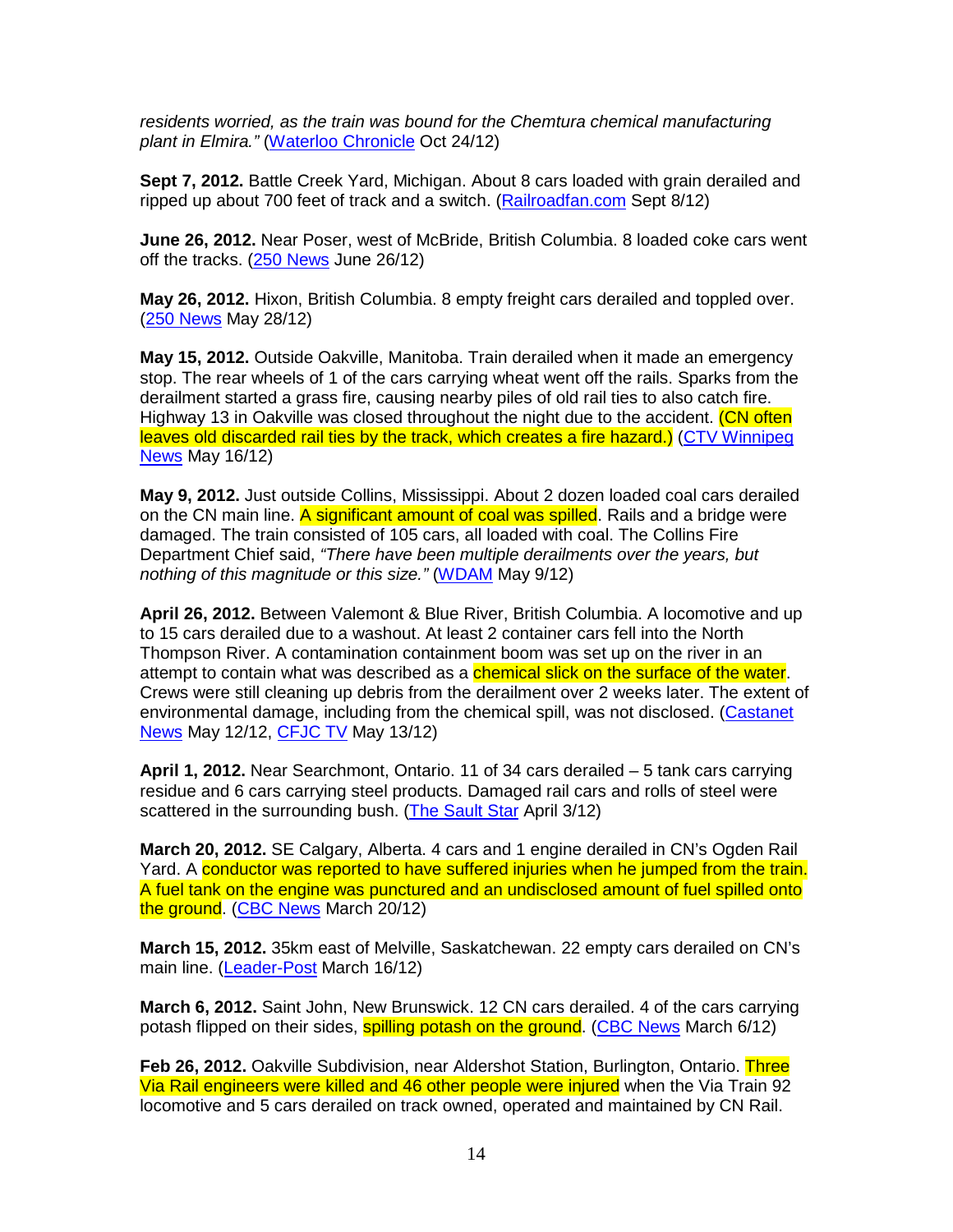*residents worried, as the train was bound for the Chemtura chemical manufacturing plant in Elmira."* (Waterloo Chronicle Oct 24/12)

**Sept 7, 2012.** Battle Creek Yard, Michigan. About 8 cars loaded with grain derailed and ripped up about 700 feet of track and a switch. (Railroadfan.com Sept 8/12)

**June 26, 2012.** Near Poser, west of McBride, British Columbia. 8 loaded coke cars went off the tracks. (250 News June 26/12)

**May 26, 2012.** Hixon, British Columbia. 8 empty freight cars derailed and toppled over. (250 News May 28/12)

**May 15, 2012.** Outside Oakville, Manitoba. Train derailed when it made an emergency stop. The rear wheels of 1 of the cars carrying wheat went off the rails. Sparks from the derailment started a grass fire, causing nearby piles of old rail ties to also catch fire. Highway 13 in Oakville was closed throughout the night due to the accident. (CN often leaves old discarded rail ties by the track, which creates a fire hazard.) (CTV Winnipeg News May 16/12)

**May 9, 2012.** Just outside Collins, Mississippi. About 2 dozen loaded coal cars derailed on the CN main line. A significant amount of coal was spilled. Rails and a bridge were damaged. The train consisted of 105 cars, all loaded with coal. The Collins Fire Department Chief said, *"There have been multiple derailments over the years, but nothing of this magnitude or this size."* (WDAM May 9/12)

**April 26, 2012.** Between Valemont & Blue River, British Columbia. A locomotive and up to 15 cars derailed due to a washout. At least 2 container cars fell into the North Thompson River. A contamination containment boom was set up on the river in an attempt to contain what was described as a chemical slick on the surface of the water. Crews were still cleaning up debris from the derailment over 2 weeks later. The extent of environmental damage, including from the chemical spill, was not disclosed. (Castanet News May 12/12, CFJC TV May 13/12)

**April 1, 2012.** Near Searchmont, Ontario. 11 of 34 cars derailed – 5 tank cars carrying residue and 6 cars carrying steel products. Damaged rail cars and rolls of steel were scattered in the surrounding bush. (The Sault Star April 3/12)

**March 20, 2012.** SE Calgary, Alberta. 4 cars and 1 engine derailed in CN's Ogden Rail Yard. A conductor was reported to have suffered injuries when he jumped from the train. A fuel tank on the engine was punctured and an undisclosed amount of fuel spilled onto the ground. (CBC News March 20/12)

**March 15, 2012.** 35km east of Melville, Saskatchewan. 22 empty cars derailed on CN's main line. (Leader-Post March 16/12)

**March 6, 2012.** Saint John, New Brunswick. 12 CN cars derailed. 4 of the cars carrying potash flipped on their sides, spilling potash on the ground. (CBC News March 6/12)

**Feb 26, 2012.** Oakville Subdivision, near Aldershot Station, Burlington, Ontario. Three Via Rail engineers were killed and 46 other people were injured when the Via Train 92 locomotive and 5 cars derailed on track owned, operated and maintained by CN Rail.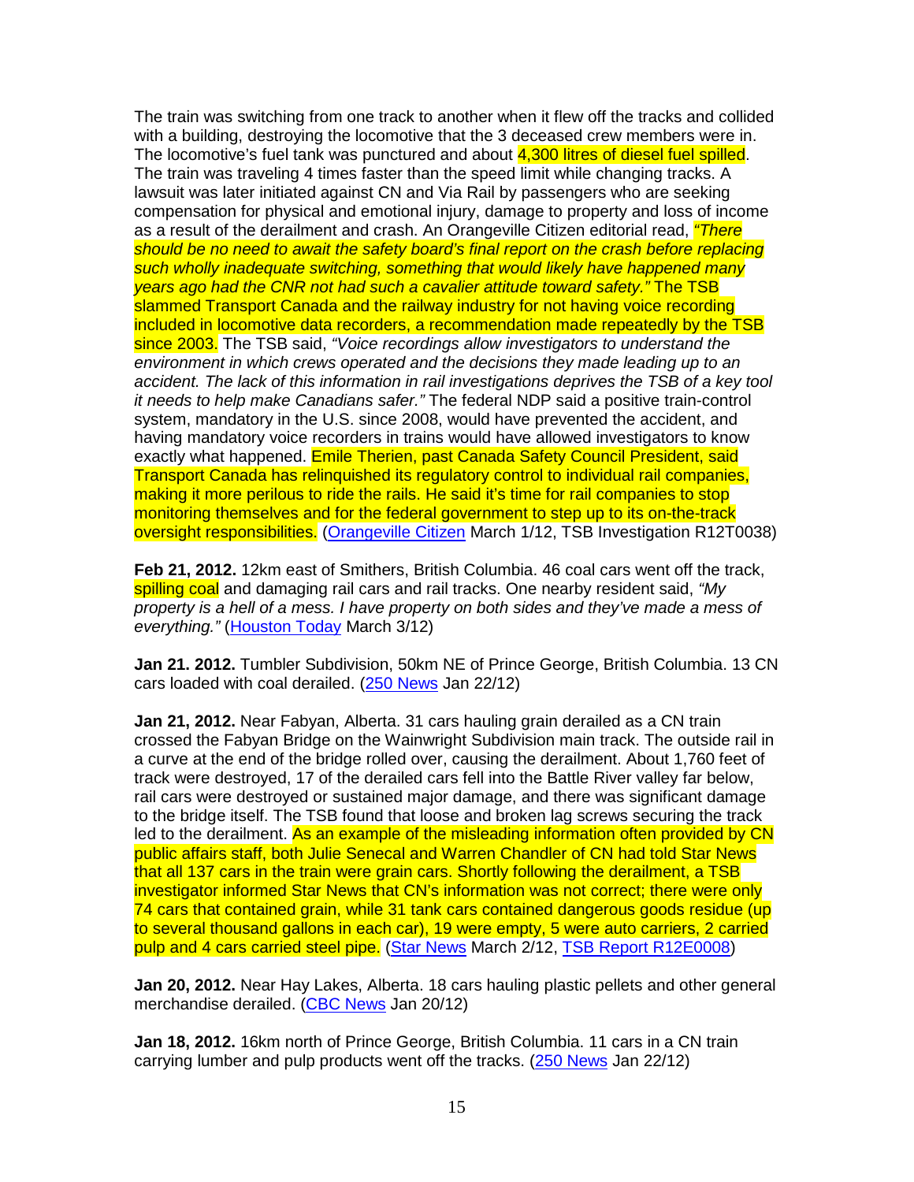The train was switching from one track to another when it flew off the tracks and collided with a building, destroying the locomotive that the 3 deceased crew members were in. The locomotive's fuel tank was punctured and about 4,300 litres of diesel fuel spilled. The train was traveling 4 times faster than the speed limit while changing tracks. A lawsuit was later initiated against CN and Via Rail by passengers who are seeking compensation for physical and emotional injury, damage to property and loss of income as a result of the derailment and crash. An Orangeville Citizen editorial read, *"There should be no need to await the safety board's final report on the crash before replacing such wholly inadequate switching, something that would likely have happened many years ago had the CNR not had such a cavalier attitude toward safety."* The TSB slammed Transport Canada and the railway industry for not having voice recording included in locomotive data recorders, a recommendation made repeatedly by the TSB since 2003. The TSB said, *"Voice recordings allow investigators to understand the environment in which crews operated and the decisions they made leading up to an accident. The lack of this information in rail investigations deprives the TSB of a key tool it needs to help make Canadians safer."* The federal NDP said a positive train-control system, mandatory in the U.S. since 2008, would have prevented the accident, and having mandatory voice recorders in trains would have allowed investigators to know exactly what happened. Emile Therien, past Canada Safety Council President, said Transport Canada has relinquished its regulatory control to individual rail companies, making it more perilous to ride the rails. He said it's time for rail companies to stop monitoring themselves and for the federal government to step up to its on-the-track oversight responsibilities. (Orangeville Citizen March 1/12, TSB Investigation R12T0038)

**Feb 21, 2012.** 12km east of Smithers, British Columbia. 46 coal cars went off the track, spilling coal and damaging rail cars and rail tracks. One nearby resident said, *"My property is a hell of a mess. I have property on both sides and they've made a mess of everything."* (Houston Today March 3/12)

**Jan 21. 2012.** Tumbler Subdivision, 50km NE of Prince George, British Columbia. 13 CN cars loaded with coal derailed. (250 News Jan 22/12)

**Jan 21, 2012.** Near Fabyan, Alberta. 31 cars hauling grain derailed as a CN train crossed the Fabyan Bridge on the Wainwright Subdivision main track. The outside rail in a curve at the end of the bridge rolled over, causing the derailment. About 1,760 feet of track were destroyed, 17 of the derailed cars fell into the Battle River valley far below, rail cars were destroyed or sustained major damage, and there was significant damage to the bridge itself. The TSB found that loose and broken lag screws securing the track led to the derailment. As an example of the misleading information often provided by CN public affairs staff, both Julie Senecal and Warren Chandler of CN had told Star News that all 137 cars in the train were grain cars. Shortly following the derailment, a TSB investigator informed Star News that CN's information was not correct; there were only 74 cars that contained grain, while 31 tank cars contained dangerous goods residue (up to several thousand gallons in each car), 19 were empty, 5 were auto carriers, 2 carried pulp and 4 cars carried steel pipe. (Star News March 2/12, TSB Report R12E0008)

**Jan 20, 2012.** Near Hay Lakes, Alberta. 18 cars hauling plastic pellets and other general merchandise derailed. (CBC News Jan 20/12)

**Jan 18, 2012.** 16km north of Prince George, British Columbia. 11 cars in a CN train carrying lumber and pulp products went off the tracks. (250 News Jan 22/12)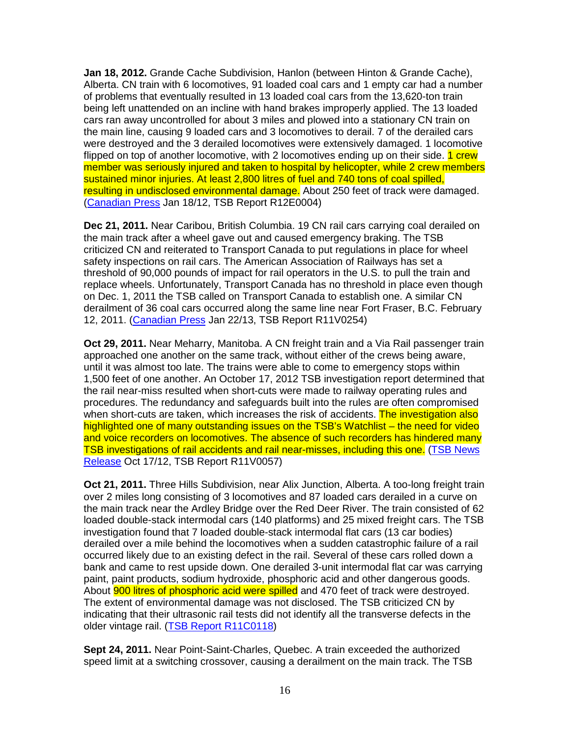**Jan 18, 2012.** Grande Cache Subdivision, Hanlon (between Hinton & Grande Cache), Alberta. CN train with 6 locomotives, 91 loaded coal cars and 1 empty car had a number of problems that eventually resulted in 13 loaded coal cars from the 13,620-ton train being left unattended on an incline with hand brakes improperly applied. The 13 loaded cars ran away uncontrolled for about 3 miles and plowed into a stationary CN train on the main line, causing 9 loaded cars and 3 locomotives to derail. 7 of the derailed cars were destroyed and the 3 derailed locomotives were extensively damaged. 1 locomotive flipped on top of another locomotive, with 2 locomotives ending up on their side. 1 crew member was seriously injured and taken to hospital by helicopter, while 2 crew members sustained minor injuries. At least 2,800 litres of fuel and 740 tons of coal spilled, resulting in undisclosed environmental damage. About 250 feet of track were damaged. (Canadian Press Jan 18/12, TSB Report R12E0004)

**Dec 21, 2011.** Near Caribou, British Columbia. 19 CN rail cars carrying coal derailed on the main track after a wheel gave out and caused emergency braking. The TSB criticized CN and reiterated to Transport Canada to put regulations in place for wheel safety inspections on rail cars. The American Association of Railways has set a threshold of 90,000 pounds of impact for rail operators in the U.S. to pull the train and replace wheels. Unfortunately, Transport Canada has no threshold in place even though on Dec. 1, 2011 the TSB called on Transport Canada to establish one. A similar CN derailment of 36 coal cars occurred along the same line near Fort Fraser, B.C. February 12, 2011. (Canadian Press Jan 22/13, TSB Report R11V0254)

**Oct 29, 2011.** Near Meharry, Manitoba. A CN freight train and a Via Rail passenger train approached one another on the same track, without either of the crews being aware, until it was almost too late. The trains were able to come to emergency stops within 1,500 feet of one another. An October 17, 2012 TSB investigation report determined that the rail near-miss resulted when short-cuts were made to railway operating rules and procedures. The redundancy and safeguards built into the rules are often compromised when short-cuts are taken, which increases the risk of accidents. The investigation also highlighted one of many outstanding issues on the TSB's Watchlist – the need for video and voice recorders on locomotives. The absence of such recorders has hindered many TSB investigations of rail accidents and rail near-misses, including this one. (TSB News Release Oct 17/12, TSB Report R11V0057)

**Oct 21, 2011.** Three Hills Subdivision, near Alix Junction, Alberta. A too-long freight train over 2 miles long consisting of 3 locomotives and 87 loaded cars derailed in a curve on the main track near the Ardley Bridge over the Red Deer River. The train consisted of 62 loaded double-stack intermodal cars (140 platforms) and 25 mixed freight cars. The TSB investigation found that 7 loaded double-stack intermodal flat cars (13 car bodies) derailed over a mile behind the locomotives when a sudden catastrophic failure of a rail occurred likely due to an existing defect in the rail. Several of these cars rolled down a bank and came to rest upside down. One derailed 3-unit intermodal flat car was carrying paint, paint products, sodium hydroxide, phosphoric acid and other dangerous goods. About 900 litres of phosphoric acid were spilled and 470 feet of track were destroyed. The extent of environmental damage was not disclosed. The TSB criticized CN by indicating that their ultrasonic rail tests did not identify all the transverse defects in the older vintage rail. (TSB Report R11C0118)

**Sept 24, 2011.** Near Point-Saint-Charles, Quebec. A train exceeded the authorized speed limit at a switching crossover, causing a derailment on the main track. The TSB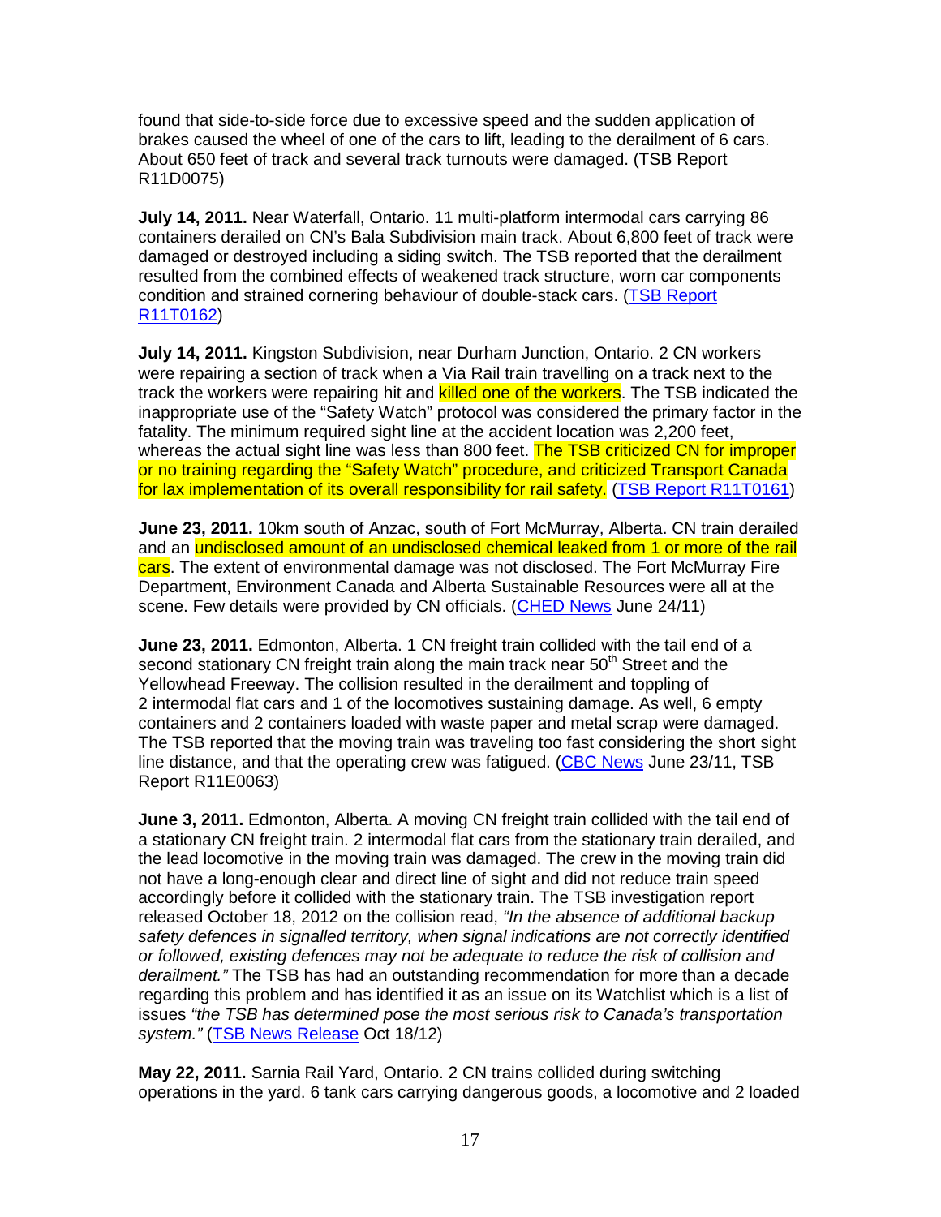found that side-to-side force due to excessive speed and the sudden application of brakes caused the wheel of one of the cars to lift, leading to the derailment of 6 cars. About 650 feet of track and several track turnouts were damaged. (TSB Report R11D0075)

**July 14, 2011.** Near Waterfall, Ontario. 11 multi-platform intermodal cars carrying 86 containers derailed on CN's Bala Subdivision main track. About 6,800 feet of track were damaged or destroyed including a siding switch. The TSB reported that the derailment resulted from the combined effects of weakened track structure, worn car components condition and strained cornering behaviour of double-stack cars. (TSB Report R11T0162)

**July 14, 2011.** Kingston Subdivision, near Durham Junction, Ontario. 2 CN workers were repairing a section of track when a Via Rail train travelling on a track next to the track the workers were repairing hit and killed one of the workers. The TSB indicated the inappropriate use of the "Safety Watch" protocol was considered the primary factor in the fatality. The minimum required sight line at the accident location was 2,200 feet, whereas the actual sight line was less than 800 feet. The TSB criticized CN for improper or no training regarding the "Safety Watch" procedure, and criticized Transport Canada for lax implementation of its overall responsibility for rail safety. (TSB Report R11T0161)

**June 23, 2011.** 10km south of Anzac, south of Fort McMurray, Alberta. CN train derailed and an undisclosed amount of an undisclosed chemical leaked from 1 or more of the rail cars. The extent of environmental damage was not disclosed. The Fort McMurray Fire Department, Environment Canada and Alberta Sustainable Resources were all at the scene. Few details were provided by CN officials. (CHED News June 24/11)

**June 23, 2011.** Edmonton, Alberta. 1 CN freight train collided with the tail end of a second stationary CN freight train along the main track near 50th Street and the Yellowhead Freeway. The collision resulted in the derailment and toppling of 2 intermodal flat cars and 1 of the locomotives sustaining damage. As well, 6 empty containers and 2 containers loaded with waste paper and metal scrap were damaged. The TSB reported that the moving train was traveling too fast considering the short sight line distance, and that the operating crew was fatigued. (CBC News June 23/11, TSB Report R11E0063)

**June 3, 2011.** Edmonton, Alberta. A moving CN freight train collided with the tail end of a stationary CN freight train. 2 intermodal flat cars from the stationary train derailed, and the lead locomotive in the moving train was damaged. The crew in the moving train did not have a long-enough clear and direct line of sight and did not reduce train speed accordingly before it collided with the stationary train. The TSB investigation report released October 18, 2012 on the collision read, *"In the absence of additional backup safety defences in signalled territory, when signal indications are not correctly identified or followed, existing defences may not be adequate to reduce the risk of collision and derailment."* The TSB has had an outstanding recommendation for more than a decade regarding this problem and has identified it as an issue on its Watchlist which is a list of issues *"the TSB has determined pose the most serious risk to Canada's transportation system."* (TSB News Release Oct 18/12)

**May 22, 2011.** Sarnia Rail Yard, Ontario. 2 CN trains collided during switching operations in the yard. 6 tank cars carrying dangerous goods, a locomotive and 2 loaded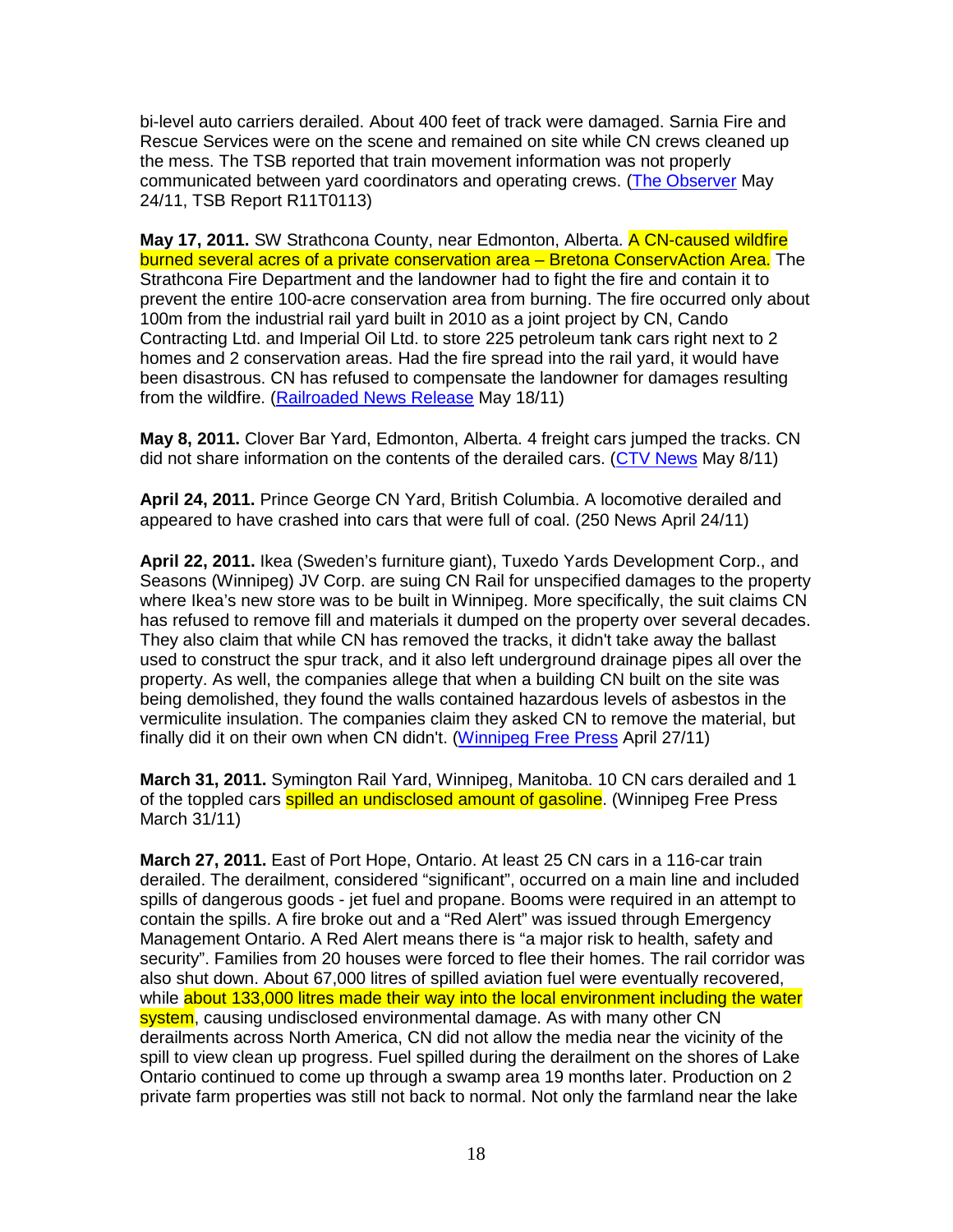bi-level auto carriers derailed. About 400 feet of track were damaged. Sarnia Fire and Rescue Services were on the scene and remained on site while CN crews cleaned up the mess. The TSB reported that train movement information was not properly communicated between yard coordinators and operating crews. (The Observer May 24/11, TSB Report R11T0113)

**May 17, 2011.** SW Strathcona County, near Edmonton, Alberta. A CN-caused wildfire burned several acres of a private conservation area – Bretona ConservAction Area. The Strathcona Fire Department and the landowner had to fight the fire and contain it to prevent the entire 100-acre conservation area from burning. The fire occurred only about 100m from the industrial rail yard built in 2010 as a joint project by CN, Cando Contracting Ltd. and Imperial Oil Ltd. to store 225 petroleum tank cars right next to 2 homes and 2 conservation areas. Had the fire spread into the rail yard, it would have been disastrous. CN has refused to compensate the landowner for damages resulting from the wildfire. (Railroaded News Release May 18/11)

**May 8, 2011.** Clover Bar Yard, Edmonton, Alberta. 4 freight cars jumped the tracks. CN did not share information on the contents of the derailed cars. (CTV News May 8/11)

**April 24, 2011.** Prince George CN Yard, British Columbia. A locomotive derailed and appeared to have crashed into cars that were full of coal. (250 News April 24/11)

**April 22, 2011.** Ikea (Sweden's furniture giant), Tuxedo Yards Development Corp., and Seasons (Winnipeg) JV Corp. are suing CN Rail for unspecified damages to the property where Ikea's new store was to be built in Winnipeg. More specifically, the suit claims CN has refused to remove fill and materials it dumped on the property over several decades. They also claim that while CN has removed the tracks, it didn't take away the ballast used to construct the spur track, and it also left underground drainage pipes all over the property. As well, the companies allege that when a building CN built on the site was being demolished, they found the walls contained hazardous levels of asbestos in the vermiculite insulation. The companies claim they asked CN to remove the material, but finally did it on their own when CN didn't. (Winnipeg Free Press April 27/11)

**March 31, 2011.** Symington Rail Yard, Winnipeg, Manitoba. 10 CN cars derailed and 1 of the toppled cars spilled an undisclosed amount of gasoline. (Winnipeg Free Press March 31/11)

**March 27, 2011.** East of Port Hope, Ontario. At least 25 CN cars in a 116-car train derailed. The derailment, considered "significant", occurred on a main line and included spills of dangerous goods - jet fuel and propane. Booms were required in an attempt to contain the spills. A fire broke out and a "Red Alert" was issued through Emergency Management Ontario. A Red Alert means there is "a major risk to health, safety and security". Families from 20 houses were forced to flee their homes. The rail corridor was also shut down. About 67,000 litres of spilled aviation fuel were eventually recovered, while about 133,000 litres made their way into the local environment including the water system, causing undisclosed environmental damage. As with many other CN derailments across North America, CN did not allow the media near the vicinity of the spill to view clean up progress. Fuel spilled during the derailment on the shores of Lake Ontario continued to come up through a swamp area 19 months later. Production on 2 private farm properties was still not back to normal. Not only the farmland near the lake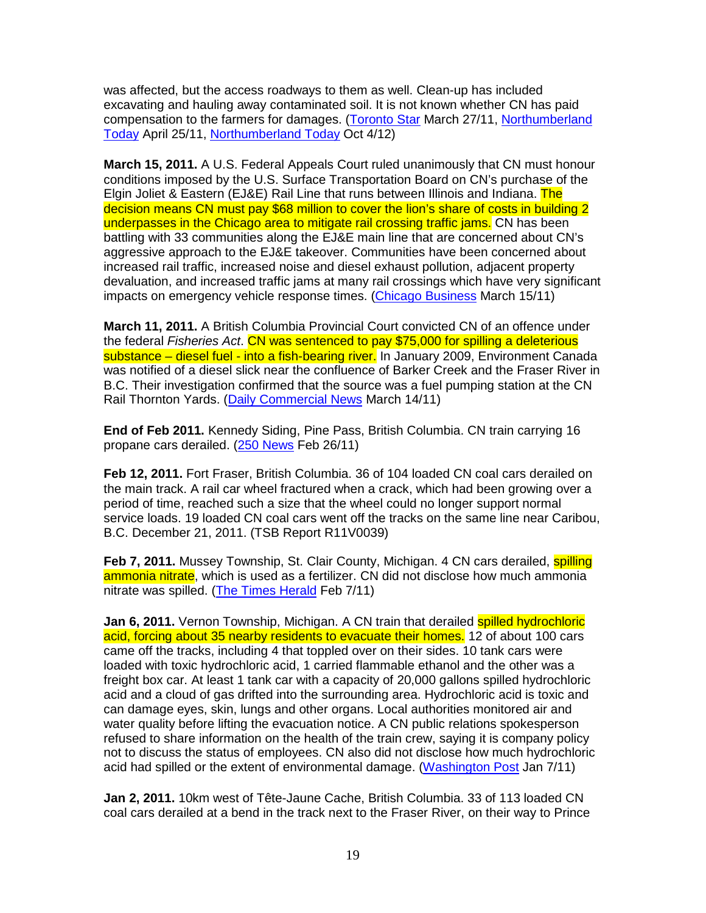was affected, but the access roadways to them as well. Clean-up has included excavating and hauling away contaminated soil. It is not known whether CN has paid compensation to the farmers for damages. (Toronto Star March 27/11, Northumberland Today April 25/11, Northumberland Today Oct 4/12)

**March 15, 2011.** A U.S. Federal Appeals Court ruled unanimously that CN must honour conditions imposed by the U.S. Surface Transportation Board on CN's purchase of the Elgin Joliet & Eastern (EJ&E) Rail Line that runs between Illinois and Indiana. The decision means CN must pay $68 million to cover the lion's share of costs in building 2 underpasses in the Chicago area to mitigate rail crossing traffic jams. CN has been battling with 33 communities along the EJ&E main line that are concerned about CN's aggressive approach to the EJ&E takeover. Communities have been concerned about increased rail traffic, increased noise and diesel exhaust pollution, adjacent property devaluation, and increased traffic jams at many rail crossings which have very significant impacts on emergency vehicle response times. (Chicago Business March 15/11)

**March 11, 2011.** A British Columbia Provincial Court convicted CN of an offence under the federal *Fisheries Act*. CN was sentenced to pay $75,000 for spilling a deleterious substance – diesel fuel - into a fish-bearing river. In January 2009, Environment Canada was notified of a diesel slick near the confluence of Barker Creek and the Fraser River in B.C. Their investigation confirmed that the source was a fuel pumping station at the CN Rail Thornton Yards. (Daily Commercial News March 14/11)

**End of Feb 2011.** Kennedy Siding, Pine Pass, British Columbia. CN train carrying 16 propane cars derailed. (250 News Feb 26/11)

**Feb 12, 2011.** Fort Fraser, British Columbia. 36 of 104 loaded CN coal cars derailed on the main track. A rail car wheel fractured when a crack, which had been growing over a period of time, reached such a size that the wheel could no longer support normal service loads. 19 loaded CN coal cars went off the tracks on the same line near Caribou, B.C. December 21, 2011. (TSB Report R11V0039)

**Feb 7, 2011.** Mussey Township, St. Clair County, Michigan. 4 CN cars derailed, spilling ammonia nitrate, which is used as a fertilizer. CN did not disclose how much ammonia nitrate was spilled. (The Times Herald Feb 7/11)

**Jan 6, 2011.** Vernon Township, Michigan. A CN train that derailed spilled hydrochloric acid, forcing about 35 nearby residents to evacuate their homes. 12 of about 100 cars came off the tracks, including 4 that toppled over on their sides. 10 tank cars were loaded with toxic hydrochloric acid, 1 carried flammable ethanol and the other was a freight box car. At least 1 tank car with a capacity of 20,000 gallons spilled hydrochloric acid and a cloud of gas drifted into the surrounding area. Hydrochloric acid is toxic and can damage eyes, skin, lungs and other organs. Local authorities monitored air and water quality before lifting the evacuation notice. A CN public relations spokesperson refused to share information on the health of the train crew, saying it is company policy not to discuss the status of employees. CN also did not disclose how much hydrochloric acid had spilled or the extent of environmental damage. (Washington Post Jan 7/11)

**Jan 2, 2011.** 10km west of Tête-Jaune Cache, British Columbia. 33 of 113 loaded CN coal cars derailed at a bend in the track next to the Fraser River, on their way to Prince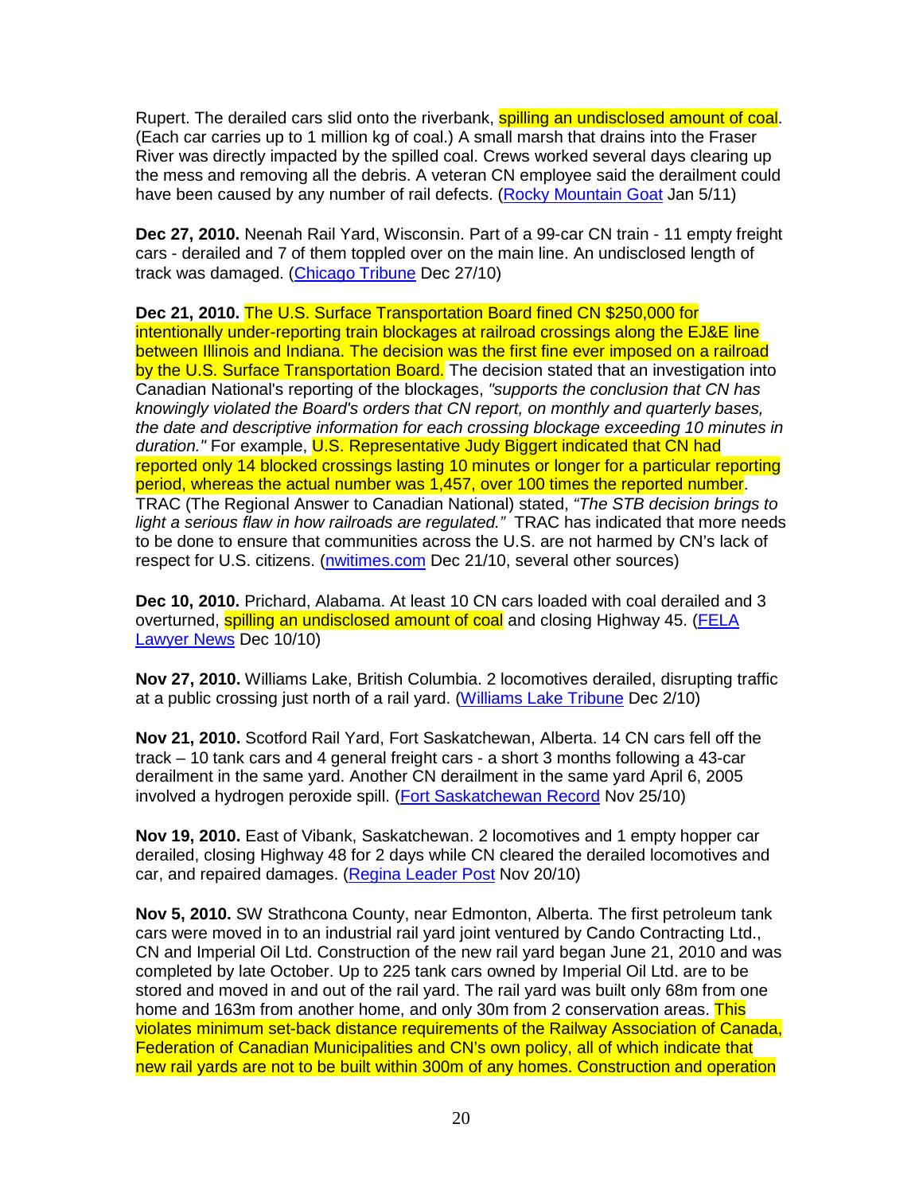Rupert. The derailed cars slid onto the riverbank, spilling an undisclosed amount of coal. (Each car carries up to 1 million kg of coal.) A small marsh that drains into the Fraser River was directly impacted by the spilled coal. Crews worked several days clearing up the mess and removing all the debris. A veteran CN employee said the derailment could have been caused by any number of rail defects. (Rocky Mountain Goat Jan 5/11)

**Dec 27, 2010.** Neenah Rail Yard, Wisconsin. Part of a 99-car CN train - 11 empty freight cars - derailed and 7 of them toppled over on the main line. An undisclosed length of track was damaged. (Chicago Tribune Dec 27/10)

**Dec 21, 2010.** The U.S. Surface Transportation Board fined CN $250,000 for intentionally under-reporting train blockages at railroad crossings along the EJ&E line between Illinois and Indiana. The decision was the first fine ever imposed on a railroad by the U.S. Surface Transportation Board. The decision stated that an investigation into Canadian National's reporting of the blockages, *"supports the conclusion that CN has knowingly violated the Board's orders that CN report, on monthly and quarterly bases, the date and descriptive information for each crossing blockage exceeding 10 minutes in duration."* For example, U.S. Representative Judy Biggert indicated that CN had reported only 14 blocked crossings lasting 10 minutes or longer for a particular reporting period, whereas the actual number was 1,457, over 100 times the reported number. TRAC (The Regional Answer to Canadian National) stated, *"The STB decision brings to light a serious flaw in how railroads are regulated."* TRAC has indicated that more needs to be done to ensure that communities across the U.S. are not harmed by CN's lack of respect for U.S. citizens. (nwitimes.com Dec 21/10, several other sources)

**Dec 10, 2010.** Prichard, Alabama. At least 10 CN cars loaded with coal derailed and 3 overturned, spilling an undisclosed amount of coal and closing Highway 45. (FELA Lawyer News Dec 10/10)

**Nov 27, 2010.** Williams Lake, British Columbia. 2 locomotives derailed, disrupting traffic at a public crossing just north of a rail yard. (Williams Lake Tribune Dec 2/10)

**Nov 21, 2010.** Scotford Rail Yard, Fort Saskatchewan, Alberta. 14 CN cars fell off the track – 10 tank cars and 4 general freight cars - a short 3 months following a 43-car derailment in the same yard. Another CN derailment in the same yard April 6, 2005 involved a hydrogen peroxide spill. (Fort Saskatchewan Record Nov 25/10)

**Nov 19, 2010.** East of Vibank, Saskatchewan. 2 locomotives and 1 empty hopper car derailed, closing Highway 48 for 2 days while CN cleared the derailed locomotives and car, and repaired damages. (Regina Leader Post Nov 20/10)

**Nov 5, 2010.** SW Strathcona County, near Edmonton, Alberta. The first petroleum tank cars were moved in to an industrial rail yard joint ventured by Cando Contracting Ltd., CN and Imperial Oil Ltd. Construction of the new rail yard began June 21, 2010 and was completed by late October. Up to 225 tank cars owned by Imperial Oil Ltd. are to be stored and moved in and out of the rail yard. The rail yard was built only 68m from one home and 163m from another home, and only 30m from 2 conservation areas. This violates minimum set-back distance requirements of the Railway Association of Canada, Federation of Canadian Municipalities and CN's own policy, all of which indicate that new rail yards are not to be built within 300m of any homes. Construction and operation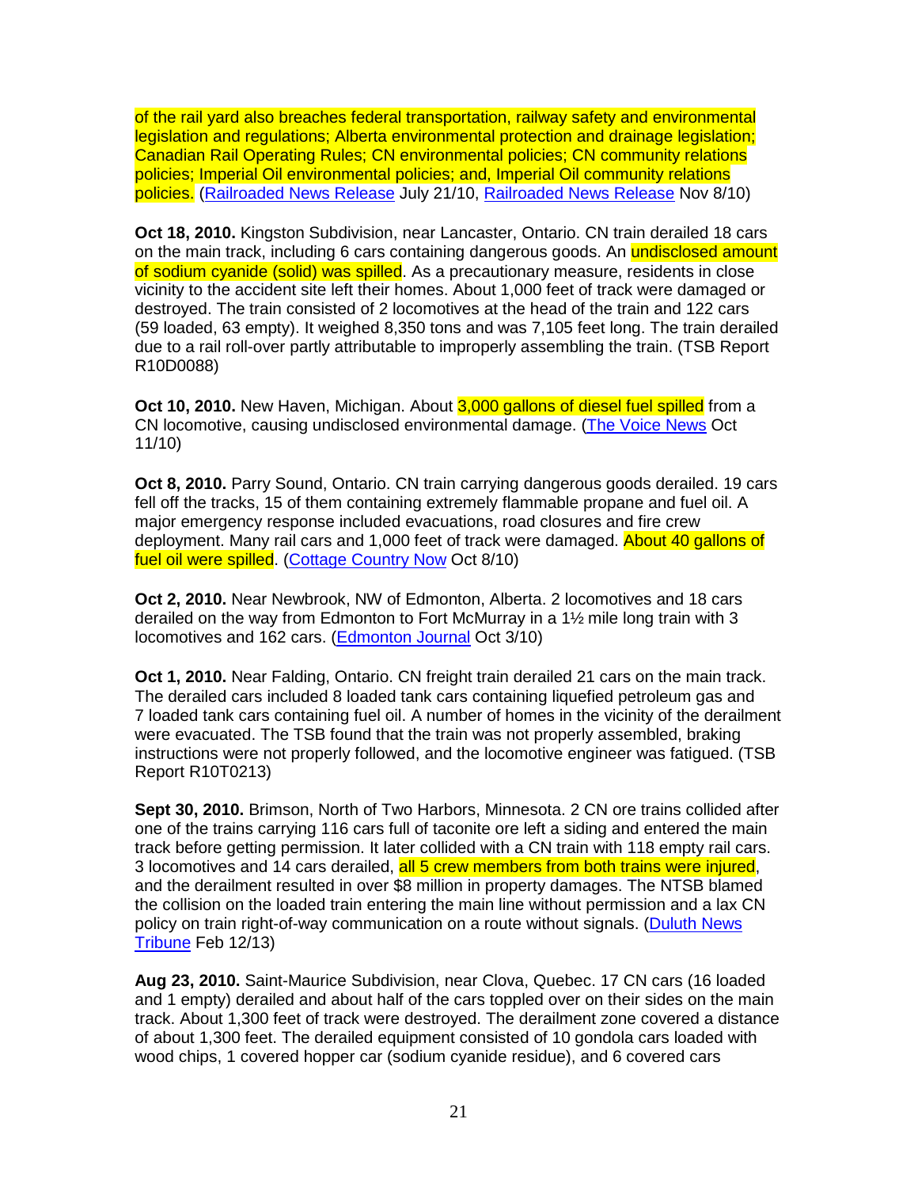of the rail yard also breaches federal transportation, railway safety and environmental legislation and regulations; Alberta environmental protection and drainage legislation; Canadian Rail Operating Rules; CN environmental policies; CN community relations policies; Imperial Oil environmental policies; and, Imperial Oil community relations policies. (Railroaded News Release July 21/10, Railroaded News Release Nov 8/10)

**Oct 18, 2010.** Kingston Subdivision, near Lancaster, Ontario. CN train derailed 18 cars on the main track, including 6 cars containing dangerous goods. An undisclosed amount of sodium cyanide (solid) was spilled. As a precautionary measure, residents in close vicinity to the accident site left their homes. About 1,000 feet of track were damaged or destroyed. The train consisted of 2 locomotives at the head of the train and 122 cars (59 loaded, 63 empty). It weighed 8,350 tons and was 7,105 feet long. The train derailed due to a rail roll-over partly attributable to improperly assembling the train. (TSB Report R10D0088)

**Oct 10, 2010.** New Haven, Michigan. About 3,000 gallons of diesel fuel spilled from a CN locomotive, causing undisclosed environmental damage. (The Voice News Oct 11/10)

**Oct 8, 2010.** Parry Sound, Ontario. CN train carrying dangerous goods derailed. 19 cars fell off the tracks, 15 of them containing extremely flammable propane and fuel oil. A major emergency response included evacuations, road closures and fire crew deployment. Many rail cars and 1,000 feet of track were damaged. About 40 gallons of fuel oil were spilled. (Cottage Country Now Oct 8/10)

**Oct 2, 2010.** Near Newbrook, NW of Edmonton, Alberta. 2 locomotives and 18 cars derailed on the way from Edmonton to Fort McMurray in a 1½ mile long train with 3 locomotives and 162 cars. (Edmonton Journal Oct 3/10)

**Oct 1, 2010.** Near Falding, Ontario. CN freight train derailed 21 cars on the main track. The derailed cars included 8 loaded tank cars containing liquefied petroleum gas and 7 loaded tank cars containing fuel oil. A number of homes in the vicinity of the derailment were evacuated. The TSB found that the train was not properly assembled, braking instructions were not properly followed, and the locomotive engineer was fatigued. (TSB Report R10T0213)

**Sept 30, 2010.** Brimson, North of Two Harbors, Minnesota. 2 CN ore trains collided after one of the trains carrying 116 cars full of taconite ore left a siding and entered the main track before getting permission. It later collided with a CN train with 118 empty rail cars. 3 locomotives and 14 cars derailed, all 5 crew members from both trains were injured, and the derailment resulted in over $8 million in property damages. The NTSB blamed the collision on the loaded train entering the main line without permission and a lax CN policy on train right-of-way communication on a route without signals. (Duluth News Tribune Feb 12/13)

**Aug 23, 2010.** Saint-Maurice Subdivision, near Clova, Quebec. 17 CN cars (16 loaded and 1 empty) derailed and about half of the cars toppled over on their sides on the main track. About 1,300 feet of track were destroyed. The derailment zone covered a distance of about 1,300 feet. The derailed equipment consisted of 10 gondola cars loaded with wood chips, 1 covered hopper car (sodium cyanide residue), and 6 covered cars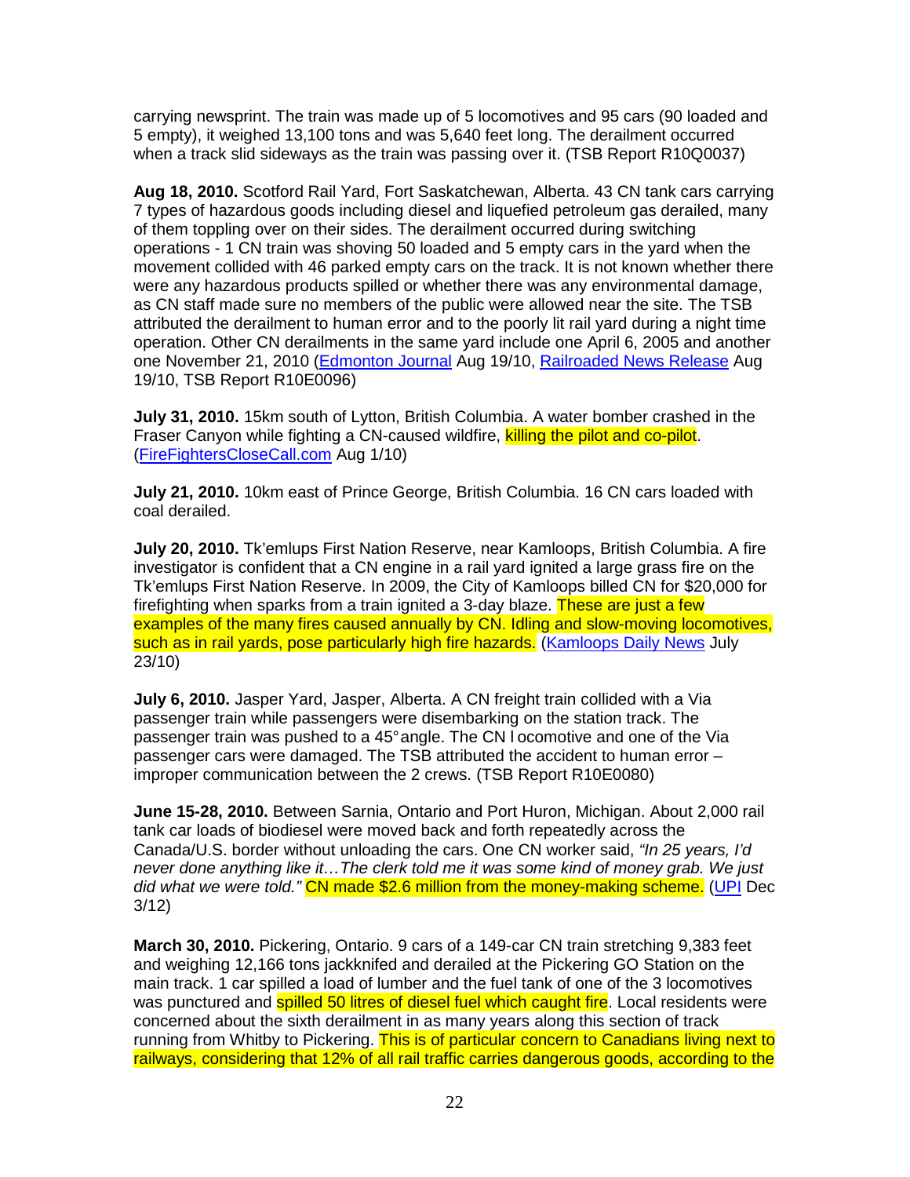carrying newsprint. The train was made up of 5 locomotives and 95 cars (90 loaded and 5 empty), it weighed 13,100 tons and was 5,640 feet long. The derailment occurred when a track slid sideways as the train was passing over it. (TSB Report R10Q0037)

**Aug 18, 2010.** Scotford Rail Yard, Fort Saskatchewan, Alberta. 43 CN tank cars carrying 7 types of hazardous goods including diesel and liquefied petroleum gas derailed, many of them toppling over on their sides. The derailment occurred during switching operations - 1 CN train was shoving 50 loaded and 5 empty cars in the yard when the movement collided with 46 parked empty cars on the track. It is not known whether there were any hazardous products spilled or whether there was any environmental damage, as CN staff made sure no members of the public were allowed near the site. The TSB attributed the derailment to human error and to the poorly lit rail yard during a night time operation. Other CN derailments in the same yard include one April 6, 2005 and another one November 21, 2010 (Edmonton Journal Aug 19/10, Railroaded News Release Aug 19/10, TSB Report R10E0096)

**July 31, 2010.** 15km south of Lytton, British Columbia. A water bomber crashed in the Fraser Canyon while fighting a CN-caused wildfire, killing the pilot and co-pilot. (FireFightersCloseCall.com Aug 1/10)

**July 21, 2010.** 10km east of Prince George, British Columbia. 16 CN cars loaded with coal derailed.

**July 20, 2010.** Tk'emlups First Nation Reserve, near Kamloops, British Columbia. A fire investigator is confident that a CN engine in a rail yard ignited a large grass fire on the Tk'emlups First Nation Reserve. In 2009, the City of Kamloops billed CN for $20,000 for firefighting when sparks from a train ignited a 3-day blaze. These are just a few examples of the many fires caused annually by CN. Idling and slow-moving locomotives, such as in rail yards, pose particularly high fire hazards. (Kamloops Daily News July 23/10)

**July 6, 2010.** Jasper Yard, Jasper, Alberta. A CN freight train collided with a Via passenger train while passengers were disembarking on the station track. The passenger train was pushed to a 45° angle. The CN locomotive and one of the Via passenger cars were damaged. The TSB attributed the accident to human error – improper communication between the 2 crews. (TSB Report R10E0080)

**June 15-28, 2010.** Between Sarnia, Ontario and Port Huron, Michigan. About 2,000 rail tank car loads of biodiesel were moved back and forth repeatedly across the Canada/U.S. border without unloading the cars. One CN worker said, *"In 25 years, I'd never done anything like it…The clerk told me it was some kind of money grab. We just did what we were told."* CN made $2.6 million from the money-making scheme. (UPI Dec 3/12)

**March 30, 2010.** Pickering, Ontario. 9 cars of a 149-car CN train stretching 9,383 feet and weighing 12,166 tons jackknifed and derailed at the Pickering GO Station on the main track. 1 car spilled a load of lumber and the fuel tank of one of the 3 locomotives was punctured and spilled 50 litres of diesel fuel which caught fire. Local residents were concerned about the sixth derailment in as many years along this section of track running from Whitby to Pickering. This is of particular concern to Canadians living next to railways, considering that 12% of all rail traffic carries dangerous goods, according to the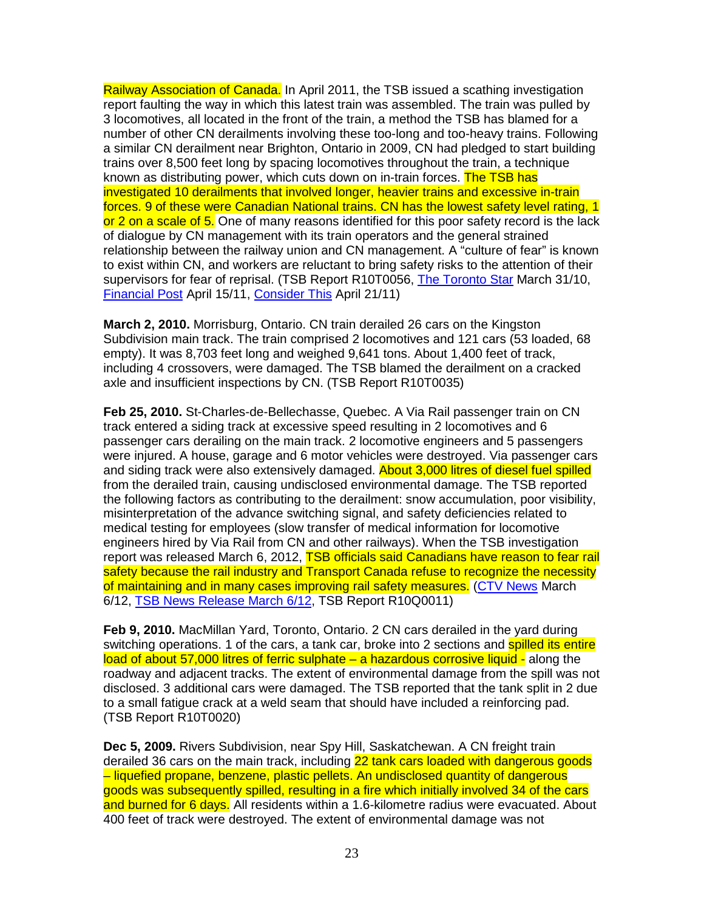Railway Association of Canada. In April 2011, the TSB issued a scathing investigation report faulting the way in which this latest train was assembled. The train was pulled by 3 locomotives, all located in the front of the train, a method the TSB has blamed for a number of other CN derailments involving these too-long and too-heavy trains. Following a similar CN derailment near Brighton, Ontario in 2009, CN had pledged to start building trains over 8,500 feet long by spacing locomotives throughout the train, a technique known as distributing power, which cuts down on in-train forces. The TSB has investigated 10 derailments that involved longer, heavier trains and excessive in-train forces. 9 of these were Canadian National trains. CN has the lowest safety level rating, 1 or 2 on a scale of 5. One of many reasons identified for this poor safety record is the lack of dialogue by CN management with its train operators and the general strained relationship between the railway union and CN management. A "culture of fear" is known to exist within CN, and workers are reluctant to bring safety risks to the attention of their supervisors for fear of reprisal. (TSB Report R10T0056, The Toronto Star March 31/10, Financial Post April 15/11, Consider This April 21/11)

**March 2, 2010.** Morrisburg, Ontario. CN train derailed 26 cars on the Kingston Subdivision main track. The train comprised 2 locomotives and 121 cars (53 loaded, 68 empty). It was 8,703 feet long and weighed 9,641 tons. About 1,400 feet of track, including 4 crossovers, were damaged. The TSB blamed the derailment on a cracked axle and insufficient inspections by CN. (TSB Report R10T0035)

**Feb 25, 2010.** St-Charles-de-Bellechasse, Quebec. A Via Rail passenger train on CN track entered a siding track at excessive speed resulting in 2 locomotives and 6 passenger cars derailing on the main track. 2 locomotive engineers and 5 passengers were injured. A house, garage and 6 motor vehicles were destroyed. Via passenger cars and siding track were also extensively damaged. About 3,000 litres of diesel fuel spilled from the derailed train, causing undisclosed environmental damage. The TSB reported the following factors as contributing to the derailment: snow accumulation, poor visibility, misinterpretation of the advance switching signal, and safety deficiencies related to medical testing for employees (slow transfer of medical information for locomotive engineers hired by Via Rail from CN and other railways). When the TSB investigation report was released March 6, 2012, TSB officials said Canadians have reason to fear rail safety because the rail industry and Transport Canada refuse to recognize the necessity of maintaining and in many cases improving rail safety measures. (CTV News March 6/12, TSB News Release March 6/12, TSB Report R10Q0011)

**Feb 9, 2010.** MacMillan Yard, Toronto, Ontario. 2 CN cars derailed in the yard during switching operations. 1 of the cars, a tank car, broke into 2 sections and spilled its entire load of about 57,000 litres of ferric sulphate – a hazardous corrosive liquid - along the roadway and adjacent tracks. The extent of environmental damage from the spill was not disclosed. 3 additional cars were damaged. The TSB reported that the tank split in 2 due to a small fatigue crack at a weld seam that should have included a reinforcing pad. (TSB Report R10T0020)

**Dec 5, 2009.** Rivers Subdivision, near Spy Hill, Saskatchewan. A CN freight train derailed 36 cars on the main track, including 22 tank cars loaded with dangerous goods – liquefied propane, benzene, plastic pellets. An undisclosed quantity of dangerous goods was subsequently spilled, resulting in a fire which initially involved 34 of the cars and burned for 6 days. All residents within a 1.6-kilometre radius were evacuated. About 400 feet of track were destroyed. The extent of environmental damage was not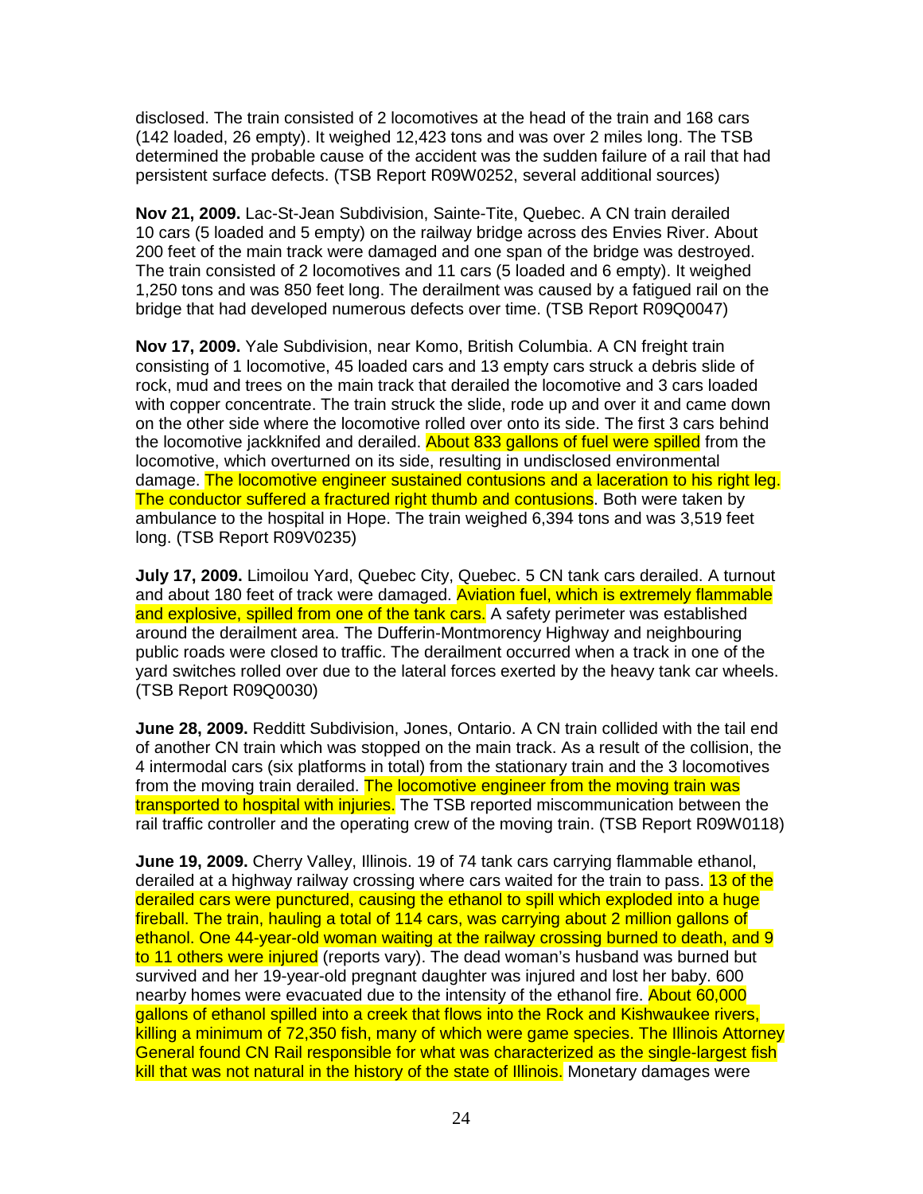disclosed. The train consisted of 2 locomotives at the head of the train and 168 cars (142 loaded, 26 empty). It weighed 12,423 tons and was over 2 miles long. The TSB determined the probable cause of the accident was the sudden failure of a rail that had persistent surface defects. (TSB Report R09W0252, several additional sources)

**Nov 21, 2009.** Lac-St-Jean Subdivision, Sainte-Tite, Quebec. A CN train derailed 10 cars (5 loaded and 5 empty) on the railway bridge across des Envies River. About 200 feet of the main track were damaged and one span of the bridge was destroyed. The train consisted of 2 locomotives and 11 cars (5 loaded and 6 empty). It weighed 1,250 tons and was 850 feet long. The derailment was caused by a fatigued rail on the bridge that had developed numerous defects over time. (TSB Report R09Q0047)

**Nov 17, 2009.** Yale Subdivision, near Komo, British Columbia. A CN freight train consisting of 1 locomotive, 45 loaded cars and 13 empty cars struck a debris slide of rock, mud and trees on the main track that derailed the locomotive and 3 cars loaded with copper concentrate. The train struck the slide, rode up and over it and came down on the other side where the locomotive rolled over onto its side. The first 3 cars behind the locomotive jackknifed and derailed. About 833 gallons of fuel were spilled from the locomotive, which overturned on its side, resulting in undisclosed environmental damage. The locomotive engineer sustained contusions and a laceration to his right leg. The conductor suffered a fractured right thumb and contusions. Both were taken by ambulance to the hospital in Hope. The train weighed 6,394 tons and was 3,519 feet long. (TSB Report R09V0235)

**July 17, 2009.** Limoilou Yard, Quebec City, Quebec. 5 CN tank cars derailed. A turnout and about 180 feet of track were damaged. Aviation fuel, which is extremely flammable and explosive, spilled from one of the tank cars. A safety perimeter was established around the derailment area. The Dufferin-Montmorency Highway and neighbouring public roads were closed to traffic. The derailment occurred when a track in one of the yard switches rolled over due to the lateral forces exerted by the heavy tank car wheels. (TSB Report R09Q0030)

**June 28, 2009.** Redditt Subdivision, Jones, Ontario. A CN train collided with the tail end of another CN train which was stopped on the main track. As a result of the collision, the 4 intermodal cars (six platforms in total) from the stationary train and the 3 locomotives from the moving train derailed. The locomotive engineer from the moving train was transported to hospital with injuries. The TSB reported miscommunication between the rail traffic controller and the operating crew of the moving train. (TSB Report R09W0118)

**June 19, 2009.** Cherry Valley, Illinois. 19 of 74 tank cars carrying flammable ethanol, derailed at a highway railway crossing where cars waited for the train to pass. 13 of the derailed cars were punctured, causing the ethanol to spill which exploded into a huge fireball. The train, hauling a total of 114 cars, was carrying about 2 million gallons of ethanol. One 44-year-old woman waiting at the railway crossing burned to death, and 9 to 11 others were injured (reports vary). The dead woman's husband was burned but survived and her 19-year-old pregnant daughter was injured and lost her baby. 600 nearby homes were evacuated due to the intensity of the ethanol fire. About 60,000 gallons of ethanol spilled into a creek that flows into the Rock and Kishwaukee rivers, killing a minimum of 72,350 fish, many of which were game species. The Illinois Attorney General found CN Rail responsible for what was characterized as the single-largest fish kill that was not natural in the history of the state of Illinois. Monetary damages were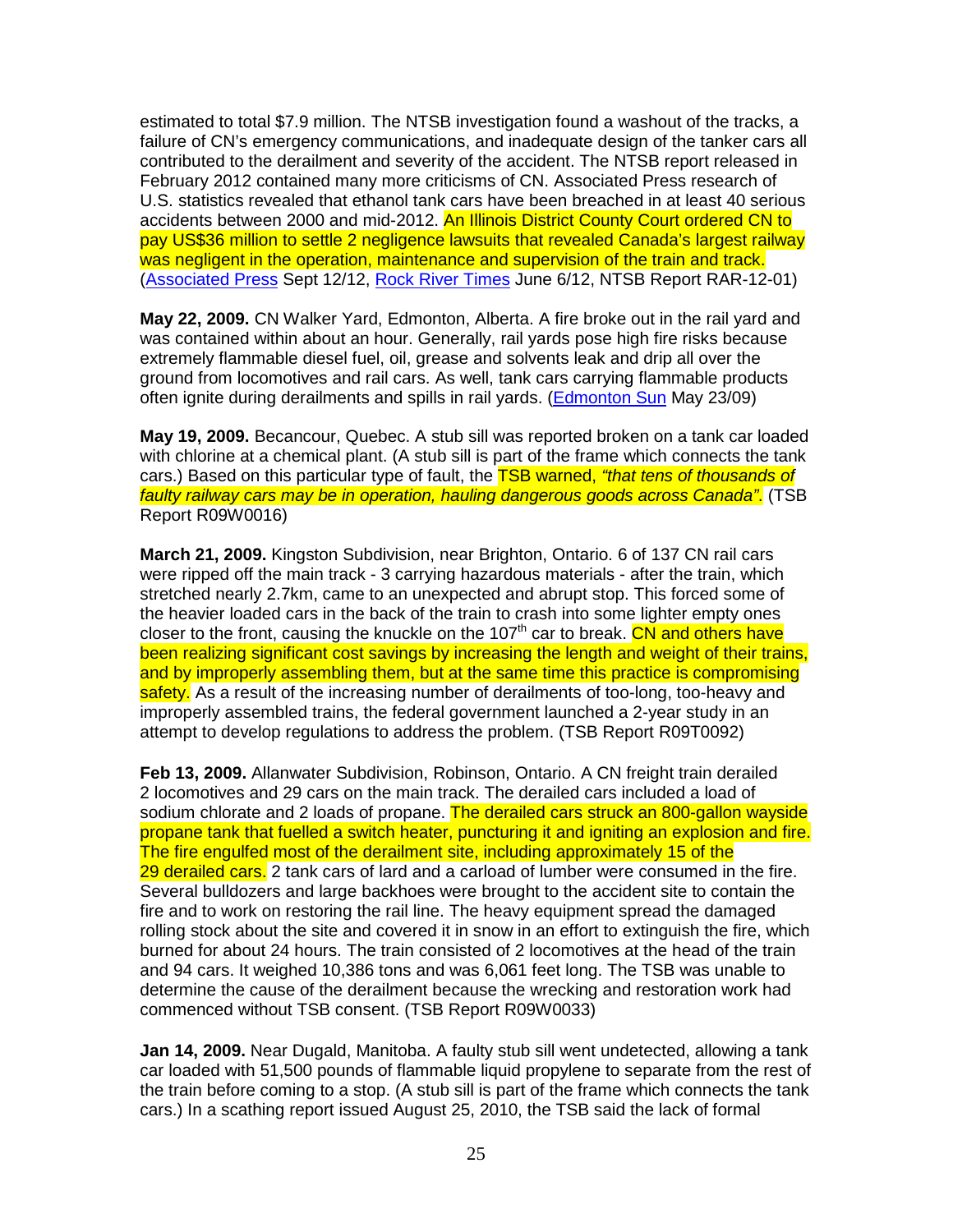estimated to total $7.9 million. The NTSB investigation found a washout of the tracks, a failure of CN's emergency communications, and inadequate design of the tanker cars all contributed to the derailment and severity of the accident. The NTSB report released in February 2012 contained many more criticisms of CN. Associated Press research of U.S. statistics revealed that ethanol tank cars have been breached in at least 40 serious accidents between 2000 and mid-2012. An Illinois District County Court ordered CN to pay US$36 million to settle 2 negligence lawsuits that revealed Canada's largest railway was negligent in the operation, maintenance and supervision of the train and track. (Associated Press Sept 12/12, Rock River Times June 6/12, NTSB Report RAR-12-01)

**May 22, 2009.** CN Walker Yard, Edmonton, Alberta. A fire broke out in the rail yard and was contained within about an hour. Generally, rail yards pose high fire risks because extremely flammable diesel fuel, oil, grease and solvents leak and drip all over the ground from locomotives and rail cars. As well, tank cars carrying flammable products often ignite during derailments and spills in rail yards. (Edmonton Sun May 23/09)

**May 19, 2009.** Becancour, Quebec. A stub sill was reported broken on a tank car loaded with chlorine at a chemical plant. (A stub sill is part of the frame which connects the tank cars.) Based on this particular type of fault, the TSB warned, *"that tens of thousands of faulty railway cars may be in operation, hauling dangerous goods across Canada"*. (TSB Report R09W0016)

**March 21, 2009.** Kingston Subdivision, near Brighton, Ontario. 6 of 137 CN rail cars were ripped off the main track - 3 carrying hazardous materials - after the train, which stretched nearly 2.7km, came to an unexpected and abrupt stop. This forced some of the heavier loaded cars in the back of the train to crash into some lighter empty ones closer to the front, causing the knuckle on the 107th car to break. CN and others have been realizing significant cost savings by increasing the length and weight of their trains, and by improperly assembling them, but at the same time this practice is compromising safety. As a result of the increasing number of derailments of too-long, too-heavy and improperly assembled trains, the federal government launched a 2-year study in an attempt to develop regulations to address the problem. (TSB Report R09T0092)

**Feb 13, 2009.** Allanwater Subdivision, Robinson, Ontario. A CN freight train derailed 2 locomotives and 29 cars on the main track. The derailed cars included a load of sodium chlorate and 2 loads of propane. The derailed cars struck an 800-gallon wayside propane tank that fuelled a switch heater, puncturing it and igniting an explosion and fire. The fire engulfed most of the derailment site, including approximately 15 of the 29 derailed cars. 2 tank cars of lard and a carload of lumber were consumed in the fire. Several bulldozers and large backhoes were brought to the accident site to contain the fire and to work on restoring the rail line. The heavy equipment spread the damaged rolling stock about the site and covered it in snow in an effort to extinguish the fire, which burned for about 24 hours. The train consisted of 2 locomotives at the head of the train and 94 cars. It weighed 10,386 tons and was 6,061 feet long. The TSB was unable to determine the cause of the derailment because the wrecking and restoration work had commenced without TSB consent. (TSB Report R09W0033)

**Jan 14, 2009.** Near Dugald, Manitoba. A faulty stub sill went undetected, allowing a tank car loaded with 51,500 pounds of flammable liquid propylene to separate from the rest of the train before coming to a stop. (A stub sill is part of the frame which connects the tank cars.) In a scathing report issued August 25, 2010, the TSB said the lack of formal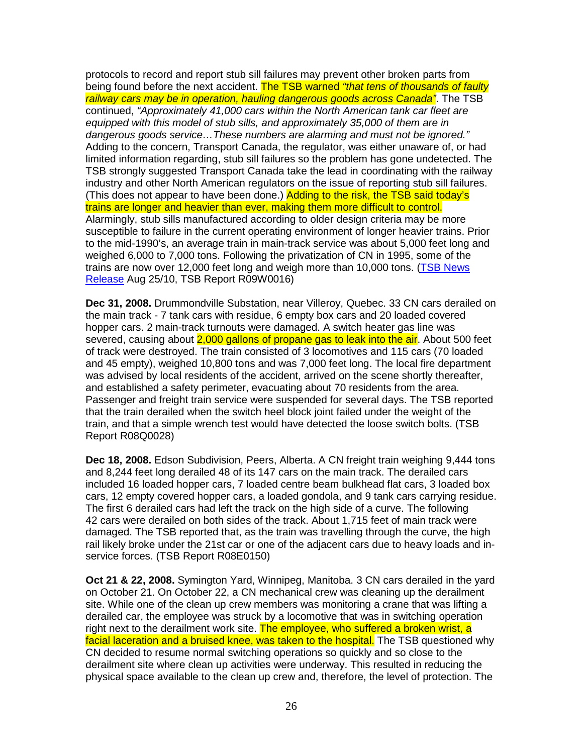protocols to record and report stub sill failures may prevent other broken parts from being found before the next accident. The TSB warned *"that tens of thousands of faulty railway cars may be in operation, hauling dangerous goods across Canada"*. The TSB continued, *"Approximately 41,000 cars within the North American tank car fleet are equipped with this model of stub sills, and approximately 35,000 of them are in dangerous goods service…These numbers are alarming and must not be ignored."* Adding to the concern, Transport Canada, the regulator, was either unaware of, or had limited information regarding, stub sill failures so the problem has gone undetected. The TSB strongly suggested Transport Canada take the lead in coordinating with the railway industry and other North American regulators on the issue of reporting stub sill failures. (This does not appear to have been done.) Adding to the risk, the TSB said today's trains are longer and heavier than ever, making them more difficult to control. Alarmingly, stub sills manufactured according to older design criteria may be more susceptible to failure in the current operating environment of longer heavier trains. Prior to the mid-1990's, an average train in main-track service was about 5,000 feet long and weighed 6,000 to 7,000 tons. Following the privatization of CN in 1995, some of the trains are now over 12,000 feet long and weigh more than 10,000 tons. (TSB News Release Aug 25/10, TSB Report R09W0016)

**Dec 31, 2008.** Drummondville Substation, near Villeroy, Quebec. 33 CN cars derailed on the main track - 7 tank cars with residue, 6 empty box cars and 20 loaded covered hopper cars. 2 main-track turnouts were damaged. A switch heater gas line was severed, causing about 2,000 gallons of propane gas to leak into the air. About 500 feet of track were destroyed. The train consisted of 3 locomotives and 115 cars (70 loaded and 45 empty), weighed 10,800 tons and was 7,000 feet long. The local fire department was advised by local residents of the accident, arrived on the scene shortly thereafter, and established a safety perimeter, evacuating about 70 residents from the area. Passenger and freight train service were suspended for several days. The TSB reported that the train derailed when the switch heel block joint failed under the weight of the train, and that a simple wrench test would have detected the loose switch bolts. (TSB Report R08Q0028)

**Dec 18, 2008.** Edson Subdivision, Peers, Alberta. A CN freight train weighing 9,444 tons and 8,244 feet long derailed 48 of its 147 cars on the main track. The derailed cars included 16 loaded hopper cars, 7 loaded centre beam bulkhead flat cars, 3 loaded box cars, 12 empty covered hopper cars, a loaded gondola, and 9 tank cars carrying residue. The first 6 derailed cars had left the track on the high side of a curve. The following 42 cars were derailed on both sides of the track. About 1,715 feet of main track were damaged. The TSB reported that, as the train was travelling through the curve, the high rail likely broke under the 21st car or one of the adjacent cars due to heavy loads and in-service forces. (TSB Report R08E0150)

**Oct 21 & 22, 2008.** Symington Yard, Winnipeg, Manitoba. 3 CN cars derailed in the yard on October 21. On October 22, a CN mechanical crew was cleaning up the derailment site. While one of the clean up crew members was monitoring a crane that was lifting a derailed car, the employee was struck by a locomotive that was in switching operation right next to the derailment work site. The employee, who suffered a broken wrist, a facial laceration and a bruised knee, was taken to the hospital. The TSB questioned why CN decided to resume normal switching operations so quickly and so close to the derailment site where clean up activities were underway. This resulted in reducing the physical space available to the clean up crew and, therefore, the level of protection. The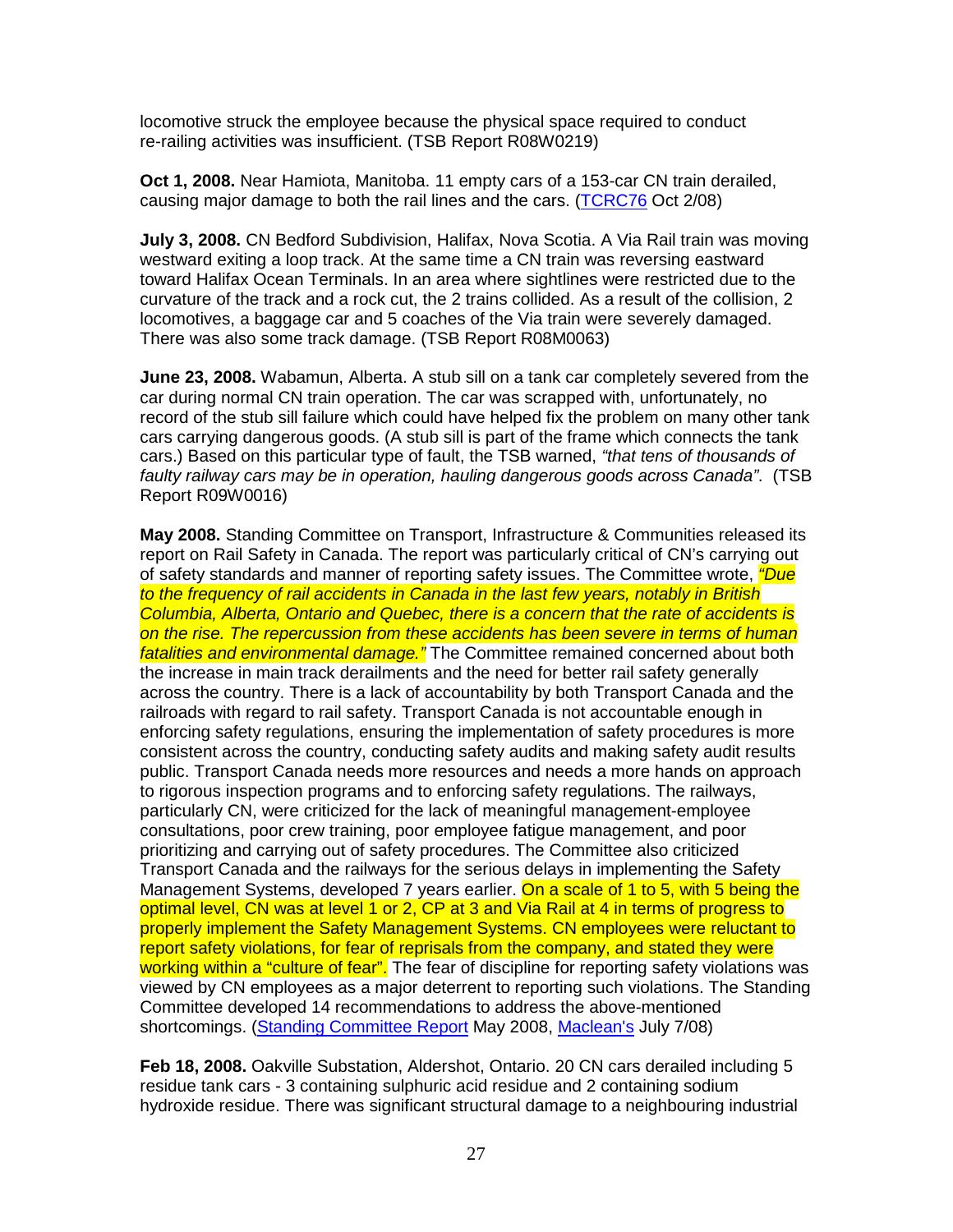locomotive struck the employee because the physical space required to conduct re-railing activities was insufficient. (TSB Report R08W0219)

**Oct 1, 2008.** Near Hamiota, Manitoba. 11 empty cars of a 153-car CN train derailed, causing major damage to both the rail lines and the cars. (TCRC76 Oct 2/08)

**July 3, 2008.** CN Bedford Subdivision, Halifax, Nova Scotia. A Via Rail train was moving westward exiting a loop track. At the same time a CN train was reversing eastward toward Halifax Ocean Terminals. In an area where sightlines were restricted due to the curvature of the track and a rock cut, the 2 trains collided. As a result of the collision, 2 locomotives, a baggage car and 5 coaches of the Via train were severely damaged. There was also some track damage. (TSB Report R08M0063)

**June 23, 2008.** Wabamun, Alberta. A stub sill on a tank car completely severed from the car during normal CN train operation. The car was scrapped with, unfortunately, no record of the stub sill failure which could have helped fix the problem on many other tank cars carrying dangerous goods. (A stub sill is part of the frame which connects the tank cars.) Based on this particular type of fault, the TSB warned, *"that tens of thousands of faulty railway cars may be in operation, hauling dangerous goods across Canada"*. (TSB Report R09W0016)

**May 2008.** Standing Committee on Transport, Infrastructure & Communities released its report on Rail Safety in Canada. The report was particularly critical of CN's carrying out of safety standards and manner of reporting safety issues. The Committee wrote, *"Due to the frequency of rail accidents in Canada in the last few years, notably in British Columbia, Alberta, Ontario and Quebec, there is a concern that the rate of accidents is on the rise. The repercussion from these accidents has been severe in terms of human fatalities and environmental damage."* The Committee remained concerned about both the increase in main track derailments and the need for better rail safety generally across the country. There is a lack of accountability by both Transport Canada and the railroads with regard to rail safety. Transport Canada is not accountable enough in enforcing safety regulations, ensuring the implementation of safety procedures is more consistent across the country, conducting safety audits and making safety audit results public. Transport Canada needs more resources and needs a more hands on approach to rigorous inspection programs and to enforcing safety regulations. The railways, particularly CN, were criticized for the lack of meaningful management-employee consultations, poor crew training, poor employee fatigue management, and poor prioritizing and carrying out of safety procedures. The Committee also criticized Transport Canada and the railways for the serious delays in implementing the Safety Management Systems, developed 7 years earlier. On a scale of 1 to 5, with 5 being the optimal level, CN was at level 1 or 2, CP at 3 and Via Rail at 4 in terms of progress to properly implement the Safety Management Systems. CN employees were reluctant to report safety violations, for fear of reprisals from the company, and stated they were working within a "culture of fear". The fear of discipline for reporting safety violations was viewed by CN employees as a major deterrent to reporting such violations. The Standing Committee developed 14 recommendations to address the above-mentioned shortcomings. (Standing Committee Report May 2008, Maclean's July 7/08)

**Feb 18, 2008.** Oakville Substation, Aldershot, Ontario. 20 CN cars derailed including 5 residue tank cars - 3 containing sulphuric acid residue and 2 containing sodium hydroxide residue. There was significant structural damage to a neighbouring industrial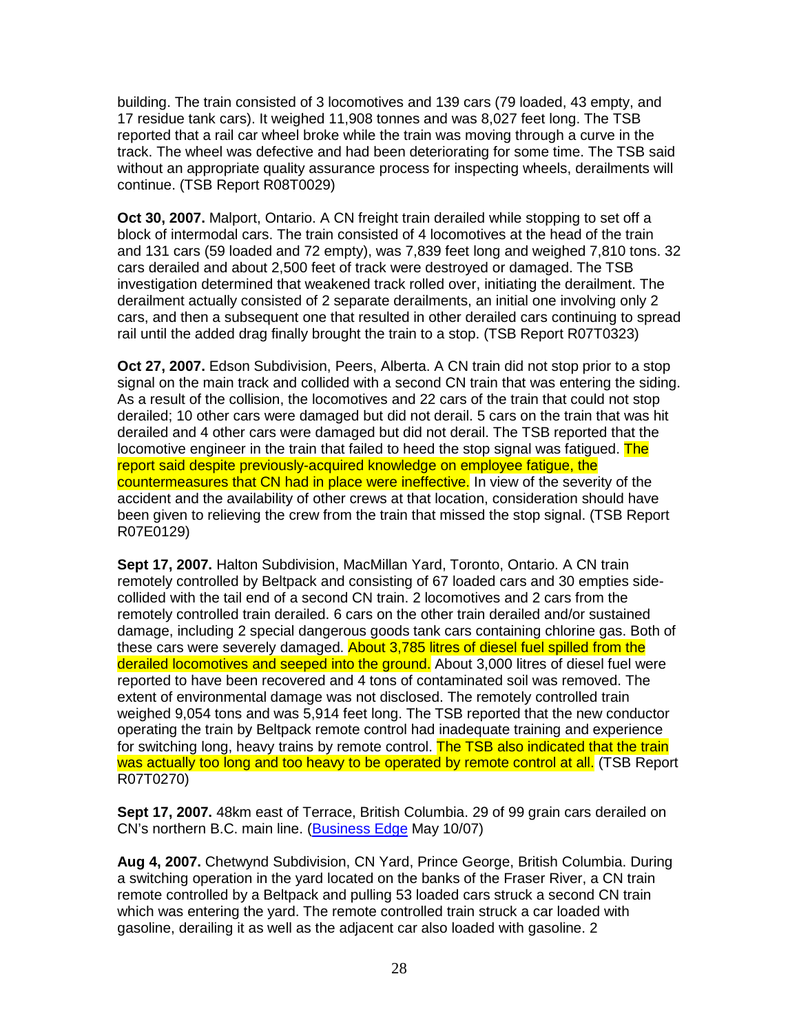building. The train consisted of 3 locomotives and 139 cars (79 loaded, 43 empty, and 17 residue tank cars). It weighed 11,908 tonnes and was 8,027 feet long. The TSB reported that a rail car wheel broke while the train was moving through a curve in the track. The wheel was defective and had been deteriorating for some time. The TSB said without an appropriate quality assurance process for inspecting wheels, derailments will continue. (TSB Report R08T0029)

**Oct 30, 2007.** Malport, Ontario. A CN freight train derailed while stopping to set off a block of intermodal cars. The train consisted of 4 locomotives at the head of the train and 131 cars (59 loaded and 72 empty), was 7,839 feet long and weighed 7,810 tons. 32 cars derailed and about 2,500 feet of track were destroyed or damaged. The TSB investigation determined that weakened track rolled over, initiating the derailment. The derailment actually consisted of 2 separate derailments, an initial one involving only 2 cars, and then a subsequent one that resulted in other derailed cars continuing to spread rail until the added drag finally brought the train to a stop. (TSB Report R07T0323)

**Oct 27, 2007.** Edson Subdivision, Peers, Alberta. A CN train did not stop prior to a stop signal on the main track and collided with a second CN train that was entering the siding. As a result of the collision, the locomotives and 22 cars of the train that could not stop derailed; 10 other cars were damaged but did not derail. 5 cars on the train that was hit derailed and 4 other cars were damaged but did not derail. The TSB reported that the locomotive engineer in the train that failed to heed the stop signal was fatigued. The report said despite previously-acquired knowledge on employee fatigue, the countermeasures that CN had in place were ineffective. In view of the severity of the accident and the availability of other crews at that location, consideration should have been given to relieving the crew from the train that missed the stop signal. (TSB Report R07E0129)

**Sept 17, 2007.** Halton Subdivision, MacMillan Yard, Toronto, Ontario. A CN train remotely controlled by Beltpack and consisting of 67 loaded cars and 30 empties side-collided with the tail end of a second CN train. 2 locomotives and 2 cars from the remotely controlled train derailed. 6 cars on the other train derailed and/or sustained damage, including 2 special dangerous goods tank cars containing chlorine gas. Both of these cars were severely damaged. About 3,785 litres of diesel fuel spilled from the derailed locomotives and seeped into the ground. About 3,000 litres of diesel fuel were reported to have been recovered and 4 tons of contaminated soil was removed. The extent of environmental damage was not disclosed. The remotely controlled train weighed 9,054 tons and was 5,914 feet long. The TSB reported that the new conductor operating the train by Beltpack remote control had inadequate training and experience for switching long, heavy trains by remote control. The TSB also indicated that the train was actually too long and too heavy to be operated by remote control at all. (TSB Report R07T0270)

**Sept 17, 2007.** 48km east of Terrace, British Columbia. 29 of 99 grain cars derailed on CN's northern B.C. main line. (Business Edge May 10/07)

**Aug 4, 2007.** Chetwynd Subdivision, CN Yard, Prince George, British Columbia. During a switching operation in the yard located on the banks of the Fraser River, a CN train remote controlled by a Beltpack and pulling 53 loaded cars struck a second CN train which was entering the yard. The remote controlled train struck a car loaded with gasoline, derailing it as well as the adjacent car also loaded with gasoline. 2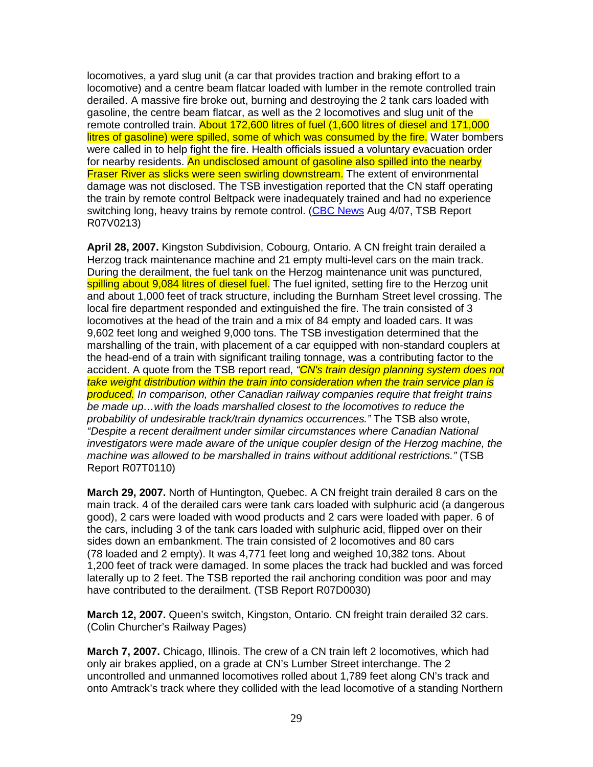locomotives, a yard slug unit (a car that provides traction and braking effort to a locomotive) and a centre beam flatcar loaded with lumber in the remote controlled train derailed. A massive fire broke out, burning and destroying the 2 tank cars loaded with gasoline, the centre beam flatcar, as well as the 2 locomotives and slug unit of the remote controlled train. About 172,600 litres of fuel (1,600 litres of diesel and 171,000 litres of gasoline) were spilled, some of which was consumed by the fire. Water bombers were called in to help fight the fire. Health officials issued a voluntary evacuation order for nearby residents. An undisclosed amount of gasoline also spilled into the nearby Fraser River as slicks were seen swirling downstream. The extent of environmental damage was not disclosed. The TSB investigation reported that the CN staff operating the train by remote control Beltpack were inadequately trained and had no experience switching long, heavy trains by remote control. (CBC News Aug 4/07, TSB Report R07V0213)

**April 28, 2007.** Kingston Subdivision, Cobourg, Ontario. A CN freight train derailed a Herzog track maintenance machine and 21 empty multi-level cars on the main track. During the derailment, the fuel tank on the Herzog maintenance unit was punctured, spilling about 9,084 litres of diesel fuel. The fuel ignited, setting fire to the Herzog unit and about 1,000 feet of track structure, including the Burnham Street level crossing. The local fire department responded and extinguished the fire. The train consisted of 3 locomotives at the head of the train and a mix of 84 empty and loaded cars. It was 9,602 feet long and weighed 9,000 tons. The TSB investigation determined that the marshalling of the train, with placement of a car equipped with non-standard couplers at the head-end of a train with significant trailing tonnage, was a contributing factor to the accident. A quote from the TSB report read, *"CN's train design planning system does not take weight distribution within the train into consideration when the train service plan is produced. In comparison, other Canadian railway companies require that freight trains be made up…with the loads marshalled closest to the locomotives to reduce the probability of undesirable track/train dynamics occurrences."* The TSB also wrote, *"Despite a recent derailment under similar circumstances where Canadian National investigators were made aware of the unique coupler design of the Herzog machine, the machine was allowed to be marshalled in trains without additional restrictions."* (TSB Report R07T0110)

**March 29, 2007.** North of Huntington, Quebec. A CN freight train derailed 8 cars on the main track. 4 of the derailed cars were tank cars loaded with sulphuric acid (a dangerous good), 2 cars were loaded with wood products and 2 cars were loaded with paper. 6 of the cars, including 3 of the tank cars loaded with sulphuric acid, flipped over on their sides down an embankment. The train consisted of 2 locomotives and 80 cars (78 loaded and 2 empty). It was 4,771 feet long and weighed 10,382 tons. About 1,200 feet of track were damaged. In some places the track had buckled and was forced laterally up to 2 feet. The TSB reported the rail anchoring condition was poor and may have contributed to the derailment. (TSB Report R07D0030)

**March 12, 2007.** Queen's switch, Kingston, Ontario. CN freight train derailed 32 cars. (Colin Churcher's Railway Pages)

**March 7, 2007.** Chicago, Illinois. The crew of a CN train left 2 locomotives, which had only air brakes applied, on a grade at CN's Lumber Street interchange. The 2 uncontrolled and unmanned locomotives rolled about 1,789 feet along CN's track and onto Amtrack's track where they collided with the lead locomotive of a standing Northern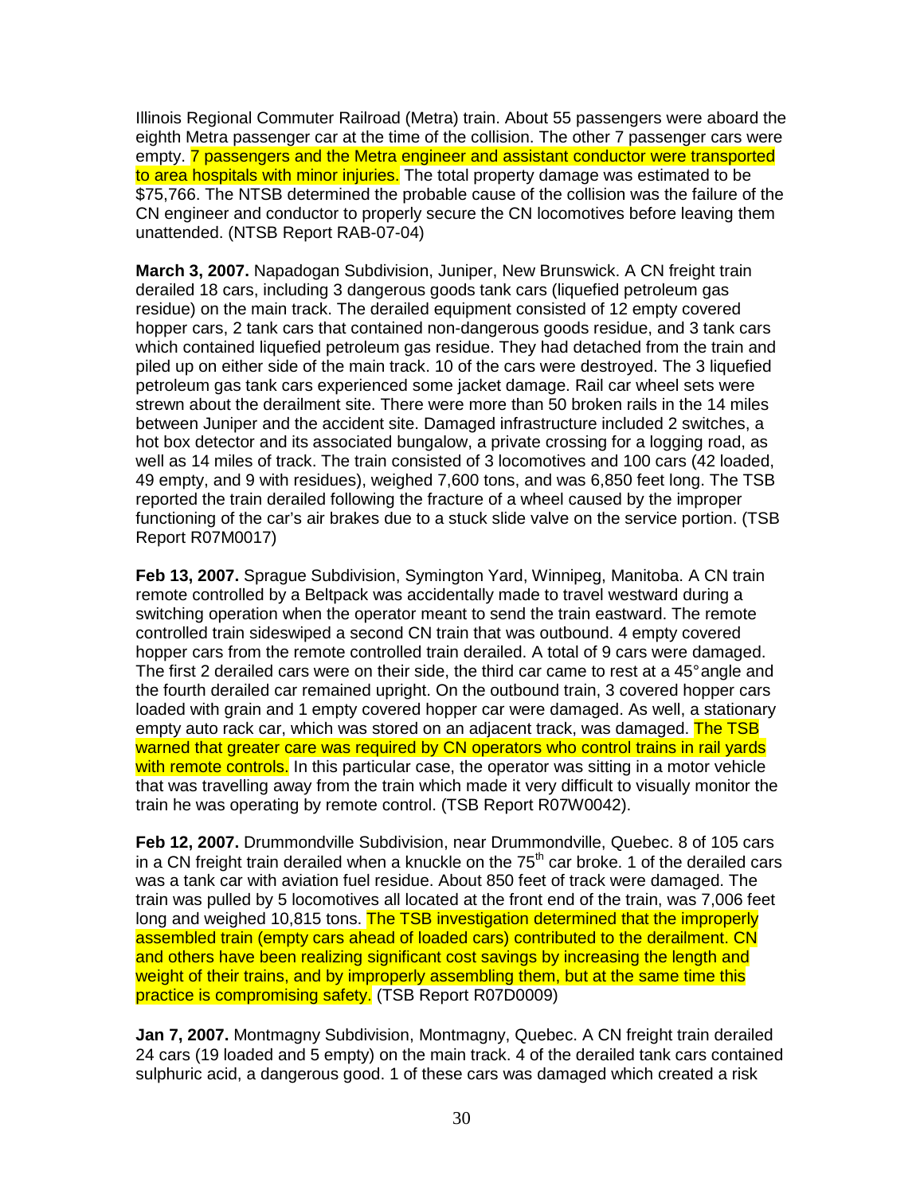Illinois Regional Commuter Railroad (Metra) train. About 55 passengers were aboard the eighth Metra passenger car at the time of the collision. The other 7 passenger cars were empty. 7 passengers and the Metra engineer and assistant conductor were transported to area hospitals with minor injuries. The total property damage was estimated to be $75,766. The NTSB determined the probable cause of the collision was the failure of the CN engineer and conductor to properly secure the CN locomotives before leaving them unattended. (NTSB Report RAB-07-04)

**March 3, 2007.** Napadogan Subdivision, Juniper, New Brunswick. A CN freight train derailed 18 cars, including 3 dangerous goods tank cars (liquefied petroleum gas residue) on the main track. The derailed equipment consisted of 12 empty covered hopper cars, 2 tank cars that contained non-dangerous goods residue, and 3 tank cars which contained liquefied petroleum gas residue. They had detached from the train and piled up on either side of the main track. 10 of the cars were destroyed. The 3 liquefied petroleum gas tank cars experienced some jacket damage. Rail car wheel sets were strewn about the derailment site. There were more than 50 broken rails in the 14 miles between Juniper and the accident site. Damaged infrastructure included 2 switches, a hot box detector and its associated bungalow, a private crossing for a logging road, as well as 14 miles of track. The train consisted of 3 locomotives and 100 cars (42 loaded, 49 empty, and 9 with residues), weighed 7,600 tons, and was 6,850 feet long. The TSB reported the train derailed following the fracture of a wheel caused by the improper functioning of the car's air brakes due to a stuck slide valve on the service portion. (TSB Report R07M0017)

**Feb 13, 2007.** Sprague Subdivision, Symington Yard, Winnipeg, Manitoba. A CN train remote controlled by a Beltpack was accidentally made to travel westward during a switching operation when the operator meant to send the train eastward. The remote controlled train sideswiped a second CN train that was outbound. 4 empty covered hopper cars from the remote controlled train derailed. A total of 9 cars were damaged. The first 2 derailed cars were on their side, the third car came to rest at a 45° angle and the fourth derailed car remained upright. On the outbound train, 3 covered hopper cars loaded with grain and 1 empty covered hopper car were damaged. As well, a stationary empty auto rack car, which was stored on an adjacent track, was damaged. The TSB warned that greater care was required by CN operators who control trains in rail yards with remote controls. In this particular case, the operator was sitting in a motor vehicle that was travelling away from the train which made it very difficult to visually monitor the train he was operating by remote control. (TSB Report R07W0042).

**Feb 12, 2007.** Drummondville Subdivision, near Drummondville, Quebec. 8 of 105 cars in a CN freight train derailed when a knuckle on the 75th car broke. 1 of the derailed cars was a tank car with aviation fuel residue. About 850 feet of track were damaged. The train was pulled by 5 locomotives all located at the front end of the train, was 7,006 feet long and weighed 10,815 tons. The TSB investigation determined that the improperly assembled train (empty cars ahead of loaded cars) contributed to the derailment. CN and others have been realizing significant cost savings by increasing the length and weight of their trains, and by improperly assembling them, but at the same time this practice is compromising safety. (TSB Report R07D0009)

**Jan 7, 2007.** Montmagny Subdivision, Montmagny, Quebec. A CN freight train derailed 24 cars (19 loaded and 5 empty) on the main track. 4 of the derailed tank cars contained sulphuric acid, a dangerous good. 1 of these cars was damaged which created a risk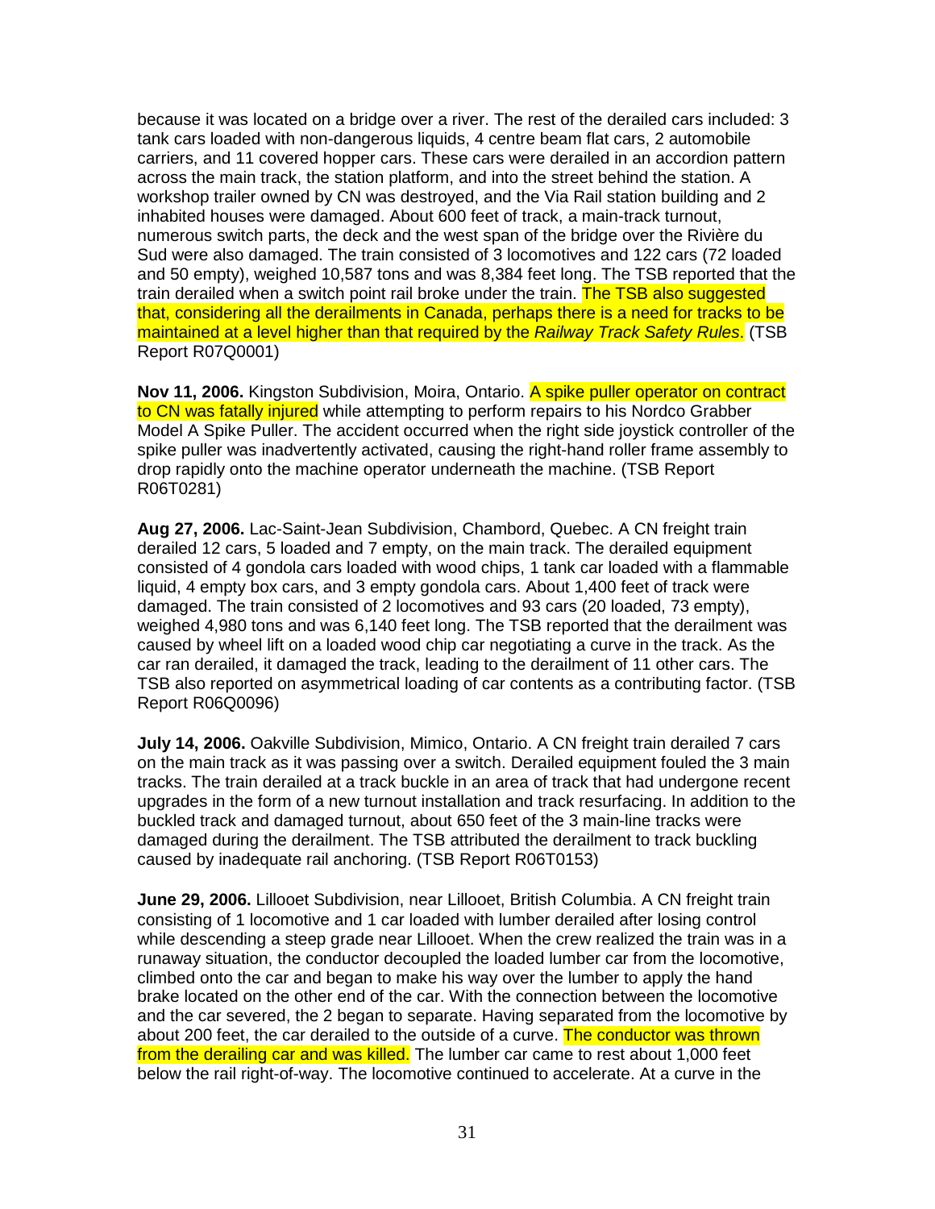because it was located on a bridge over a river. The rest of the derailed cars included: 3 tank cars loaded with non-dangerous liquids, 4 centre beam flat cars, 2 automobile carriers, and 11 covered hopper cars. These cars were derailed in an accordion pattern across the main track, the station platform, and into the street behind the station. A workshop trailer owned by CN was destroyed, and the Via Rail station building and 2 inhabited houses were damaged. About 600 feet of track, a main-track turnout, numerous switch parts, the deck and the west span of the bridge over the Rivière du Sud were also damaged. The train consisted of 3 locomotives and 122 cars (72 loaded and 50 empty), weighed 10,587 tons and was 8,384 feet long. The TSB reported that the train derailed when a switch point rail broke under the train. The TSB also suggested that, considering all the derailments in Canada, perhaps there is a need for tracks to be maintained at a level higher than that required by the *Railway Track Safety Rules*. (TSB Report R07Q0001)

**Nov 11, 2006.** Kingston Subdivision, Moira, Ontario. A spike puller operator on contract to CN was fatally injured while attempting to perform repairs to his Nordco Grabber Model A Spike Puller. The accident occurred when the right side joystick controller of the spike puller was inadvertently activated, causing the right-hand roller frame assembly to drop rapidly onto the machine operator underneath the machine. (TSB Report R06T0281)

**Aug 27, 2006.** Lac-Saint-Jean Subdivision, Chambord, Quebec. A CN freight train derailed 12 cars, 5 loaded and 7 empty, on the main track. The derailed equipment consisted of 4 gondola cars loaded with wood chips, 1 tank car loaded with a flammable liquid, 4 empty box cars, and 3 empty gondola cars. About 1,400 feet of track were damaged. The train consisted of 2 locomotives and 93 cars (20 loaded, 73 empty), weighed 4,980 tons and was 6,140 feet long. The TSB reported that the derailment was caused by wheel lift on a loaded wood chip car negotiating a curve in the track. As the car ran derailed, it damaged the track, leading to the derailment of 11 other cars. The TSB also reported on asymmetrical loading of car contents as a contributing factor. (TSB Report R06Q0096)

**July 14, 2006.** Oakville Subdivision, Mimico, Ontario. A CN freight train derailed 7 cars on the main track as it was passing over a switch. Derailed equipment fouled the 3 main tracks. The train derailed at a track buckle in an area of track that had undergone recent upgrades in the form of a new turnout installation and track resurfacing. In addition to the buckled track and damaged turnout, about 650 feet of the 3 main-line tracks were damaged during the derailment. The TSB attributed the derailment to track buckling caused by inadequate rail anchoring. (TSB Report R06T0153)

**June 29, 2006.** Lillooet Subdivision, near Lillooet, British Columbia. A CN freight train consisting of 1 locomotive and 1 car loaded with lumber derailed after losing control while descending a steep grade near Lillooet. When the crew realized the train was in a runaway situation, the conductor decoupled the loaded lumber car from the locomotive, climbed onto the car and began to make his way over the lumber to apply the hand brake located on the other end of the car. With the connection between the locomotive and the car severed, the 2 began to separate. Having separated from the locomotive by about 200 feet, the car derailed to the outside of a curve. The conductor was thrown from the derailing car and was killed. The lumber car came to rest about 1,000 feet below the rail right-of-way. The locomotive continued to accelerate. At a curve in the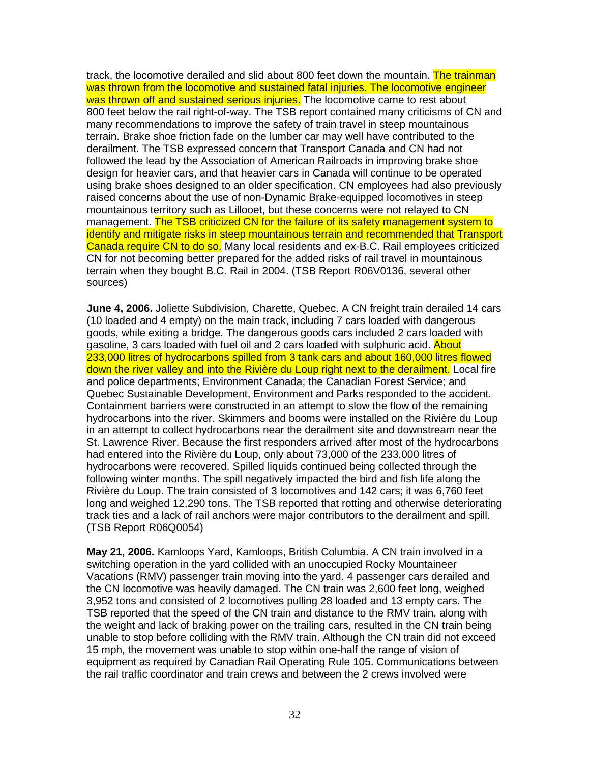track, the locomotive derailed and slid about 800 feet down the mountain. The trainman was thrown from the locomotive and sustained fatal injuries. The locomotive engineer was thrown off and sustained serious injuries. The locomotive came to rest about 800 feet below the rail right-of-way. The TSB report contained many criticisms of CN and many recommendations to improve the safety of train travel in steep mountainous terrain. Brake shoe friction fade on the lumber car may well have contributed to the derailment. The TSB expressed concern that Transport Canada and CN had not followed the lead by the Association of American Railroads in improving brake shoe design for heavier cars, and that heavier cars in Canada will continue to be operated using brake shoes designed to an older specification. CN employees had also previously raised concerns about the use of non-Dynamic Brake-equipped locomotives in steep mountainous territory such as Lillooet, but these concerns were not relayed to CN management. The TSB criticized CN for the failure of its safety management system to identify and mitigate risks in steep mountainous terrain and recommended that Transport Canada require CN to do so. Many local residents and ex-B.C. Rail employees criticized CN for not becoming better prepared for the added risks of rail travel in mountainous terrain when they bought B.C. Rail in 2004. (TSB Report R06V0136, several other sources)

**June 4, 2006.** Joliette Subdivision, Charette, Quebec. A CN freight train derailed 14 cars (10 loaded and 4 empty) on the main track, including 7 cars loaded with dangerous goods, while exiting a bridge. The dangerous goods cars included 2 cars loaded with gasoline, 3 cars loaded with fuel oil and 2 cars loaded with sulphuric acid. About 233,000 litres of hydrocarbons spilled from 3 tank cars and about 160,000 litres flowed down the river valley and into the Rivière du Loup right next to the derailment. Local fire and police departments; Environment Canada; the Canadian Forest Service; and Quebec Sustainable Development, Environment and Parks responded to the accident. Containment barriers were constructed in an attempt to slow the flow of the remaining hydrocarbons into the river. Skimmers and booms were installed on the Rivière du Loup in an attempt to collect hydrocarbons near the derailment site and downstream near the St. Lawrence River. Because the first responders arrived after most of the hydrocarbons had entered into the Rivière du Loup, only about 73,000 of the 233,000 litres of hydrocarbons were recovered. Spilled liquids continued being collected through the following winter months. The spill negatively impacted the bird and fish life along the Rivière du Loup. The train consisted of 3 locomotives and 142 cars; it was 6,760 feet long and weighed 12,290 tons. The TSB reported that rotting and otherwise deteriorating track ties and a lack of rail anchors were major contributors to the derailment and spill. (TSB Report R06Q0054)

**May 21, 2006.** Kamloops Yard, Kamloops, British Columbia. A CN train involved in a switching operation in the yard collided with an unoccupied Rocky Mountaineer Vacations (RMV) passenger train moving into the yard. 4 passenger cars derailed and the CN locomotive was heavily damaged. The CN train was 2,600 feet long, weighed 3,952 tons and consisted of 2 locomotives pulling 28 loaded and 13 empty cars. The TSB reported that the speed of the CN train and distance to the RMV train, along with the weight and lack of braking power on the trailing cars, resulted in the CN train being unable to stop before colliding with the RMV train. Although the CN train did not exceed 15 mph, the movement was unable to stop within one-half the range of vision of equipment as required by Canadian Rail Operating Rule 105. Communications between the rail traffic coordinator and train crews and between the 2 crews involved were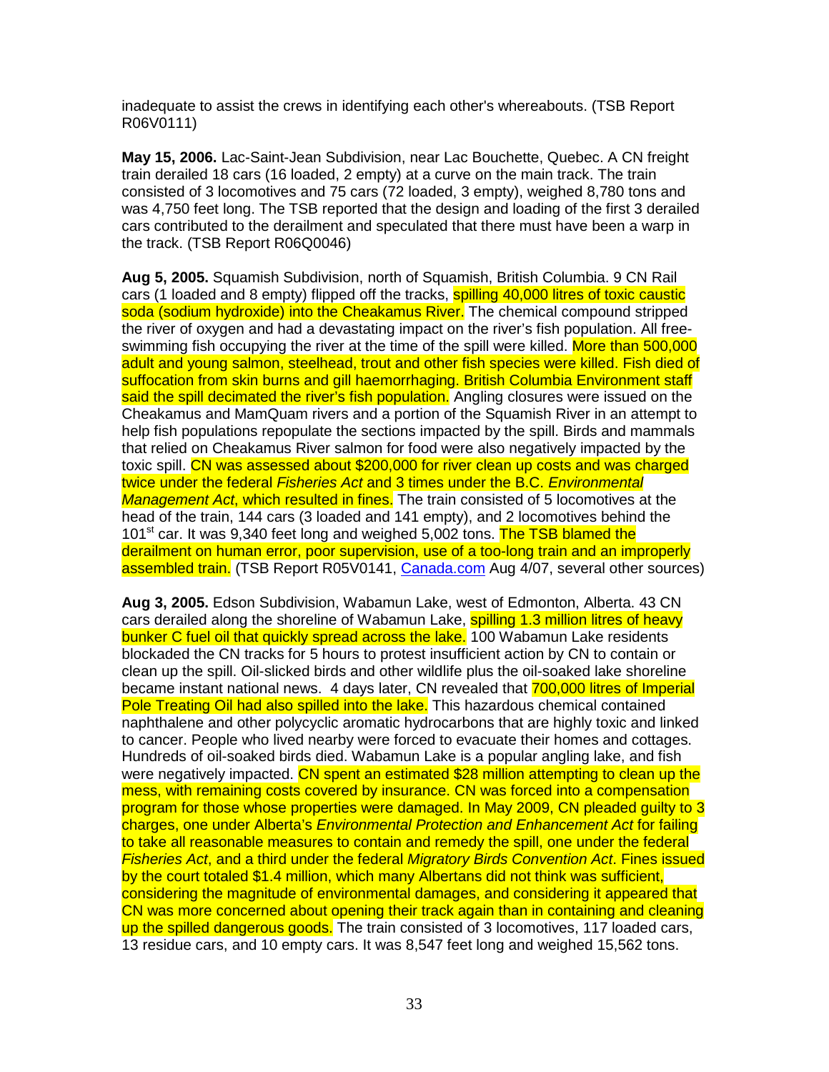inadequate to assist the crews in identifying each other's whereabouts. (TSB Report R06V0111)

**May 15, 2006.** Lac-Saint-Jean Subdivision, near Lac Bouchette, Quebec. A CN freight train derailed 18 cars (16 loaded, 2 empty) at a curve on the main track. The train consisted of 3 locomotives and 75 cars (72 loaded, 3 empty), weighed 8,780 tons and was 4,750 feet long. The TSB reported that the design and loading of the first 3 derailed cars contributed to the derailment and speculated that there must have been a warp in the track. (TSB Report R06Q0046)

**Aug 5, 2005.** Squamish Subdivision, north of Squamish, British Columbia. 9 CN Rail cars (1 loaded and 8 empty) flipped off the tracks, spilling 40,000 litres of toxic caustic soda (sodium hydroxide) into the Cheakamus River. The chemical compound stripped the river of oxygen and had a devastating impact on the river's fish population. All free-swimming fish occupying the river at the time of the spill were killed. More than 500,000 adult and young salmon, steelhead, trout and other fish species were killed. Fish died of suffocation from skin burns and gill haemorrhaging. British Columbia Environment staff said the spill decimated the river's fish population. Angling closures were issued on the Cheakamus and MamQuam rivers and a portion of the Squamish River in an attempt to help fish populations repopulate the sections impacted by the spill. Birds and mammals that relied on Cheakamus River salmon for food were also negatively impacted by the toxic spill. CN was assessed about $200,000 for river clean up costs and was charged twice under the federal *Fisheries Act* and 3 times under the B.C. *Environmental Management Act*, which resulted in fines. The train consisted of 5 locomotives at the head of the train, 144 cars (3 loaded and 141 empty), and 2 locomotives behind the 101st car. It was 9,340 feet long and weighed 5,002 tons. The TSB blamed the derailment on human error, poor supervision, use of a too-long train and an improperly assembled train. (TSB Report R05V0141, Canada.com Aug 4/07, several other sources)

**Aug 3, 2005.** Edson Subdivision, Wabamun Lake, west of Edmonton, Alberta. 43 CN cars derailed along the shoreline of Wabamun Lake, spilling 1.3 million litres of heavy bunker C fuel oil that quickly spread across the lake. 100 Wabamun Lake residents blockaded the CN tracks for 5 hours to protest insufficient action by CN to contain or clean up the spill. Oil-slicked birds and other wildlife plus the oil-soaked lake shoreline became instant national news. 4 days later, CN revealed that 700,000 litres of Imperial Pole Treating Oil had also spilled into the lake. This hazardous chemical contained naphthalene and other polycyclic aromatic hydrocarbons that are highly toxic and linked to cancer. People who lived nearby were forced to evacuate their homes and cottages. Hundreds of oil-soaked birds died. Wabamun Lake is a popular angling lake, and fish were negatively impacted. CN spent an estimated $28 million attempting to clean up the mess, with remaining costs covered by insurance. CN was forced into a compensation program for those whose properties were damaged. In May 2009, CN pleaded guilty to 3 charges, one under Alberta's *Environmental Protection and Enhancement Act* for failing to take all reasonable measures to contain and remedy the spill, one under the federal *Fisheries Act*, and a third under the federal *Migratory Birds Convention Act*. Fines issued by the court totaled $1.4 million, which many Albertans did not think was sufficient, considering the magnitude of environmental damages, and considering it appeared that CN was more concerned about opening their track again than in containing and cleaning up the spilled dangerous goods. The train consisted of 3 locomotives, 117 loaded cars, 13 residue cars, and 10 empty cars. It was 8,547 feet long and weighed 15,562 tons.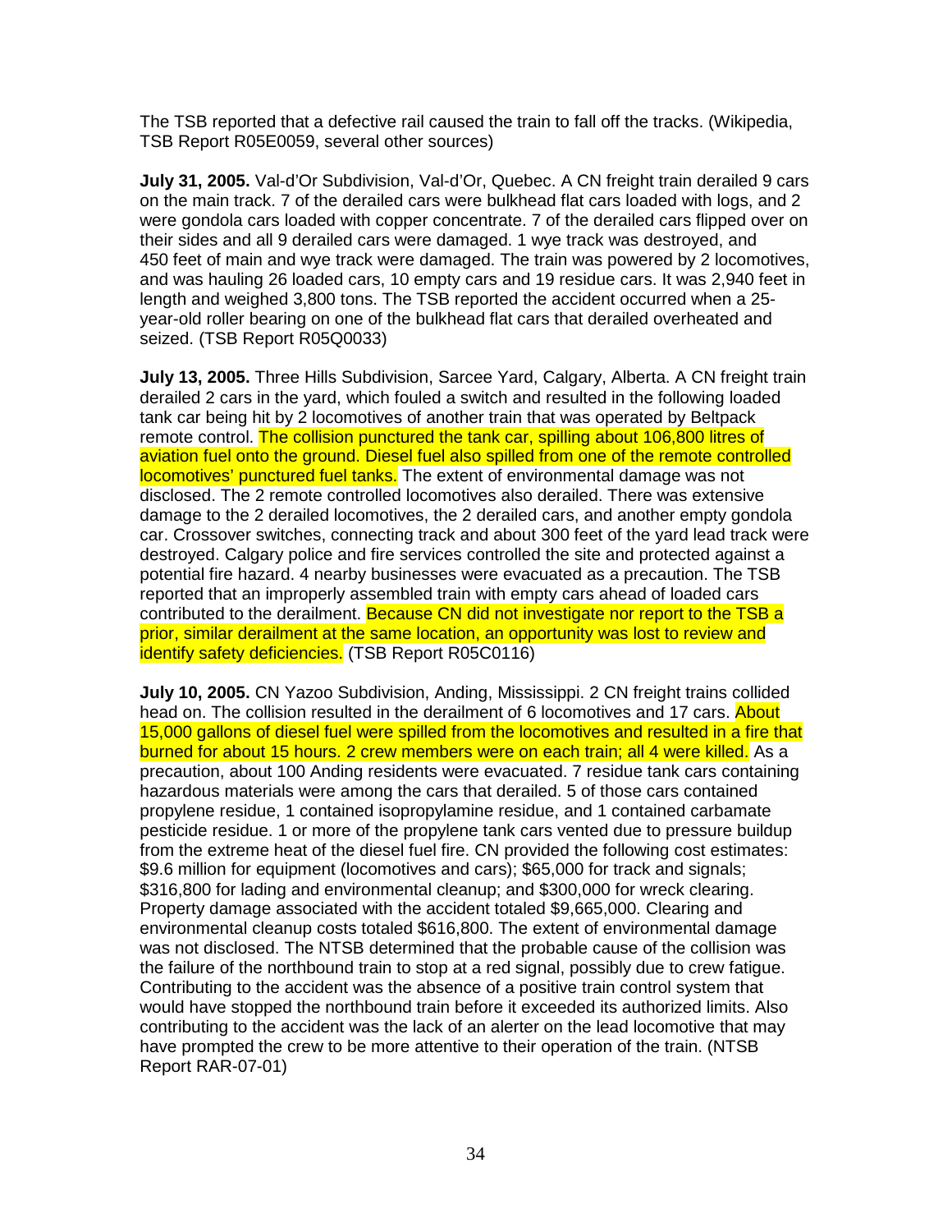The TSB reported that a defective rail caused the train to fall off the tracks. (Wikipedia, TSB Report R05E0059, several other sources)

**July 31, 2005.** Val-d'Or Subdivision, Val-d'Or, Quebec. A CN freight train derailed 9 cars on the main track. 7 of the derailed cars were bulkhead flat cars loaded with logs, and 2 were gondola cars loaded with copper concentrate. 7 of the derailed cars flipped over on their sides and all 9 derailed cars were damaged. 1 wye track was destroyed, and 450 feet of main and wye track were damaged. The train was powered by 2 locomotives, and was hauling 26 loaded cars, 10 empty cars and 19 residue cars. It was 2,940 feet in length and weighed 3,800 tons. The TSB reported the accident occurred when a 25-year-old roller bearing on one of the bulkhead flat cars that derailed overheated and seized. (TSB Report R05Q0033)

**July 13, 2005.** Three Hills Subdivision, Sarcee Yard, Calgary, Alberta. A CN freight train derailed 2 cars in the yard, which fouled a switch and resulted in the following loaded tank car being hit by 2 locomotives of another train that was operated by Beltpack remote control. The collision punctured the tank car, spilling about 106,800 litres of aviation fuel onto the ground. Diesel fuel also spilled from one of the remote controlled locomotives' punctured fuel tanks. The extent of environmental damage was not disclosed. The 2 remote controlled locomotives also derailed. There was extensive damage to the 2 derailed locomotives, the 2 derailed cars, and another empty gondola car. Crossover switches, connecting track and about 300 feet of the yard lead track were destroyed. Calgary police and fire services controlled the site and protected against a potential fire hazard. 4 nearby businesses were evacuated as a precaution. The TSB reported that an improperly assembled train with empty cars ahead of loaded cars contributed to the derailment. Because CN did not investigate nor report to the TSB a prior, similar derailment at the same location, an opportunity was lost to review and identify safety deficiencies. (TSB Report R05C0116)

**July 10, 2005.** CN Yazoo Subdivision, Anding, Mississippi. 2 CN freight trains collided head on. The collision resulted in the derailment of 6 locomotives and 17 cars. About 15,000 gallons of diesel fuel were spilled from the locomotives and resulted in a fire that burned for about 15 hours. 2 crew members were on each train; all 4 were killed. As a precaution, about 100 Anding residents were evacuated. 7 residue tank cars containing hazardous materials were among the cars that derailed. 5 of those cars contained propylene residue, 1 contained isopropylamine residue, and 1 contained carbamate pesticide residue. 1 or more of the propylene tank cars vented due to pressure buildup from the extreme heat of the diesel fuel fire. CN provided the following cost estimates: $9.6 million for equipment (locomotives and cars); $65,000 for track and signals; $316,800 for lading and environmental cleanup; and $300,000 for wreck clearing. Property damage associated with the accident totaled $9,665,000. Clearing and environmental cleanup costs totaled $616,800. The extent of environmental damage was not disclosed. The NTSB determined that the probable cause of the collision was the failure of the northbound train to stop at a red signal, possibly due to crew fatigue. Contributing to the accident was the absence of a positive train control system that would have stopped the northbound train before it exceeded its authorized limits. Also contributing to the accident was the lack of an alerter on the lead locomotive that may have prompted the crew to be more attentive to their operation of the train. (NTSB Report RAR-07-01)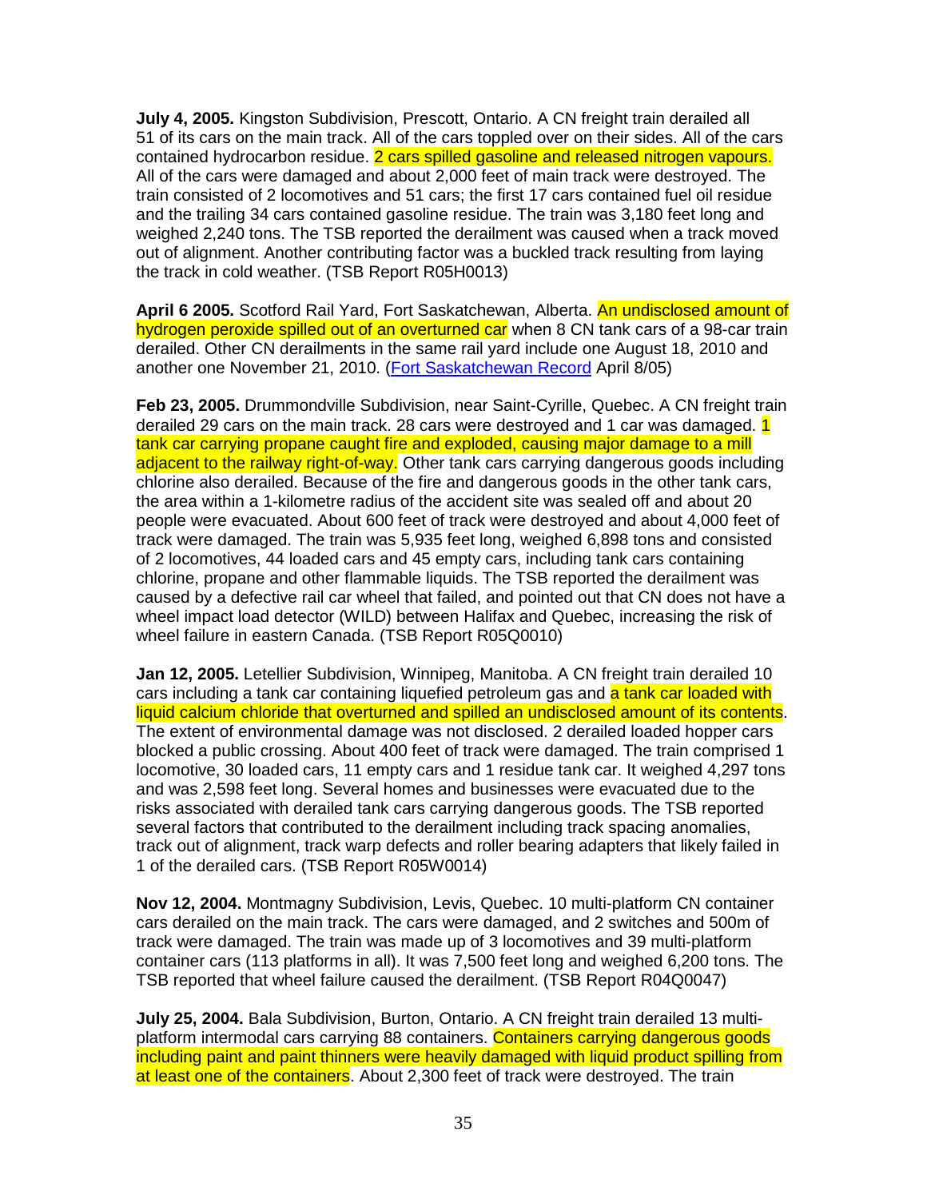**July 4, 2005.** Kingston Subdivision, Prescott, Ontario. A CN freight train derailed all 51 of its cars on the main track. All of the cars toppled over on their sides. All of the cars contained hydrocarbon residue. 2 cars spilled gasoline and released nitrogen vapours. All of the cars were damaged and about 2,000 feet of main track were destroyed. The train consisted of 2 locomotives and 51 cars; the first 17 cars contained fuel oil residue and the trailing 34 cars contained gasoline residue. The train was 3,180 feet long and weighed 2,240 tons. The TSB reported the derailment was caused when a track moved out of alignment. Another contributing factor was a buckled track resulting from laying the track in cold weather. (TSB Report R05H0013)

**April 6 2005.** Scotford Rail Yard, Fort Saskatchewan, Alberta. An undisclosed amount of hydrogen peroxide spilled out of an overturned car when 8 CN tank cars of a 98-car train derailed. Other CN derailments in the same rail yard include one August 18, 2010 and another one November 21, 2010. (Fort Saskatchewan Record April 8/05)

**Feb 23, 2005.** Drummondville Subdivision, near Saint-Cyrille, Quebec. A CN freight train derailed 29 cars on the main track. 28 cars were destroyed and 1 car was damaged. 1 tank car carrying propane caught fire and exploded, causing major damage to a mill adjacent to the railway right-of-way. Other tank cars carrying dangerous goods including chlorine also derailed. Because of the fire and dangerous goods in the other tank cars, the area within a 1-kilometre radius of the accident site was sealed off and about 20 people were evacuated. About 600 feet of track were destroyed and about 4,000 feet of track were damaged. The train was 5,935 feet long, weighed 6,898 tons and consisted of 2 locomotives, 44 loaded cars and 45 empty cars, including tank cars containing chlorine, propane and other flammable liquids. The TSB reported the derailment was caused by a defective rail car wheel that failed, and pointed out that CN does not have a wheel impact load detector (WILD) between Halifax and Quebec, increasing the risk of wheel failure in eastern Canada. (TSB Report R05Q0010)

**Jan 12, 2005.** Letellier Subdivision, Winnipeg, Manitoba. A CN freight train derailed 10 cars including a tank car containing liquefied petroleum gas and a tank car loaded with liquid calcium chloride that overturned and spilled an undisclosed amount of its contents. The extent of environmental damage was not disclosed. 2 derailed loaded hopper cars blocked a public crossing. About 400 feet of track were damaged. The train comprised 1 locomotive, 30 loaded cars, 11 empty cars and 1 residue tank car. It weighed 4,297 tons and was 2,598 feet long. Several homes and businesses were evacuated due to the risks associated with derailed tank cars carrying dangerous goods. The TSB reported several factors that contributed to the derailment including track spacing anomalies, track out of alignment, track warp defects and roller bearing adapters that likely failed in 1 of the derailed cars. (TSB Report R05W0014)

**Nov 12, 2004.** Montmagny Subdivision, Levis, Quebec. 10 multi-platform CN container cars derailed on the main track. The cars were damaged, and 2 switches and 500m of track were damaged. The train was made up of 3 locomotives and 39 multi-platform container cars (113 platforms in all). It was 7,500 feet long and weighed 6,200 tons. The TSB reported that wheel failure caused the derailment. (TSB Report R04Q0047)

**July 25, 2004.** Bala Subdivision, Burton, Ontario. A CN freight train derailed 13 multi-platform intermodal cars carrying 88 containers. Containers carrying dangerous goods including paint and paint thinners were heavily damaged with liquid product spilling from at least one of the containers. About 2,300 feet of track were destroyed. The train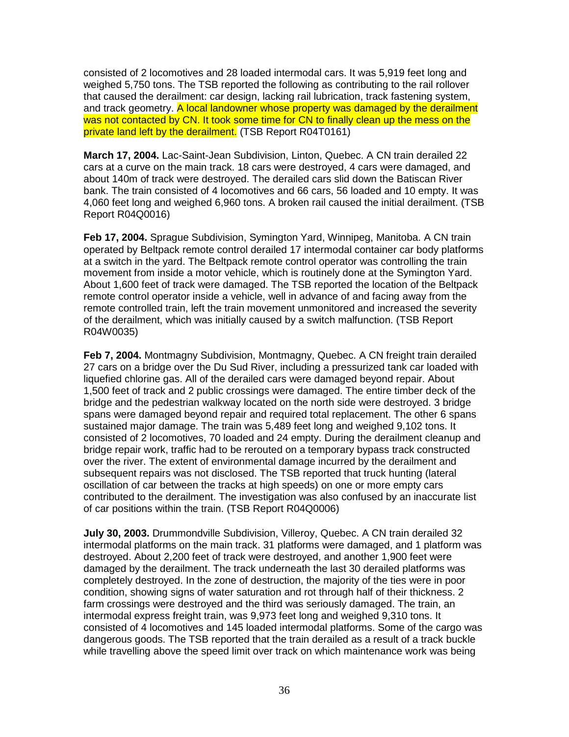consisted of 2 locomotives and 28 loaded intermodal cars. It was 5,919 feet long and weighed 5,750 tons. The TSB reported the following as contributing to the rail rollover that caused the derailment: car design, lacking rail lubrication, track fastening system, and track geometry. A local landowner whose property was damaged by the derailment was not contacted by CN. It took some time for CN to finally clean up the mess on the private land left by the derailment. (TSB Report R04T0161)

**March 17, 2004.** Lac-Saint-Jean Subdivision, Linton, Quebec. A CN train derailed 22 cars at a curve on the main track. 18 cars were destroyed, 4 cars were damaged, and about 140m of track were destroyed. The derailed cars slid down the Batiscan River bank. The train consisted of 4 locomotives and 66 cars, 56 loaded and 10 empty. It was 4,060 feet long and weighed 6,960 tons. A broken rail caused the initial derailment. (TSB Report R04Q0016)

**Feb 17, 2004.** Sprague Subdivision, Symington Yard, Winnipeg, Manitoba. A CN train operated by Beltpack remote control derailed 17 intermodal container car body platforms at a switch in the yard. The Beltpack remote control operator was controlling the train movement from inside a motor vehicle, which is routinely done at the Symington Yard. About 1,600 feet of track were damaged. The TSB reported the location of the Beltpack remote control operator inside a vehicle, well in advance of and facing away from the remote controlled train, left the train movement unmonitored and increased the severity of the derailment, which was initially caused by a switch malfunction. (TSB Report R04W0035)

**Feb 7, 2004.** Montmagny Subdivision, Montmagny, Quebec. A CN freight train derailed 27 cars on a bridge over the Du Sud River, including a pressurized tank car loaded with liquefied chlorine gas. All of the derailed cars were damaged beyond repair. About 1,500 feet of track and 2 public crossings were damaged. The entire timber deck of the bridge and the pedestrian walkway located on the north side were destroyed. 3 bridge spans were damaged beyond repair and required total replacement. The other 6 spans sustained major damage. The train was 5,489 feet long and weighed 9,102 tons. It consisted of 2 locomotives, 70 loaded and 24 empty. During the derailment cleanup and bridge repair work, traffic had to be rerouted on a temporary bypass track constructed over the river. The extent of environmental damage incurred by the derailment and subsequent repairs was not disclosed. The TSB reported that truck hunting (lateral oscillation of car between the tracks at high speeds) on one or more empty cars contributed to the derailment. The investigation was also confused by an inaccurate list of car positions within the train. (TSB Report R04Q0006)

**July 30, 2003.** Drummondville Subdivision, Villeroy, Quebec. A CN train derailed 32 intermodal platforms on the main track. 31 platforms were damaged, and 1 platform was destroyed. About 2,200 feet of track were destroyed, and another 1,900 feet were damaged by the derailment. The track underneath the last 30 derailed platforms was completely destroyed. In the zone of destruction, the majority of the ties were in poor condition, showing signs of water saturation and rot through half of their thickness. 2 farm crossings were destroyed and the third was seriously damaged. The train, an intermodal express freight train, was 9,973 feet long and weighed 9,310 tons. It consisted of 4 locomotives and 145 loaded intermodal platforms. Some of the cargo was dangerous goods. The TSB reported that the train derailed as a result of a track buckle while travelling above the speed limit over track on which maintenance work was being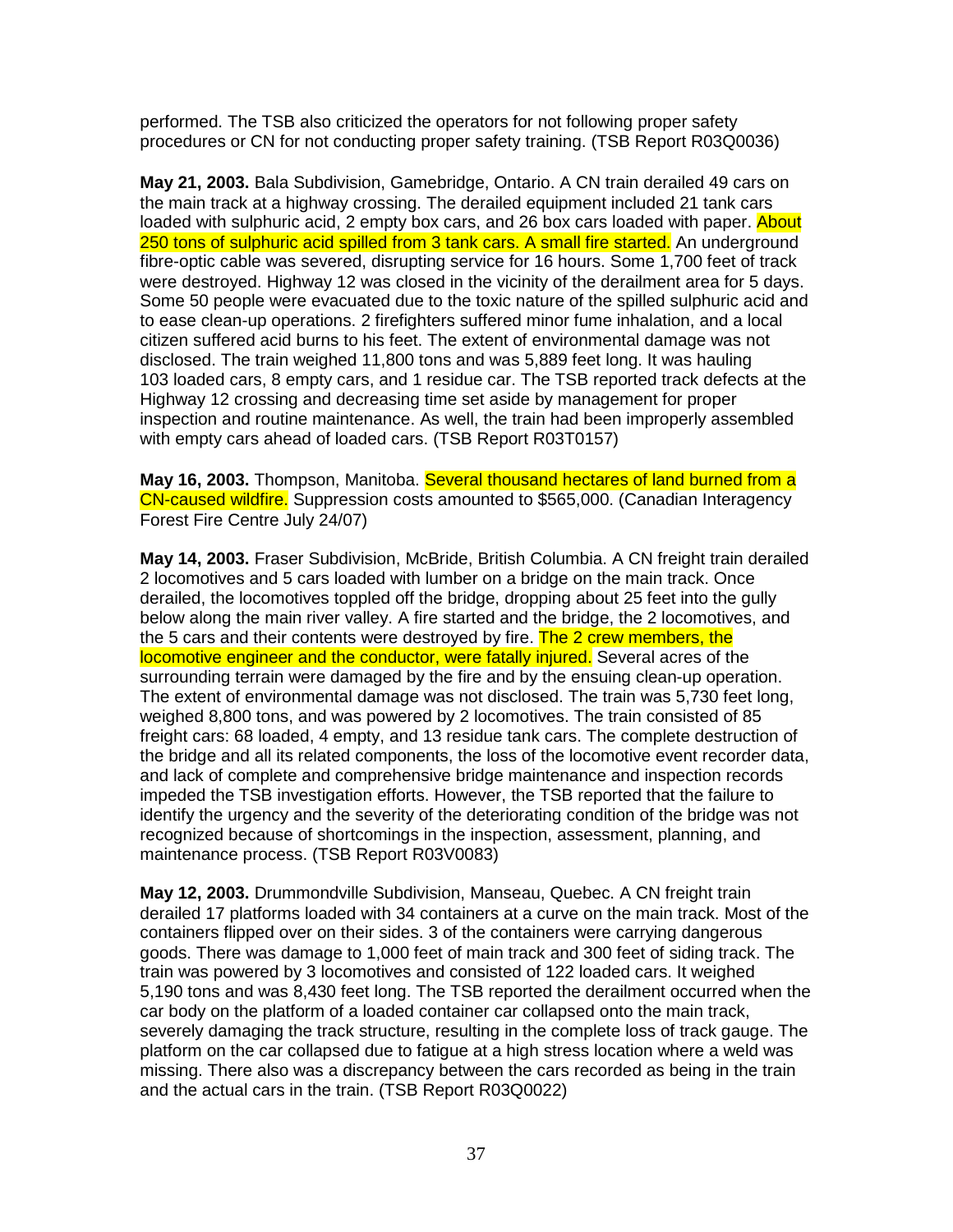performed. The TSB also criticized the operators for not following proper safety procedures or CN for not conducting proper safety training. (TSB Report R03Q0036)

**May 21, 2003.** Bala Subdivision, Gamebridge, Ontario. A CN train derailed 49 cars on the main track at a highway crossing. The derailed equipment included 21 tank cars loaded with sulphuric acid, 2 empty box cars, and 26 box cars loaded with paper. About 250 tons of sulphuric acid spilled from 3 tank cars. A small fire started. An underground fibre-optic cable was severed, disrupting service for 16 hours. Some 1,700 feet of track were destroyed. Highway 12 was closed in the vicinity of the derailment area for 5 days. Some 50 people were evacuated due to the toxic nature of the spilled sulphuric acid and to ease clean-up operations. 2 firefighters suffered minor fume inhalation, and a local citizen suffered acid burns to his feet. The extent of environmental damage was not disclosed. The train weighed 11,800 tons and was 5,889 feet long. It was hauling 103 loaded cars, 8 empty cars, and 1 residue car. The TSB reported track defects at the Highway 12 crossing and decreasing time set aside by management for proper inspection and routine maintenance. As well, the train had been improperly assembled with empty cars ahead of loaded cars. (TSB Report R03T0157)

**May 16, 2003.** Thompson, Manitoba. Several thousand hectares of land burned from a CN-caused wildfire. Suppression costs amounted to $565,000. (Canadian Interagency Forest Fire Centre July 24/07)

**May 14, 2003.** Fraser Subdivision, McBride, British Columbia. A CN freight train derailed 2 locomotives and 5 cars loaded with lumber on a bridge on the main track. Once derailed, the locomotives toppled off the bridge, dropping about 25 feet into the gully below along the main river valley. A fire started and the bridge, the 2 locomotives, and the 5 cars and their contents were destroyed by fire. The 2 crew members, the locomotive engineer and the conductor, were fatally injured. Several acres of the surrounding terrain were damaged by the fire and by the ensuing clean-up operation. The extent of environmental damage was not disclosed. The train was 5,730 feet long, weighed 8,800 tons, and was powered by 2 locomotives. The train consisted of 85 freight cars: 68 loaded, 4 empty, and 13 residue tank cars. The complete destruction of the bridge and all its related components, the loss of the locomotive event recorder data, and lack of complete and comprehensive bridge maintenance and inspection records impeded the TSB investigation efforts. However, the TSB reported that the failure to identify the urgency and the severity of the deteriorating condition of the bridge was not recognized because of shortcomings in the inspection, assessment, planning, and maintenance process. (TSB Report R03V0083)

**May 12, 2003.** Drummondville Subdivision, Manseau, Quebec. A CN freight train derailed 17 platforms loaded with 34 containers at a curve on the main track. Most of the containers flipped over on their sides. 3 of the containers were carrying dangerous goods. There was damage to 1,000 feet of main track and 300 feet of siding track. The train was powered by 3 locomotives and consisted of 122 loaded cars. It weighed 5,190 tons and was 8,430 feet long. The TSB reported the derailment occurred when the car body on the platform of a loaded container car collapsed onto the main track, severely damaging the track structure, resulting in the complete loss of track gauge. The platform on the car collapsed due to fatigue at a high stress location where a weld was missing. There also was a discrepancy between the cars recorded as being in the train and the actual cars in the train. (TSB Report R03Q0022)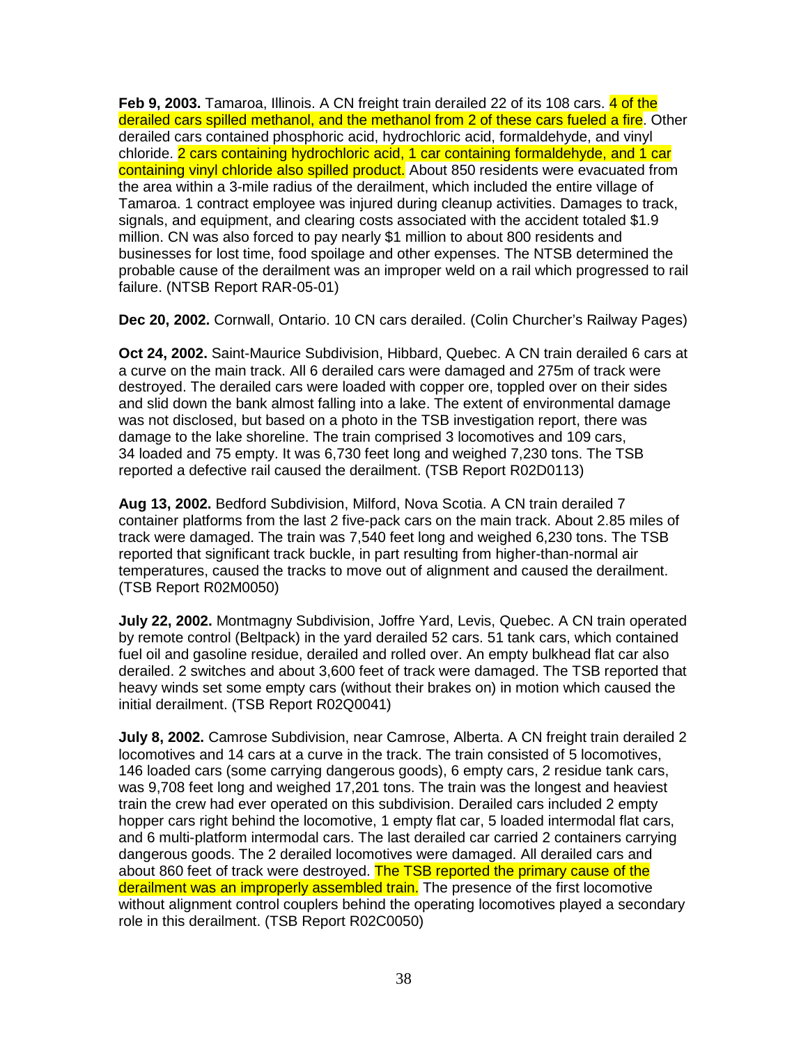**Feb 9, 2003.** Tamaroa, Illinois. A CN freight train derailed 22 of its 108 cars. 4 of the derailed cars spilled methanol, and the methanol from 2 of these cars fueled a fire. Other derailed cars contained phosphoric acid, hydrochloric acid, formaldehyde, and vinyl chloride. 2 cars containing hydrochloric acid, 1 car containing formaldehyde, and 1 car containing vinyl chloride also spilled product. About 850 residents were evacuated from the area within a 3-mile radius of the derailment, which included the entire village of Tamaroa. 1 contract employee was injured during cleanup activities. Damages to track, signals, and equipment, and clearing costs associated with the accident totaled $1.9 million. CN was also forced to pay nearly $1 million to about 800 residents and businesses for lost time, food spoilage and other expenses. The NTSB determined the probable cause of the derailment was an improper weld on a rail which progressed to rail failure. (NTSB Report RAR-05-01)

**Dec 20, 2002.** Cornwall, Ontario. 10 CN cars derailed. (Colin Churcher's Railway Pages)

**Oct 24, 2002.** Saint-Maurice Subdivision, Hibbard, Quebec. A CN train derailed 6 cars at a curve on the main track. All 6 derailed cars were damaged and 275m of track were destroyed. The derailed cars were loaded with copper ore, toppled over on their sides and slid down the bank almost falling into a lake. The extent of environmental damage was not disclosed, but based on a photo in the TSB investigation report, there was damage to the lake shoreline. The train comprised 3 locomotives and 109 cars, 34 loaded and 75 empty. It was 6,730 feet long and weighed 7,230 tons. The TSB reported a defective rail caused the derailment. (TSB Report R02D0113)

**Aug 13, 2002.** Bedford Subdivision, Milford, Nova Scotia. A CN train derailed 7 container platforms from the last 2 five-pack cars on the main track. About 2.85 miles of track were damaged. The train was 7,540 feet long and weighed 6,230 tons. The TSB reported that significant track buckle, in part resulting from higher-than-normal air temperatures, caused the tracks to move out of alignment and caused the derailment. (TSB Report R02M0050)

**July 22, 2002.** Montmagny Subdivision, Joffre Yard, Levis, Quebec. A CN train operated by remote control (Beltpack) in the yard derailed 52 cars. 51 tank cars, which contained fuel oil and gasoline residue, derailed and rolled over. An empty bulkhead flat car also derailed. 2 switches and about 3,600 feet of track were damaged. The TSB reported that heavy winds set some empty cars (without their brakes on) in motion which caused the initial derailment. (TSB Report R02Q0041)

**July 8, 2002.** Camrose Subdivision, near Camrose, Alberta. A CN freight train derailed 2 locomotives and 14 cars at a curve in the track. The train consisted of 5 locomotives, 146 loaded cars (some carrying dangerous goods), 6 empty cars, 2 residue tank cars, was 9,708 feet long and weighed 17,201 tons. The train was the longest and heaviest train the crew had ever operated on this subdivision. Derailed cars included 2 empty hopper cars right behind the locomotive, 1 empty flat car, 5 loaded intermodal flat cars, and 6 multi-platform intermodal cars. The last derailed car carried 2 containers carrying dangerous goods. The 2 derailed locomotives were damaged. All derailed cars and about 860 feet of track were destroyed. The TSB reported the primary cause of the derailment was an improperly assembled train. The presence of the first locomotive without alignment control couplers behind the operating locomotives played a secondary role in this derailment. (TSB Report R02C0050)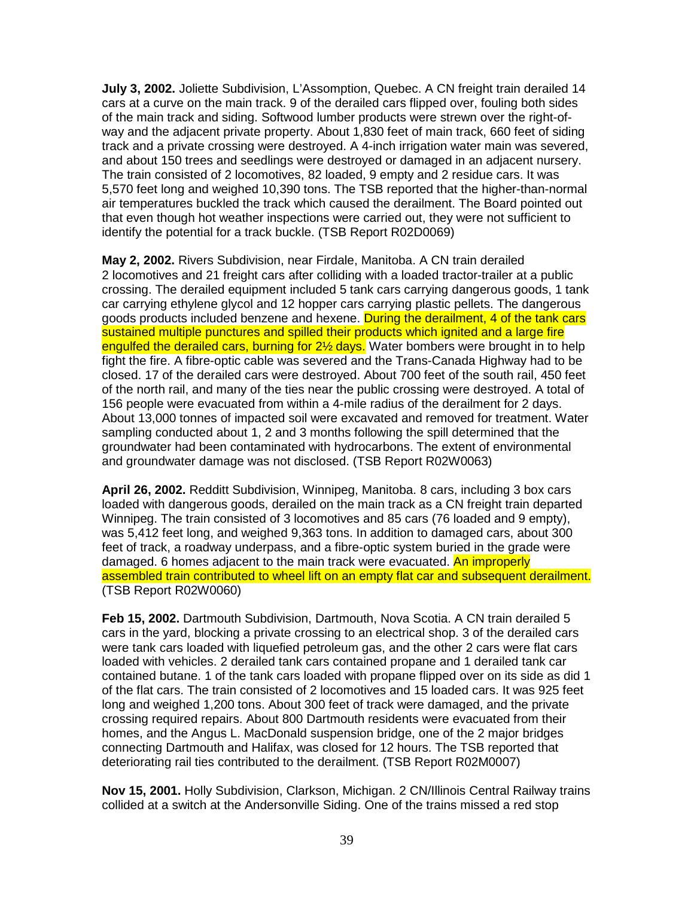**July 3, 2002.** Joliette Subdivision, L'Assomption, Quebec. A CN freight train derailed 14 cars at a curve on the main track. 9 of the derailed cars flipped over, fouling both sides of the main track and siding. Softwood lumber products were strewn over the right-of-way and the adjacent private property. About 1,830 feet of main track, 660 feet of siding track and a private crossing were destroyed. A 4-inch irrigation water main was severed, and about 150 trees and seedlings were destroyed or damaged in an adjacent nursery. The train consisted of 2 locomotives, 82 loaded, 9 empty and 2 residue cars. It was 5,570 feet long and weighed 10,390 tons. The TSB reported that the higher-than-normal air temperatures buckled the track which caused the derailment. The Board pointed out that even though hot weather inspections were carried out, they were not sufficient to identify the potential for a track buckle. (TSB Report R02D0069)

**May 2, 2002.** Rivers Subdivision, near Firdale, Manitoba. A CN train derailed 2 locomotives and 21 freight cars after colliding with a loaded tractor-trailer at a public crossing. The derailed equipment included 5 tank cars carrying dangerous goods, 1 tank car carrying ethylene glycol and 12 hopper cars carrying plastic pellets. The dangerous goods products included benzene and hexene. During the derailment, 4 of the tank cars sustained multiple punctures and spilled their products which ignited and a large fire engulfed the derailed cars, burning for 2½ days. Water bombers were brought in to help fight the fire. A fibre-optic cable was severed and the Trans-Canada Highway had to be closed. 17 of the derailed cars were destroyed. About 700 feet of the south rail, 450 feet of the north rail, and many of the ties near the public crossing were destroyed. A total of 156 people were evacuated from within a 4-mile radius of the derailment for 2 days. About 13,000 tonnes of impacted soil were excavated and removed for treatment. Water sampling conducted about 1, 2 and 3 months following the spill determined that the groundwater had been contaminated with hydrocarbons. The extent of environmental and groundwater damage was not disclosed. (TSB Report R02W0063)

**April 26, 2002.** Redditt Subdivision, Winnipeg, Manitoba. 8 cars, including 3 box cars loaded with dangerous goods, derailed on the main track as a CN freight train departed Winnipeg. The train consisted of 3 locomotives and 85 cars (76 loaded and 9 empty), was 5,412 feet long, and weighed 9,363 tons. In addition to damaged cars, about 300 feet of track, a roadway underpass, and a fibre-optic system buried in the grade were damaged. 6 homes adjacent to the main track were evacuated. An improperly assembled train contributed to wheel lift on an empty flat car and subsequent derailment. (TSB Report R02W0060)

**Feb 15, 2002.** Dartmouth Subdivision, Dartmouth, Nova Scotia. A CN train derailed 5 cars in the yard, blocking a private crossing to an electrical shop. 3 of the derailed cars were tank cars loaded with liquefied petroleum gas, and the other 2 cars were flat cars loaded with vehicles. 2 derailed tank cars contained propane and 1 derailed tank car contained butane. 1 of the tank cars loaded with propane flipped over on its side as did 1 of the flat cars. The train consisted of 2 locomotives and 15 loaded cars. It was 925 feet long and weighed 1,200 tons. About 300 feet of track were damaged, and the private crossing required repairs. About 800 Dartmouth residents were evacuated from their homes, and the Angus L. MacDonald suspension bridge, one of the 2 major bridges connecting Dartmouth and Halifax, was closed for 12 hours. The TSB reported that deteriorating rail ties contributed to the derailment. (TSB Report R02M0007)

**Nov 15, 2001.** Holly Subdivision, Clarkson, Michigan. 2 CN/Illinois Central Railway trains collided at a switch at the Andersonville Siding. One of the trains missed a red stop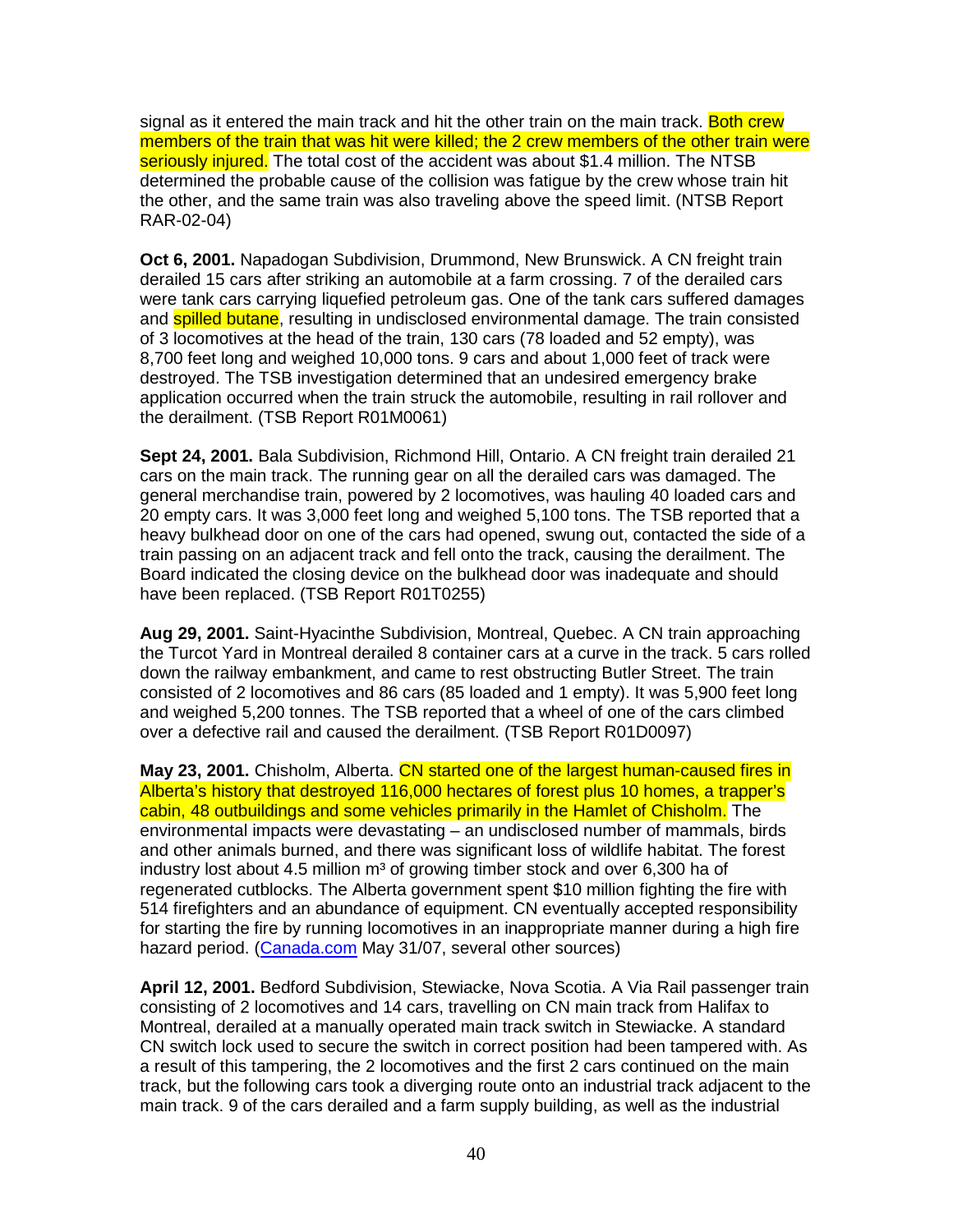signal as it entered the main track and hit the other train on the main track. Both crew members of the train that was hit were killed; the 2 crew members of the other train were seriously injured. The total cost of the accident was about $1.4 million. The NTSB determined the probable cause of the collision was fatigue by the crew whose train hit the other, and the same train was also traveling above the speed limit. (NTSB Report RAR-02-04)

**Oct 6, 2001.** Napadogan Subdivision, Drummond, New Brunswick. A CN freight train derailed 15 cars after striking an automobile at a farm crossing. 7 of the derailed cars were tank cars carrying liquefied petroleum gas. One of the tank cars suffered damages and spilled butane, resulting in undisclosed environmental damage. The train consisted of 3 locomotives at the head of the train, 130 cars (78 loaded and 52 empty), was 8,700 feet long and weighed 10,000 tons. 9 cars and about 1,000 feet of track were destroyed. The TSB investigation determined that an undesired emergency brake application occurred when the train struck the automobile, resulting in rail rollover and the derailment. (TSB Report R01M0061)

**Sept 24, 2001.** Bala Subdivision, Richmond Hill, Ontario. A CN freight train derailed 21 cars on the main track. The running gear on all the derailed cars was damaged. The general merchandise train, powered by 2 locomotives, was hauling 40 loaded cars and 20 empty cars. It was 3,000 feet long and weighed 5,100 tons. The TSB reported that a heavy bulkhead door on one of the cars had opened, swung out, contacted the side of a train passing on an adjacent track and fell onto the track, causing the derailment. The Board indicated the closing device on the bulkhead door was inadequate and should have been replaced. (TSB Report R01T0255)

**Aug 29, 2001.** Saint-Hyacinthe Subdivision, Montreal, Quebec. A CN train approaching the Turcot Yard in Montreal derailed 8 container cars at a curve in the track. 5 cars rolled down the railway embankment, and came to rest obstructing Butler Street. The train consisted of 2 locomotives and 86 cars (85 loaded and 1 empty). It was 5,900 feet long and weighed 5,200 tonnes. The TSB reported that a wheel of one of the cars climbed over a defective rail and caused the derailment. (TSB Report R01D0097)

**May 23, 2001.** Chisholm, Alberta. CN started one of the largest human-caused fires in Alberta's history that destroyed 116,000 hectares of forest plus 10 homes, a trapper's cabin, 48 outbuildings and some vehicles primarily in the Hamlet of Chisholm. The environmental impacts were devastating – an undisclosed number of mammals, birds and other animals burned, and there was significant loss of wildlife habitat. The forest industry lost about 4.5 million m³ of growing timber stock and over 6,300 ha of regenerated cutblocks. The Alberta government spent $10 million fighting the fire with 514 firefighters and an abundance of equipment. CN eventually accepted responsibility for starting the fire by running locomotives in an inappropriate manner during a high fire hazard period. (Canada.com May 31/07, several other sources)

**April 12, 2001.** Bedford Subdivision, Stewiacke, Nova Scotia. A Via Rail passenger train consisting of 2 locomotives and 14 cars, travelling on CN main track from Halifax to Montreal, derailed at a manually operated main track switch in Stewiacke. A standard CN switch lock used to secure the switch in correct position had been tampered with. As a result of this tampering, the 2 locomotives and the first 2 cars continued on the main track, but the following cars took a diverging route onto an industrial track adjacent to the main track. 9 of the cars derailed and a farm supply building, as well as the industrial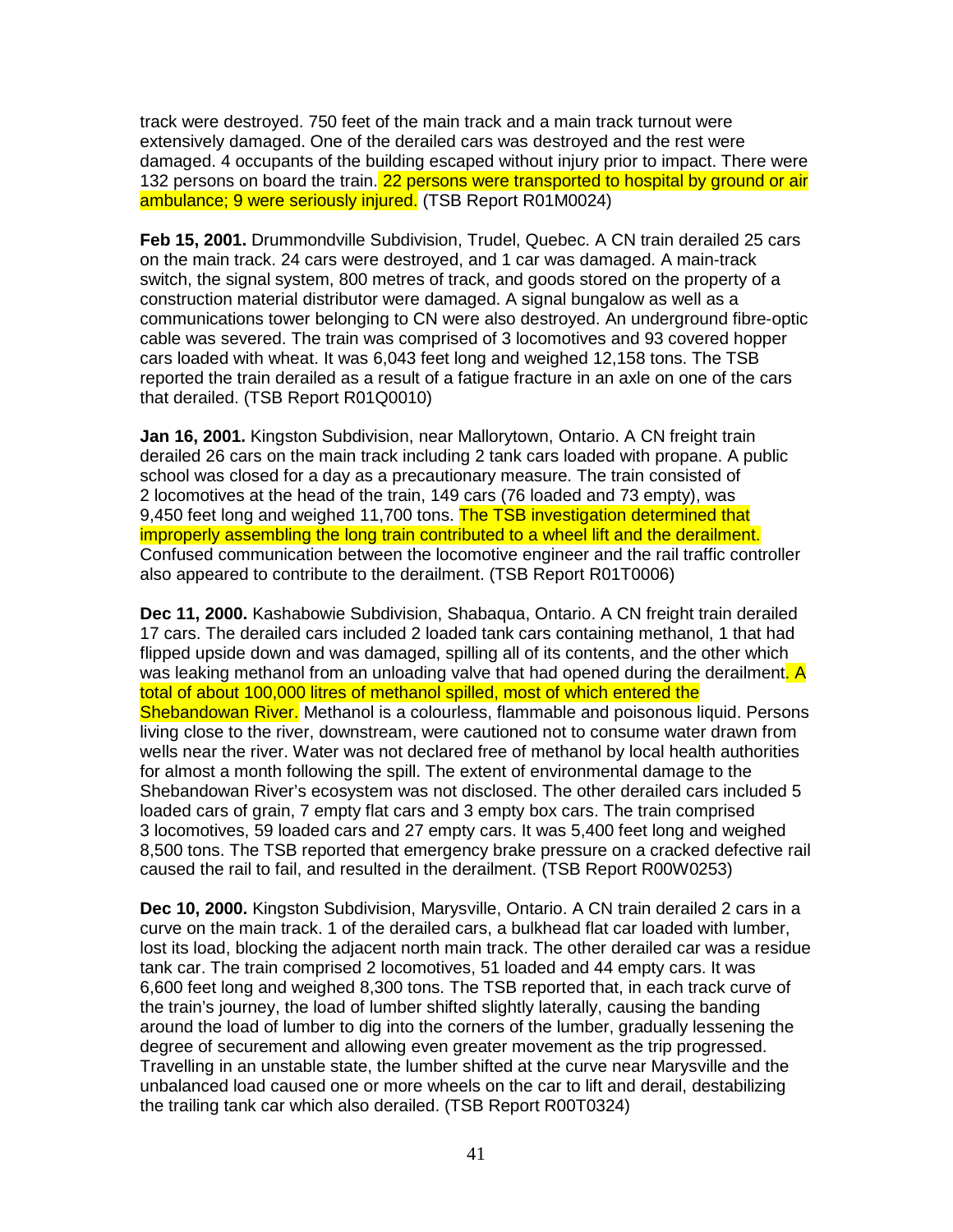track were destroyed. 750 feet of the main track and a main track turnout were extensively damaged. One of the derailed cars was destroyed and the rest were damaged. 4 occupants of the building escaped without injury prior to impact. There were 132 persons on board the train. 22 persons were transported to hospital by ground or air ambulance; 9 were seriously injured. (TSB Report R01M0024)

**Feb 15, 2001.** Drummondville Subdivision, Trudel, Quebec. A CN train derailed 25 cars on the main track. 24 cars were destroyed, and 1 car was damaged. A main-track switch, the signal system, 800 metres of track, and goods stored on the property of a construction material distributor were damaged. A signal bungalow as well as a communications tower belonging to CN were also destroyed. An underground fibre-optic cable was severed. The train was comprised of 3 locomotives and 93 covered hopper cars loaded with wheat. It was 6,043 feet long and weighed 12,158 tons. The TSB reported the train derailed as a result of a fatigue fracture in an axle on one of the cars that derailed. (TSB Report R01Q0010)

**Jan 16, 2001.** Kingston Subdivision, near Mallorytown, Ontario. A CN freight train derailed 26 cars on the main track including 2 tank cars loaded with propane. A public school was closed for a day as a precautionary measure. The train consisted of 2 locomotives at the head of the train, 149 cars (76 loaded and 73 empty), was 9,450 feet long and weighed 11,700 tons. The TSB investigation determined that improperly assembling the long train contributed to a wheel lift and the derailment. Confused communication between the locomotive engineer and the rail traffic controller also appeared to contribute to the derailment. (TSB Report R01T0006)

**Dec 11, 2000.** Kashabowie Subdivision, Shabaqua, Ontario. A CN freight train derailed 17 cars. The derailed cars included 2 loaded tank cars containing methanol, 1 that had flipped upside down and was damaged, spilling all of its contents, and the other which was leaking methanol from an unloading valve that had opened during the derailment. A total of about 100,000 litres of methanol spilled, most of which entered the Shebandowan River. Methanol is a colourless, flammable and poisonous liquid. Persons living close to the river, downstream, were cautioned not to consume water drawn from wells near the river. Water was not declared free of methanol by local health authorities for almost a month following the spill. The extent of environmental damage to the Shebandowan River's ecosystem was not disclosed. The other derailed cars included 5 loaded cars of grain, 7 empty flat cars and 3 empty box cars. The train comprised 3 locomotives, 59 loaded cars and 27 empty cars. It was 5,400 feet long and weighed 8,500 tons. The TSB reported that emergency brake pressure on a cracked defective rail caused the rail to fail, and resulted in the derailment. (TSB Report R00W0253)

**Dec 10, 2000.** Kingston Subdivision, Marysville, Ontario. A CN train derailed 2 cars in a curve on the main track. 1 of the derailed cars, a bulkhead flat car loaded with lumber, lost its load, blocking the adjacent north main track. The other derailed car was a residue tank car. The train comprised 2 locomotives, 51 loaded and 44 empty cars. It was 6,600 feet long and weighed 8,300 tons. The TSB reported that, in each track curve of the train's journey, the load of lumber shifted slightly laterally, causing the banding around the load of lumber to dig into the corners of the lumber, gradually lessening the degree of securement and allowing even greater movement as the trip progressed. Travelling in an unstable state, the lumber shifted at the curve near Marysville and the unbalanced load caused one or more wheels on the car to lift and derail, destabilizing the trailing tank car which also derailed. (TSB Report R00T0324)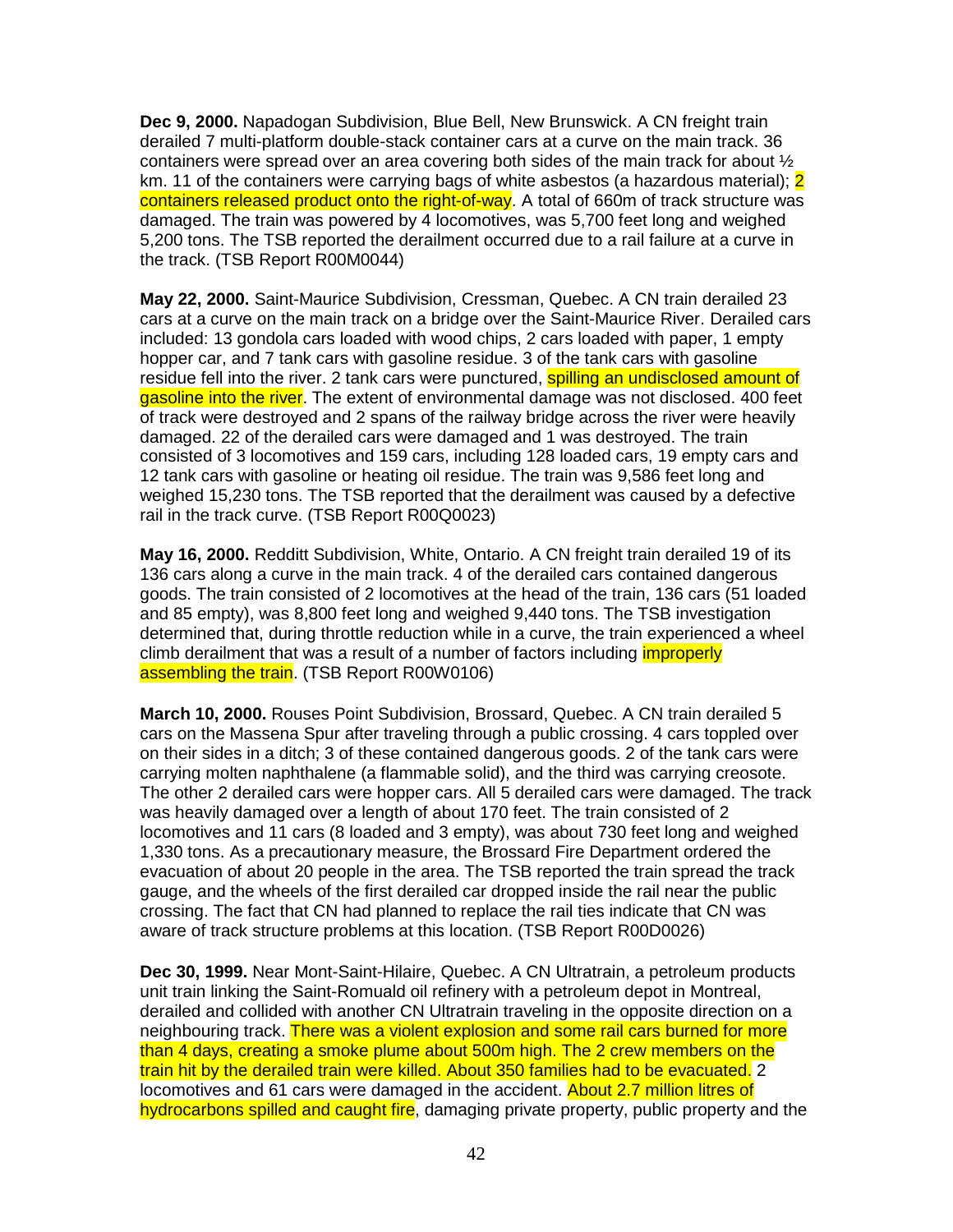**Dec 9, 2000.** Napadogan Subdivision, Blue Bell, New Brunswick. A CN freight train derailed 7 multi-platform double-stack container cars at a curve on the main track. 36 containers were spread over an area covering both sides of the main track for about ½ km. 11 of the containers were carrying bags of white asbestos (a hazardous material); 2 containers released product onto the right-of-way. A total of 660m of track structure was damaged. The train was powered by 4 locomotives, was 5,700 feet long and weighed 5,200 tons. The TSB reported the derailment occurred due to a rail failure at a curve in the track. (TSB Report R00M0044)

**May 22, 2000.** Saint-Maurice Subdivision, Cressman, Quebec. A CN train derailed 23 cars at a curve on the main track on a bridge over the Saint-Maurice River. Derailed cars included: 13 gondola cars loaded with wood chips, 2 cars loaded with paper, 1 empty hopper car, and 7 tank cars with gasoline residue. 3 of the tank cars with gasoline residue fell into the river. 2 tank cars were punctured, spilling an undisclosed amount of gasoline into the river. The extent of environmental damage was not disclosed. 400 feet of track were destroyed and 2 spans of the railway bridge across the river were heavily damaged. 22 of the derailed cars were damaged and 1 was destroyed. The train consisted of 3 locomotives and 159 cars, including 128 loaded cars, 19 empty cars and 12 tank cars with gasoline or heating oil residue. The train was 9,586 feet long and weighed 15,230 tons. The TSB reported that the derailment was caused by a defective rail in the track curve. (TSB Report R00Q0023)

**May 16, 2000.** Redditt Subdivision, White, Ontario. A CN freight train derailed 19 of its 136 cars along a curve in the main track. 4 of the derailed cars contained dangerous goods. The train consisted of 2 locomotives at the head of the train, 136 cars (51 loaded and 85 empty), was 8,800 feet long and weighed 9,440 tons. The TSB investigation determined that, during throttle reduction while in a curve, the train experienced a wheel climb derailment that was a result of a number of factors including improperly assembling the train. (TSB Report R00W0106)

**March 10, 2000.** Rouses Point Subdivision, Brossard, Quebec. A CN train derailed 5 cars on the Massena Spur after traveling through a public crossing. 4 cars toppled over on their sides in a ditch; 3 of these contained dangerous goods. 2 of the tank cars were carrying molten naphthalene (a flammable solid), and the third was carrying creosote. The other 2 derailed cars were hopper cars. All 5 derailed cars were damaged. The track was heavily damaged over a length of about 170 feet. The train consisted of 2 locomotives and 11 cars (8 loaded and 3 empty), was about 730 feet long and weighed 1,330 tons. As a precautionary measure, the Brossard Fire Department ordered the evacuation of about 20 people in the area. The TSB reported the train spread the track gauge, and the wheels of the first derailed car dropped inside the rail near the public crossing. The fact that CN had planned to replace the rail ties indicate that CN was aware of track structure problems at this location. (TSB Report R00D0026)

**Dec 30, 1999.** Near Mont-Saint-Hilaire, Quebec. A CN Ultratrain, a petroleum products unit train linking the Saint-Romuald oil refinery with a petroleum depot in Montreal, derailed and collided with another CN Ultratrain traveling in the opposite direction on a neighbouring track. There was a violent explosion and some rail cars burned for more than 4 days, creating a smoke plume about 500m high. The 2 crew members on the train hit by the derailed train were killed. About 350 families had to be evacuated. 2 locomotives and 61 cars were damaged in the accident. About 2.7 million litres of hydrocarbons spilled and caught fire, damaging private property, public property and the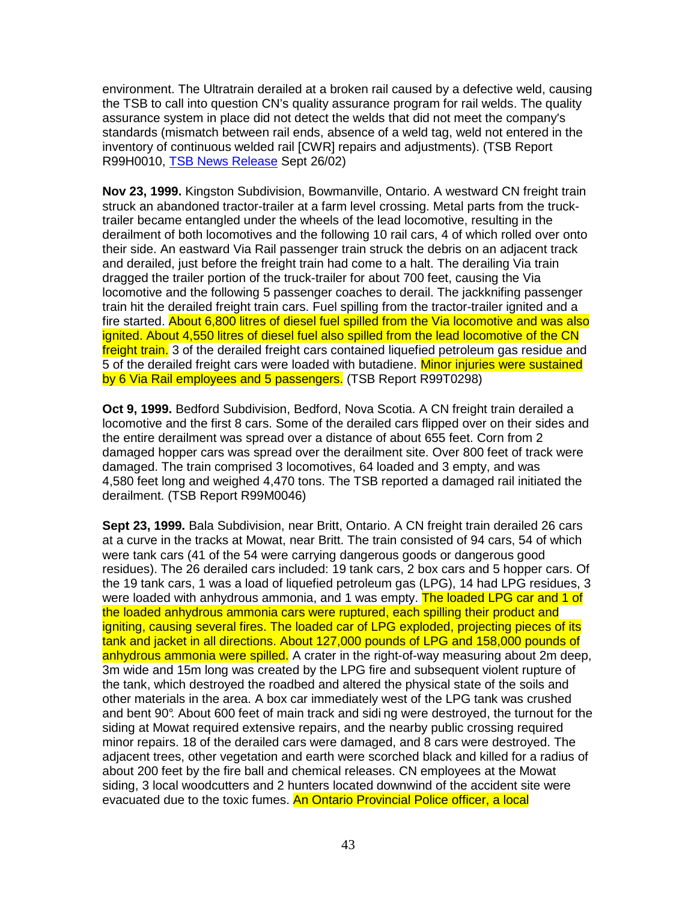environment. The Ultratrain derailed at a broken rail caused by a defective weld, causing the TSB to call into question CN's quality assurance program for rail welds. The quality assurance system in place did not detect the welds that did not meet the company's standards (mismatch between rail ends, absence of a weld tag, weld not entered in the inventory of continuous welded rail [CWR] repairs and adjustments). (TSB Report R99H0010, TSB News Release Sept 26/02)

**Nov 23, 1999.** Kingston Subdivision, Bowmanville, Ontario. A westward CN freight train struck an abandoned tractor-trailer at a farm level crossing. Metal parts from the truck-trailer became entangled under the wheels of the lead locomotive, resulting in the derailment of both locomotives and the following 10 rail cars, 4 of which rolled over onto their side. An eastward Via Rail passenger train struck the debris on an adjacent track and derailed, just before the freight train had come to a halt. The derailing Via train dragged the trailer portion of the truck-trailer for about 700 feet, causing the Via locomotive and the following 5 passenger coaches to derail. The jackknifing passenger train hit the derailed freight train cars. Fuel spilling from the tractor-trailer ignited and a fire started. About 6,800 litres of diesel fuel spilled from the Via locomotive and was also ignited. About 4,550 litres of diesel fuel also spilled from the lead locomotive of the CN freight train. 3 of the derailed freight cars contained liquefied petroleum gas residue and 5 of the derailed freight cars were loaded with butadiene. Minor injuries were sustained by 6 Via Rail employees and 5 passengers. (TSB Report R99T0298)

**Oct 9, 1999.** Bedford Subdivision, Bedford, Nova Scotia. A CN freight train derailed a locomotive and the first 8 cars. Some of the derailed cars flipped over on their sides and the entire derailment was spread over a distance of about 655 feet. Corn from 2 damaged hopper cars was spread over the derailment site. Over 800 feet of track were damaged. The train comprised 3 locomotives, 64 loaded and 3 empty, and was 4,580 feet long and weighed 4,470 tons. The TSB reported a damaged rail initiated the derailment. (TSB Report R99M0046)

**Sept 23, 1999.** Bala Subdivision, near Britt, Ontario. A CN freight train derailed 26 cars at a curve in the tracks at Mowat, near Britt. The train consisted of 94 cars, 54 of which were tank cars (41 of the 54 were carrying dangerous goods or dangerous good residues). The 26 derailed cars included: 19 tank cars, 2 box cars and 5 hopper cars. Of the 19 tank cars, 1 was a load of liquefied petroleum gas (LPG), 14 had LPG residues, 3 were loaded with anhydrous ammonia, and 1 was empty. The loaded LPG car and 1 of the loaded anhydrous ammonia cars were ruptured, each spilling their product and igniting, causing several fires. The loaded car of LPG exploded, projecting pieces of its tank and jacket in all directions. About 127,000 pounds of LPG and 158,000 pounds of anhydrous ammonia were spilled. A crater in the right-of-way measuring about 2m deep, 3m wide and 15m long was created by the LPG fire and subsequent violent rupture of the tank, which destroyed the roadbed and altered the physical state of the soils and other materials in the area. A box car immediately west of the LPG tank was crushed and bent 90°. About 600 feet of main track and siding were destroyed, the turnout for the siding at Mowat required extensive repairs, and the nearby public crossing required minor repairs. 18 of the derailed cars were damaged, and 8 cars were destroyed. The adjacent trees, other vegetation and earth were scorched black and killed for a radius of about 200 feet by the fire ball and chemical releases. CN employees at the Mowat siding, 3 local woodcutters and 2 hunters located downwind of the accident site were evacuated due to the toxic fumes. An Ontario Provincial Police officer, a local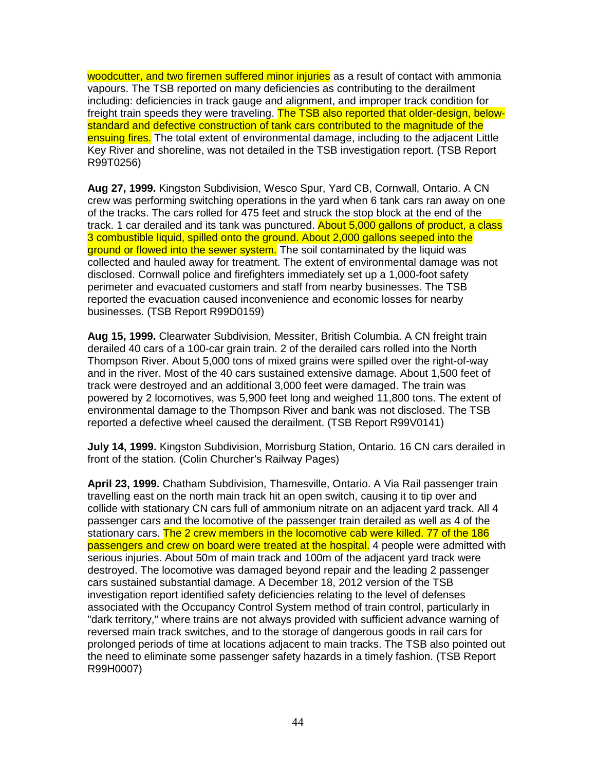woodcutter, and two firemen suffered minor injuries as a result of contact with ammonia vapours. The TSB reported on many deficiencies as contributing to the derailment including: deficiencies in track gauge and alignment, and improper track condition for freight train speeds they were traveling. The TSB also reported that older-design, below-standard and defective construction of tank cars contributed to the magnitude of the ensuing fires. The total extent of environmental damage, including to the adjacent Little Key River and shoreline, was not detailed in the TSB investigation report. (TSB Report R99T0256)

**Aug 27, 1999.** Kingston Subdivision, Wesco Spur, Yard CB, Cornwall, Ontario. A CN crew was performing switching operations in the yard when 6 tank cars ran away on one of the tracks. The cars rolled for 475 feet and struck the stop block at the end of the track. 1 car derailed and its tank was punctured. About 5,000 gallons of product, a class 3 combustible liquid, spilled onto the ground. About 2,000 gallons seeped into the ground or flowed into the sewer system. The soil contaminated by the liquid was collected and hauled away for treatment. The extent of environmental damage was not disclosed. Cornwall police and firefighters immediately set up a 1,000-foot safety perimeter and evacuated customers and staff from nearby businesses. The TSB reported the evacuation caused inconvenience and economic losses for nearby businesses. (TSB Report R99D0159)

**Aug 15, 1999.** Clearwater Subdivision, Messiter, British Columbia. A CN freight train derailed 40 cars of a 100-car grain train. 2 of the derailed cars rolled into the North Thompson River. About 5,000 tons of mixed grains were spilled over the right-of-way and in the river. Most of the 40 cars sustained extensive damage. About 1,500 feet of track were destroyed and an additional 3,000 feet were damaged. The train was powered by 2 locomotives, was 5,900 feet long and weighed 11,800 tons. The extent of environmental damage to the Thompson River and bank was not disclosed. The TSB reported a defective wheel caused the derailment. (TSB Report R99V0141)

**July 14, 1999.** Kingston Subdivision, Morrisburg Station, Ontario. 16 CN cars derailed in front of the station. (Colin Churcher's Railway Pages)

**April 23, 1999.** Chatham Subdivision, Thamesville, Ontario. A Via Rail passenger train travelling east on the north main track hit an open switch, causing it to tip over and collide with stationary CN cars full of ammonium nitrate on an adjacent yard track. All 4 passenger cars and the locomotive of the passenger train derailed as well as 4 of the stationary cars. The 2 crew members in the locomotive cab were killed. 77 of the 186 passengers and crew on board were treated at the hospital. 4 people were admitted with serious injuries. About 50m of main track and 100m of the adjacent yard track were destroyed. The locomotive was damaged beyond repair and the leading 2 passenger cars sustained substantial damage. A December 18, 2012 version of the TSB investigation report identified safety deficiencies relating to the level of defenses associated with the Occupancy Control System method of train control, particularly in "dark territory," where trains are not always provided with sufficient advance warning of reversed main track switches, and to the storage of dangerous goods in rail cars for prolonged periods of time at locations adjacent to main tracks. The TSB also pointed out the need to eliminate some passenger safety hazards in a timely fashion. (TSB Report R99H0007)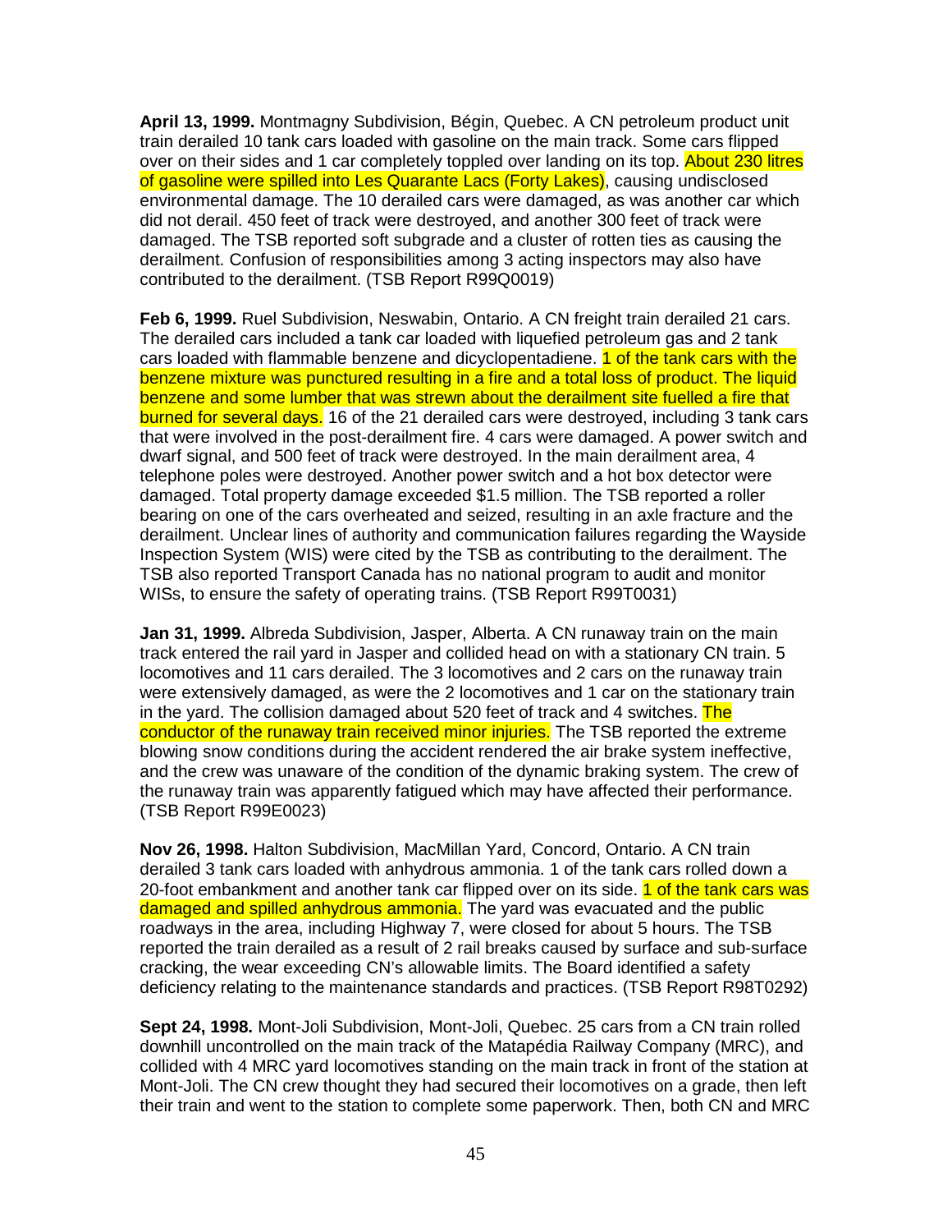**April 13, 1999.** Montmagny Subdivision, Bégin, Quebec. A CN petroleum product unit train derailed 10 tank cars loaded with gasoline on the main track. Some cars flipped over on their sides and 1 car completely toppled over landing on its top. About 230 litres of gasoline were spilled into Les Quarante Lacs (Forty Lakes), causing undisclosed environmental damage. The 10 derailed cars were damaged, as was another car which did not derail. 450 feet of track were destroyed, and another 300 feet of track were damaged. The TSB reported soft subgrade and a cluster of rotten ties as causing the derailment. Confusion of responsibilities among 3 acting inspectors may also have contributed to the derailment. (TSB Report R99Q0019)

**Feb 6, 1999.** Ruel Subdivision, Neswabin, Ontario. A CN freight train derailed 21 cars. The derailed cars included a tank car loaded with liquefied petroleum gas and 2 tank cars loaded with flammable benzene and dicyclopentadiene. 1 of the tank cars with the benzene mixture was punctured resulting in a fire and a total loss of product. The liquid benzene and some lumber that was strewn about the derailment site fuelled a fire that burned for several days. 16 of the 21 derailed cars were destroyed, including 3 tank cars that were involved in the post-derailment fire. 4 cars were damaged. A power switch and dwarf signal, and 500 feet of track were destroyed. In the main derailment area, 4 telephone poles were destroyed. Another power switch and a hot box detector were damaged. Total property damage exceeded $1.5 million. The TSB reported a roller bearing on one of the cars overheated and seized, resulting in an axle fracture and the derailment. Unclear lines of authority and communication failures regarding the Wayside Inspection System (WIS) were cited by the TSB as contributing to the derailment. The TSB also reported Transport Canada has no national program to audit and monitor WISs, to ensure the safety of operating trains. (TSB Report R99T0031)

**Jan 31, 1999.** Albreda Subdivision, Jasper, Alberta. A CN runaway train on the main track entered the rail yard in Jasper and collided head on with a stationary CN train. 5 locomotives and 11 cars derailed. The 3 locomotives and 2 cars on the runaway train were extensively damaged, as were the 2 locomotives and 1 car on the stationary train in the yard. The collision damaged about 520 feet of track and 4 switches. The conductor of the runaway train received minor injuries. The TSB reported the extreme blowing snow conditions during the accident rendered the air brake system ineffective, and the crew was unaware of the condition of the dynamic braking system. The crew of the runaway train was apparently fatigued which may have affected their performance. (TSB Report R99E0023)

**Nov 26, 1998.** Halton Subdivision, MacMillan Yard, Concord, Ontario. A CN train derailed 3 tank cars loaded with anhydrous ammonia. 1 of the tank cars rolled down a 20-foot embankment and another tank car flipped over on its side. 1 of the tank cars was damaged and spilled anhydrous ammonia. The yard was evacuated and the public roadways in the area, including Highway 7, were closed for about 5 hours. The TSB reported the train derailed as a result of 2 rail breaks caused by surface and sub-surface cracking, the wear exceeding CN's allowable limits. The Board identified a safety deficiency relating to the maintenance standards and practices. (TSB Report R98T0292)

**Sept 24, 1998.** Mont-Joli Subdivision, Mont-Joli, Quebec. 25 cars from a CN train rolled downhill uncontrolled on the main track of the Matapédia Railway Company (MRC), and collided with 4 MRC yard locomotives standing on the main track in front of the station at Mont-Joli. The CN crew thought they had secured their locomotives on a grade, then left their train and went to the station to complete some paperwork. Then, both CN and MRC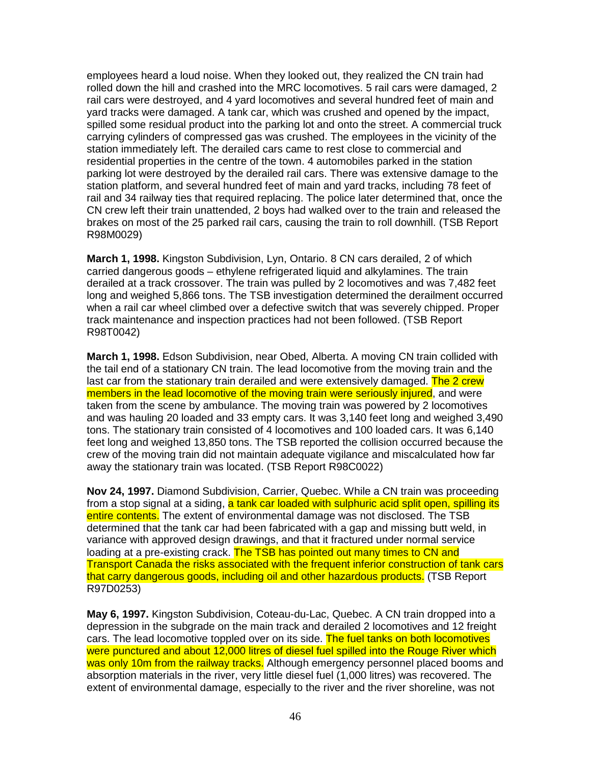employees heard a loud noise. When they looked out, they realized the CN train had rolled down the hill and crashed into the MRC locomotives. 5 rail cars were damaged, 2 rail cars were destroyed, and 4 yard locomotives and several hundred feet of main and yard tracks were damaged. A tank car, which was crushed and opened by the impact, spilled some residual product into the parking lot and onto the street. A commercial truck carrying cylinders of compressed gas was crushed. The employees in the vicinity of the station immediately left. The derailed cars came to rest close to commercial and residential properties in the centre of the town. 4 automobiles parked in the station parking lot were destroyed by the derailed rail cars. There was extensive damage to the station platform, and several hundred feet of main and yard tracks, including 78 feet of rail and 34 railway ties that required replacing. The police later determined that, once the CN crew left their train unattended, 2 boys had walked over to the train and released the brakes on most of the 25 parked rail cars, causing the train to roll downhill. (TSB Report R98M0029)

**March 1, 1998.** Kingston Subdivision, Lyn, Ontario. 8 CN cars derailed, 2 of which carried dangerous goods – ethylene refrigerated liquid and alkylamines. The train derailed at a track crossover. The train was pulled by 2 locomotives and was 7,482 feet long and weighed 5,866 tons. The TSB investigation determined the derailment occurred when a rail car wheel climbed over a defective switch that was severely chipped. Proper track maintenance and inspection practices had not been followed. (TSB Report R98T0042)

**March 1, 1998.** Edson Subdivision, near Obed, Alberta. A moving CN train collided with the tail end of a stationary CN train. The lead locomotive from the moving train and the last car from the stationary train derailed and were extensively damaged. The 2 crew members in the lead locomotive of the moving train were seriously injured, and were taken from the scene by ambulance. The moving train was powered by 2 locomotives and was hauling 20 loaded and 33 empty cars. It was 3,140 feet long and weighed 3,490 tons. The stationary train consisted of 4 locomotives and 100 loaded cars. It was 6,140 feet long and weighed 13,850 tons. The TSB reported the collision occurred because the crew of the moving train did not maintain adequate vigilance and miscalculated how far away the stationary train was located. (TSB Report R98C0022)

**Nov 24, 1997.** Diamond Subdivision, Carrier, Quebec. While a CN train was proceeding from a stop signal at a siding, a tank car loaded with sulphuric acid split open, spilling its entire contents. The extent of environmental damage was not disclosed. The TSB determined that the tank car had been fabricated with a gap and missing butt weld, in variance with approved design drawings, and that it fractured under normal service loading at a pre-existing crack. The TSB has pointed out many times to CN and Transport Canada the risks associated with the frequent inferior construction of tank cars that carry dangerous goods, including oil and other hazardous products. (TSB Report R97D0253)

**May 6, 1997.** Kingston Subdivision, Coteau-du-Lac, Quebec. A CN train dropped into a depression in the subgrade on the main track and derailed 2 locomotives and 12 freight cars. The lead locomotive toppled over on its side. The fuel tanks on both locomotives were punctured and about 12,000 litres of diesel fuel spilled into the Rouge River which was only 10m from the railway tracks. Although emergency personnel placed booms and absorption materials in the river, very little diesel fuel (1,000 litres) was recovered. The extent of environmental damage, especially to the river and the river shoreline, was not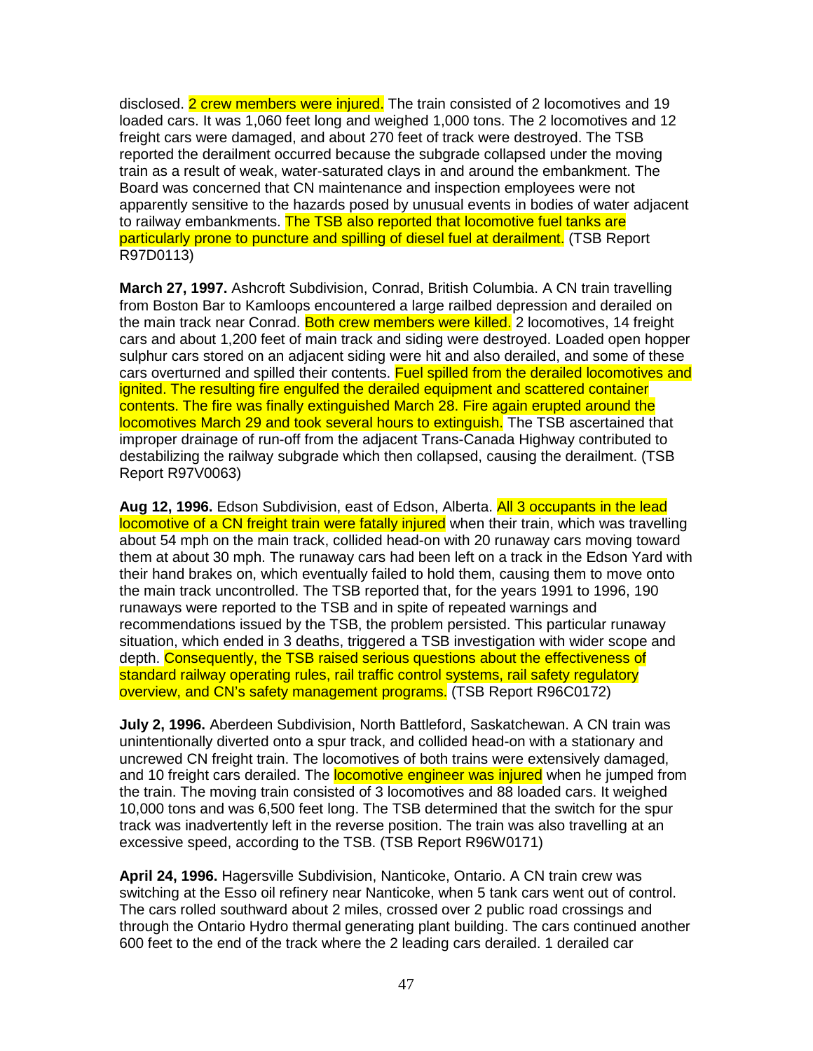disclosed. 2 crew members were injured. The train consisted of 2 locomotives and 19 loaded cars. It was 1,060 feet long and weighed 1,000 tons. The 2 locomotives and 12 freight cars were damaged, and about 270 feet of track were destroyed. The TSB reported the derailment occurred because the subgrade collapsed under the moving train as a result of weak, water-saturated clays in and around the embankment. The Board was concerned that CN maintenance and inspection employees were not apparently sensitive to the hazards posed by unusual events in bodies of water adjacent to railway embankments. The TSB also reported that locomotive fuel tanks are particularly prone to puncture and spilling of diesel fuel at derailment. (TSB Report R97D0113)

**March 27, 1997.** Ashcroft Subdivision, Conrad, British Columbia. A CN train travelling from Boston Bar to Kamloops encountered a large railbed depression and derailed on the main track near Conrad. Both crew members were killed. 2 locomotives, 14 freight cars and about 1,200 feet of main track and siding were destroyed. Loaded open hopper sulphur cars stored on an adjacent siding were hit and also derailed, and some of these cars overturned and spilled their contents. Fuel spilled from the derailed locomotives and ignited. The resulting fire engulfed the derailed equipment and scattered container contents. The fire was finally extinguished March 28. Fire again erupted around the locomotives March 29 and took several hours to extinguish. The TSB ascertained that improper drainage of run-off from the adjacent Trans-Canada Highway contributed to destabilizing the railway subgrade which then collapsed, causing the derailment. (TSB Report R97V0063)

**Aug 12, 1996.** Edson Subdivision, east of Edson, Alberta. All 3 occupants in the lead locomotive of a CN freight train were fatally injured when their train, which was travelling about 54 mph on the main track, collided head-on with 20 runaway cars moving toward them at about 30 mph. The runaway cars had been left on a track in the Edson Yard with their hand brakes on, which eventually failed to hold them, causing them to move onto the main track uncontrolled. The TSB reported that, for the years 1991 to 1996, 190 runaways were reported to the TSB and in spite of repeated warnings and recommendations issued by the TSB, the problem persisted. This particular runaway situation, which ended in 3 deaths, triggered a TSB investigation with wider scope and depth. Consequently, the TSB raised serious questions about the effectiveness of standard railway operating rules, rail traffic control systems, rail safety regulatory overview, and CN's safety management programs. (TSB Report R96C0172)

**July 2, 1996.** Aberdeen Subdivision, North Battleford, Saskatchewan. A CN train was unintentionally diverted onto a spur track, and collided head-on with a stationary and uncrewed CN freight train. The locomotives of both trains were extensively damaged, and 10 freight cars derailed. The locomotive engineer was injured when he jumped from the train. The moving train consisted of 3 locomotives and 88 loaded cars. It weighed 10,000 tons and was 6,500 feet long. The TSB determined that the switch for the spur track was inadvertently left in the reverse position. The train was also travelling at an excessive speed, according to the TSB. (TSB Report R96W0171)

**April 24, 1996.** Hagersville Subdivision, Nanticoke, Ontario. A CN train crew was switching at the Esso oil refinery near Nanticoke, when 5 tank cars went out of control. The cars rolled southward about 2 miles, crossed over 2 public road crossings and through the Ontario Hydro thermal generating plant building. The cars continued another 600 feet to the end of the track where the 2 leading cars derailed. 1 derailed car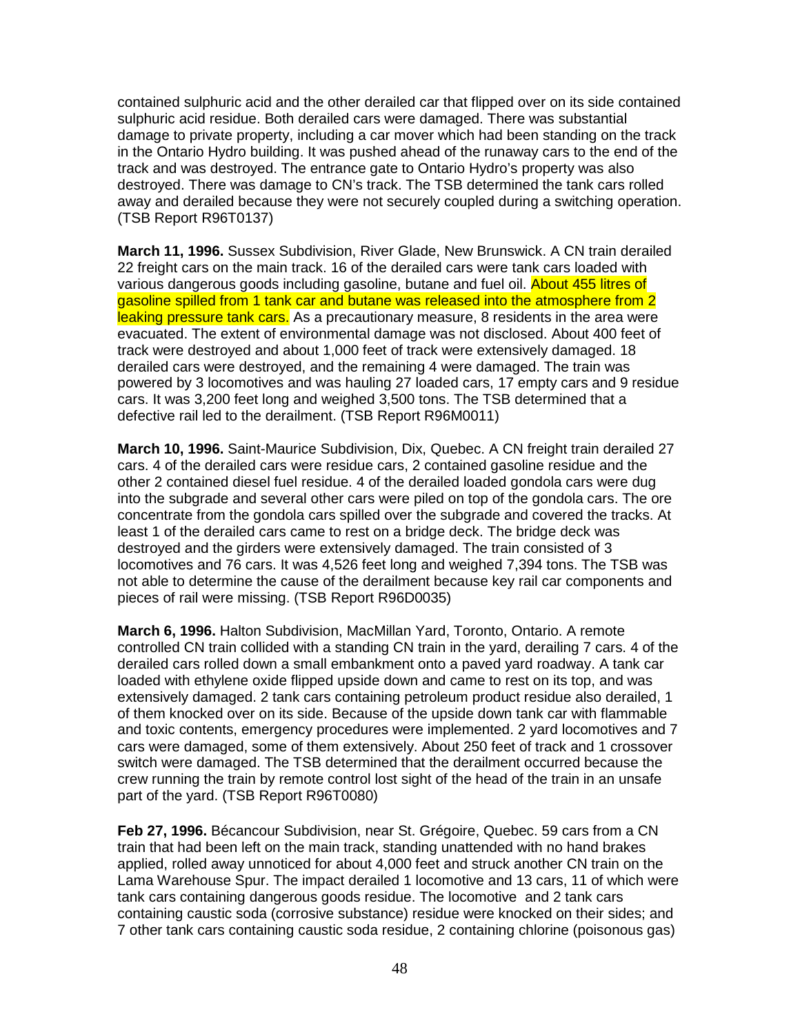contained sulphuric acid and the other derailed car that flipped over on its side contained sulphuric acid residue. Both derailed cars were damaged. There was substantial damage to private property, including a car mover which had been standing on the track in the Ontario Hydro building. It was pushed ahead of the runaway cars to the end of the track and was destroyed. The entrance gate to Ontario Hydro's property was also destroyed. There was damage to CN's track. The TSB determined the tank cars rolled away and derailed because they were not securely coupled during a switching operation. (TSB Report R96T0137)

**March 11, 1996.** Sussex Subdivision, River Glade, New Brunswick. A CN train derailed 22 freight cars on the main track. 16 of the derailed cars were tank cars loaded with various dangerous goods including gasoline, butane and fuel oil. About 455 litres of gasoline spilled from 1 tank car and butane was released into the atmosphere from 2 leaking pressure tank cars. As a precautionary measure, 8 residents in the area were evacuated. The extent of environmental damage was not disclosed. About 400 feet of track were destroyed and about 1,000 feet of track were extensively damaged. 18 derailed cars were destroyed, and the remaining 4 were damaged. The train was powered by 3 locomotives and was hauling 27 loaded cars, 17 empty cars and 9 residue cars. It was 3,200 feet long and weighed 3,500 tons. The TSB determined that a defective rail led to the derailment. (TSB Report R96M0011)

**March 10, 1996.** Saint-Maurice Subdivision, Dix, Quebec. A CN freight train derailed 27 cars. 4 of the derailed cars were residue cars, 2 contained gasoline residue and the other 2 contained diesel fuel residue. 4 of the derailed loaded gondola cars were dug into the subgrade and several other cars were piled on top of the gondola cars. The ore concentrate from the gondola cars spilled over the subgrade and covered the tracks. At least 1 of the derailed cars came to rest on a bridge deck. The bridge deck was destroyed and the girders were extensively damaged. The train consisted of 3 locomotives and 76 cars. It was 4,526 feet long and weighed 7,394 tons. The TSB was not able to determine the cause of the derailment because key rail car components and pieces of rail were missing. (TSB Report R96D0035)

**March 6, 1996.** Halton Subdivision, MacMillan Yard, Toronto, Ontario. A remote controlled CN train collided with a standing CN train in the yard, derailing 7 cars. 4 of the derailed cars rolled down a small embankment onto a paved yard roadway. A tank car loaded with ethylene oxide flipped upside down and came to rest on its top, and was extensively damaged. 2 tank cars containing petroleum product residue also derailed, 1 of them knocked over on its side. Because of the upside down tank car with flammable and toxic contents, emergency procedures were implemented. 2 yard locomotives and 7 cars were damaged, some of them extensively. About 250 feet of track and 1 crossover switch were damaged. The TSB determined that the derailment occurred because the crew running the train by remote control lost sight of the head of the train in an unsafe part of the yard. (TSB Report R96T0080)

**Feb 27, 1996.** Bécancour Subdivision, near St. Grégoire, Quebec. 59 cars from a CN train that had been left on the main track, standing unattended with no hand brakes applied, rolled away unnoticed for about 4,000 feet and struck another CN train on the Lama Warehouse Spur. The impact derailed 1 locomotive and 13 cars, 11 of which were tank cars containing dangerous goods residue. The locomotive and 2 tank cars containing caustic soda (corrosive substance) residue were knocked on their sides; and 7 other tank cars containing caustic soda residue, 2 containing chlorine (poisonous gas)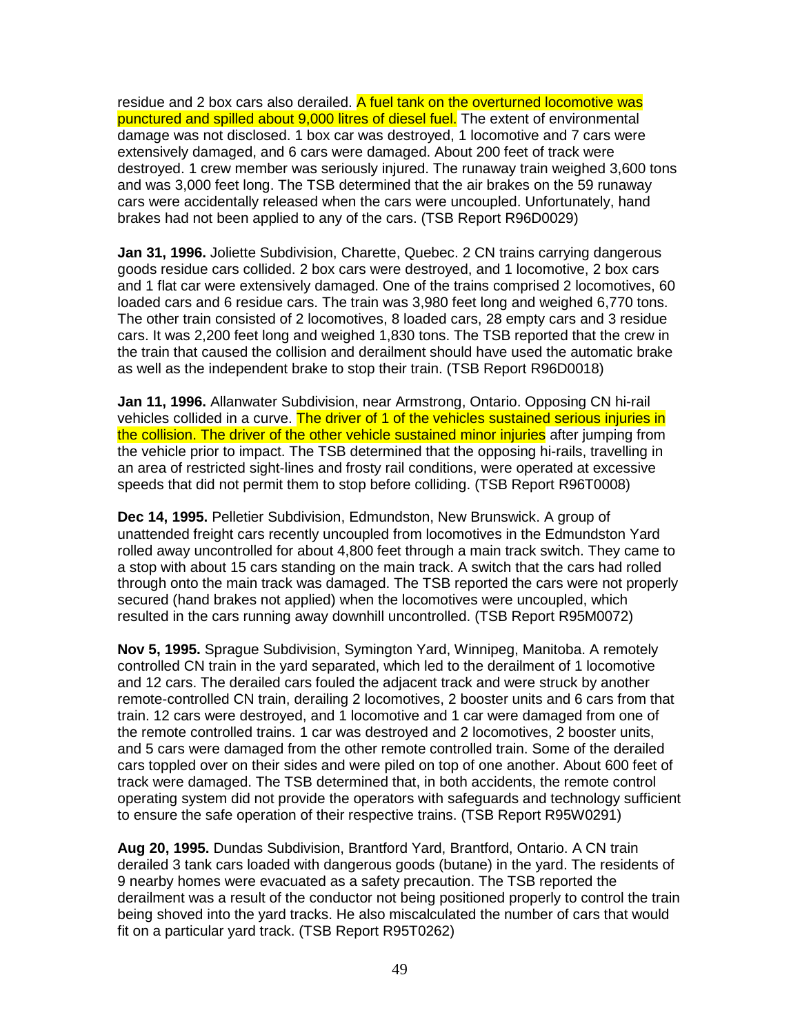residue and 2 box cars also derailed. A fuel tank on the overturned locomotive was punctured and spilled about 9,000 litres of diesel fuel. The extent of environmental damage was not disclosed. 1 box car was destroyed, 1 locomotive and 7 cars were extensively damaged, and 6 cars were damaged. About 200 feet of track were destroyed. 1 crew member was seriously injured. The runaway train weighed 3,600 tons and was 3,000 feet long. The TSB determined that the air brakes on the 59 runaway cars were accidentally released when the cars were uncoupled. Unfortunately, hand brakes had not been applied to any of the cars. (TSB Report R96D0029)

**Jan 31, 1996.** Joliette Subdivision, Charette, Quebec. 2 CN trains carrying dangerous goods residue cars collided. 2 box cars were destroyed, and 1 locomotive, 2 box cars and 1 flat car were extensively damaged. One of the trains comprised 2 locomotives, 60 loaded cars and 6 residue cars. The train was 3,980 feet long and weighed 6,770 tons. The other train consisted of 2 locomotives, 8 loaded cars, 28 empty cars and 3 residue cars. It was 2,200 feet long and weighed 1,830 tons. The TSB reported that the crew in the train that caused the collision and derailment should have used the automatic brake as well as the independent brake to stop their train. (TSB Report R96D0018)

**Jan 11, 1996.** Allanwater Subdivision, near Armstrong, Ontario. Opposing CN hi-rail vehicles collided in a curve. The driver of 1 of the vehicles sustained serious injuries in the collision. The driver of the other vehicle sustained minor injuries after jumping from the vehicle prior to impact. The TSB determined that the opposing hi-rails, travelling in an area of restricted sight-lines and frosty rail conditions, were operated at excessive speeds that did not permit them to stop before colliding. (TSB Report R96T0008)

**Dec 14, 1995.** Pelletier Subdivision, Edmundston, New Brunswick. A group of unattended freight cars recently uncoupled from locomotives in the Edmundston Yard rolled away uncontrolled for about 4,800 feet through a main track switch. They came to a stop with about 15 cars standing on the main track. A switch that the cars had rolled through onto the main track was damaged. The TSB reported the cars were not properly secured (hand brakes not applied) when the locomotives were uncoupled, which resulted in the cars running away downhill uncontrolled. (TSB Report R95M0072)

**Nov 5, 1995.** Sprague Subdivision, Symington Yard, Winnipeg, Manitoba. A remotely controlled CN train in the yard separated, which led to the derailment of 1 locomotive and 12 cars. The derailed cars fouled the adjacent track and were struck by another remote-controlled CN train, derailing 2 locomotives, 2 booster units and 6 cars from that train. 12 cars were destroyed, and 1 locomotive and 1 car were damaged from one of the remote controlled trains. 1 car was destroyed and 2 locomotives, 2 booster units, and 5 cars were damaged from the other remote controlled train. Some of the derailed cars toppled over on their sides and were piled on top of one another. About 600 feet of track were damaged. The TSB determined that, in both accidents, the remote control operating system did not provide the operators with safeguards and technology sufficient to ensure the safe operation of their respective trains. (TSB Report R95W0291)

**Aug 20, 1995.** Dundas Subdivision, Brantford Yard, Brantford, Ontario. A CN train derailed 3 tank cars loaded with dangerous goods (butane) in the yard. The residents of 9 nearby homes were evacuated as a safety precaution. The TSB reported the derailment was a result of the conductor not being positioned properly to control the train being shoved into the yard tracks. He also miscalculated the number of cars that would fit on a particular yard track. (TSB Report R95T0262)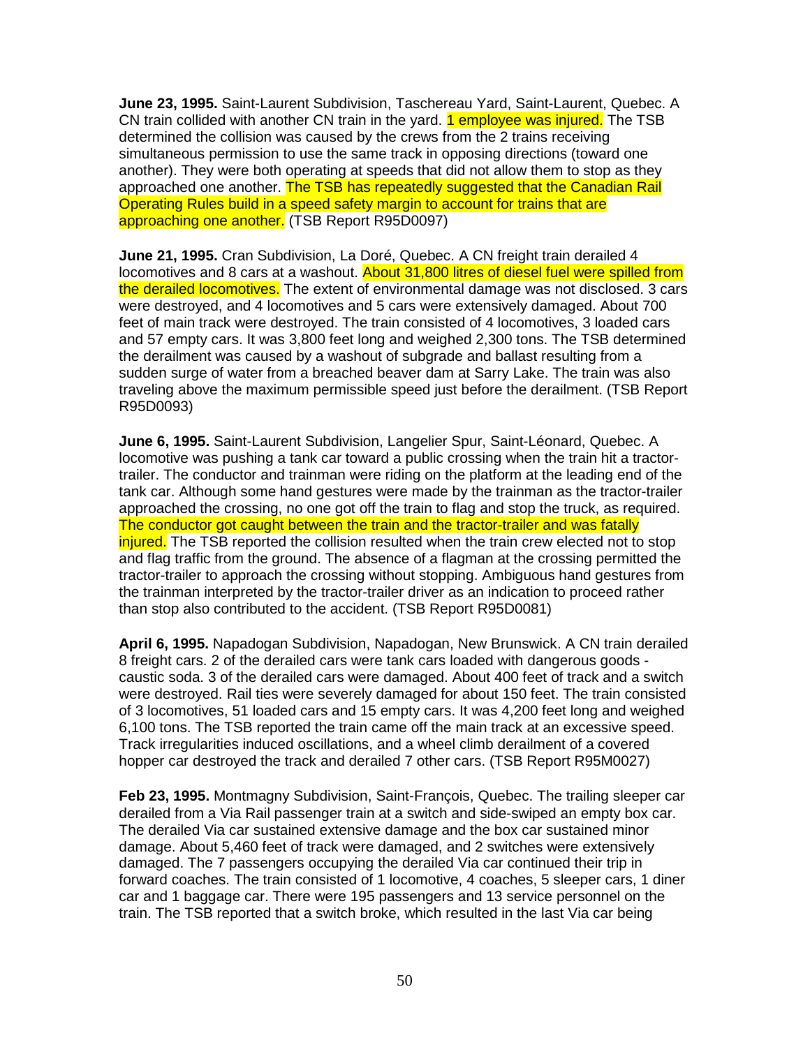**June 23, 1995.** Saint-Laurent Subdivision, Taschereau Yard, Saint-Laurent, Quebec. A CN train collided with another CN train in the yard. 1 employee was injured. The TSB determined the collision was caused by the crews from the 2 trains receiving simultaneous permission to use the same track in opposing directions (toward one another). They were both operating at speeds that did not allow them to stop as they approached one another. The TSB has repeatedly suggested that the Canadian Rail Operating Rules build in a speed safety margin to account for trains that are approaching one another. (TSB Report R95D0097)

**June 21, 1995.** Cran Subdivision, La Doré, Quebec. A CN freight train derailed 4 locomotives and 8 cars at a washout. About 31,800 litres of diesel fuel were spilled from the derailed locomotives. The extent of environmental damage was not disclosed. 3 cars were destroyed, and 4 locomotives and 5 cars were extensively damaged. About 700 feet of main track were destroyed. The train consisted of 4 locomotives, 3 loaded cars and 57 empty cars. It was 3,800 feet long and weighed 2,300 tons. The TSB determined the derailment was caused by a washout of subgrade and ballast resulting from a sudden surge of water from a breached beaver dam at Sarry Lake. The train was also traveling above the maximum permissible speed just before the derailment. (TSB Report R95D0093)

**June 6, 1995.** Saint-Laurent Subdivision, Langelier Spur, Saint-Léonard, Quebec. A locomotive was pushing a tank car toward a public crossing when the train hit a tractor-trailer. The conductor and trainman were riding on the platform at the leading end of the tank car. Although some hand gestures were made by the trainman as the tractor-trailer approached the crossing, no one got off the train to flag and stop the truck, as required. The conductor got caught between the train and the tractor-trailer and was fatally injured. The TSB reported the collision resulted when the train crew elected not to stop and flag traffic from the ground. The absence of a flagman at the crossing permitted the tractor-trailer to approach the crossing without stopping. Ambiguous hand gestures from the trainman interpreted by the tractor-trailer driver as an indication to proceed rather than stop also contributed to the accident. (TSB Report R95D0081)

**April 6, 1995.** Napadogan Subdivision, Napadogan, New Brunswick. A CN train derailed 8 freight cars. 2 of the derailed cars were tank cars loaded with dangerous goods - caustic soda. 3 of the derailed cars were damaged. About 400 feet of track and a switch were destroyed. Rail ties were severely damaged for about 150 feet. The train consisted of 3 locomotives, 51 loaded cars and 15 empty cars. It was 4,200 feet long and weighed 6,100 tons. The TSB reported the train came off the main track at an excessive speed. Track irregularities induced oscillations, and a wheel climb derailment of a covered hopper car destroyed the track and derailed 7 other cars. (TSB Report R95M0027)

**Feb 23, 1995.** Montmagny Subdivision, Saint-François, Quebec. The trailing sleeper car derailed from a Via Rail passenger train at a switch and side-swiped an empty box car. The derailed Via car sustained extensive damage and the box car sustained minor damage. About 5,460 feet of track were damaged, and 2 switches were extensively damaged. The 7 passengers occupying the derailed Via car continued their trip in forward coaches. The train consisted of 1 locomotive, 4 coaches, 5 sleeper cars, 1 diner car and 1 baggage car. There were 195 passengers and 13 service personnel on the train. The TSB reported that a switch broke, which resulted in the last Via car being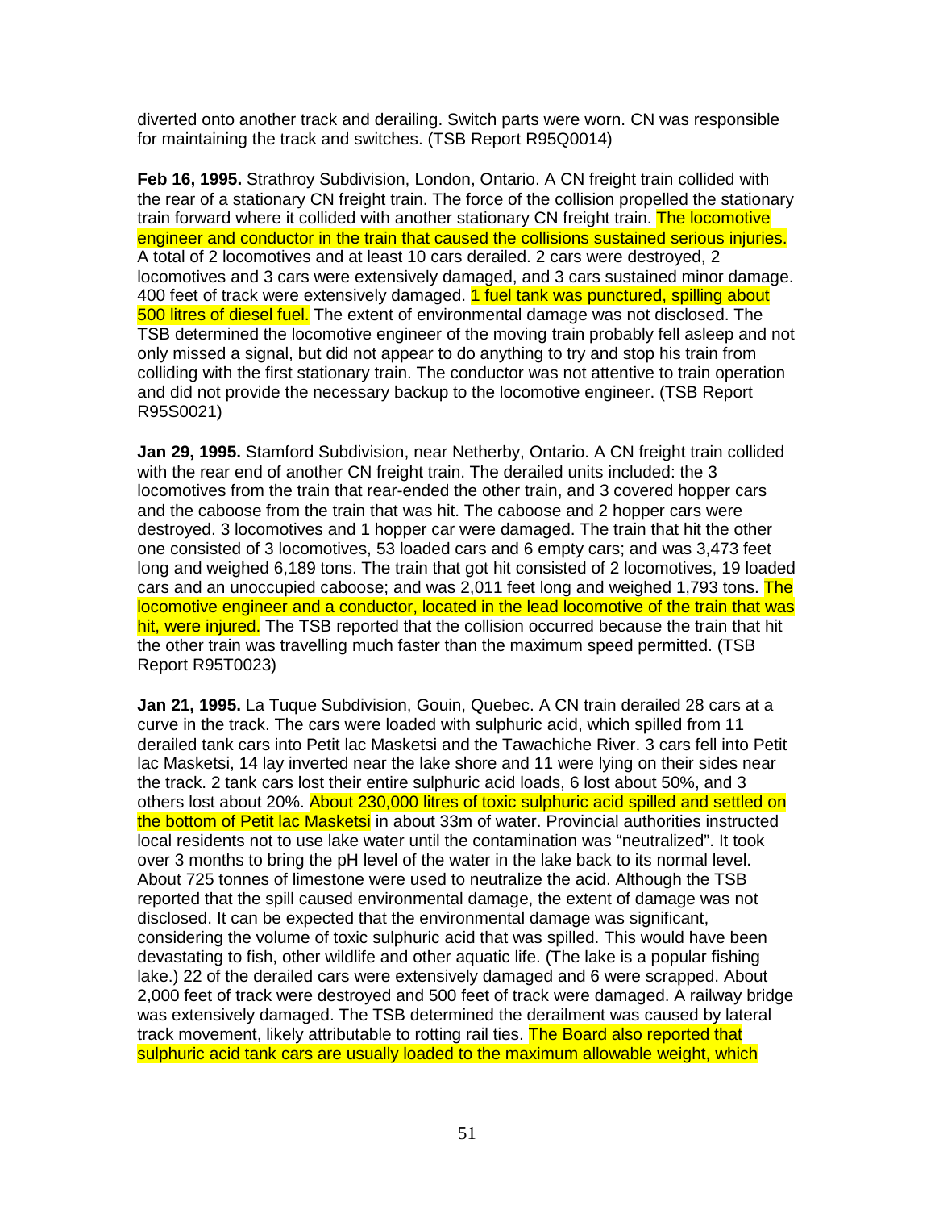diverted onto another track and derailing. Switch parts were worn. CN was responsible for maintaining the track and switches. (TSB Report R95Q0014)

**Feb 16, 1995.** Strathroy Subdivision, London, Ontario. A CN freight train collided with the rear of a stationary CN freight train. The force of the collision propelled the stationary train forward where it collided with another stationary CN freight train. The locomotive engineer and conductor in the train that caused the collisions sustained serious injuries. A total of 2 locomotives and at least 10 cars derailed. 2 cars were destroyed, 2 locomotives and 3 cars were extensively damaged, and 3 cars sustained minor damage. 400 feet of track were extensively damaged. 1 fuel tank was punctured, spilling about 500 litres of diesel fuel. The extent of environmental damage was not disclosed. The TSB determined the locomotive engineer of the moving train probably fell asleep and not only missed a signal, but did not appear to do anything to try and stop his train from colliding with the first stationary train. The conductor was not attentive to train operation and did not provide the necessary backup to the locomotive engineer. (TSB Report R95S0021)

**Jan 29, 1995.** Stamford Subdivision, near Netherby, Ontario. A CN freight train collided with the rear end of another CN freight train. The derailed units included: the 3 locomotives from the train that rear-ended the other train, and 3 covered hopper cars and the caboose from the train that was hit. The caboose and 2 hopper cars were destroyed. 3 locomotives and 1 hopper car were damaged. The train that hit the other one consisted of 3 locomotives, 53 loaded cars and 6 empty cars; and was 3,473 feet long and weighed 6,189 tons. The train that got hit consisted of 2 locomotives, 19 loaded cars and an unoccupied caboose; and was 2,011 feet long and weighed 1,793 tons. The locomotive engineer and a conductor, located in the lead locomotive of the train that was hit, were injured. The TSB reported that the collision occurred because the train that hit the other train was travelling much faster than the maximum speed permitted. (TSB Report R95T0023)

**Jan 21, 1995.** La Tuque Subdivision, Gouin, Quebec. A CN train derailed 28 cars at a curve in the track. The cars were loaded with sulphuric acid, which spilled from 11 derailed tank cars into Petit lac Masketsi and the Tawachiche River. 3 cars fell into Petit lac Masketsi, 14 lay inverted near the lake shore and 11 were lying on their sides near the track. 2 tank cars lost their entire sulphuric acid loads, 6 lost about 50%, and 3 others lost about 20%. About 230,000 litres of toxic sulphuric acid spilled and settled on the bottom of Petit lac Masketsi in about 33m of water. Provincial authorities instructed local residents not to use lake water until the contamination was "neutralized". It took over 3 months to bring the pH level of the water in the lake back to its normal level. About 725 tonnes of limestone were used to neutralize the acid. Although the TSB reported that the spill caused environmental damage, the extent of damage was not disclosed. It can be expected that the environmental damage was significant, considering the volume of toxic sulphuric acid that was spilled. This would have been devastating to fish, other wildlife and other aquatic life. (The lake is a popular fishing lake.) 22 of the derailed cars were extensively damaged and 6 were scrapped. About 2,000 feet of track were destroyed and 500 feet of track were damaged. A railway bridge was extensively damaged. The TSB determined the derailment was caused by lateral track movement, likely attributable to rotting rail ties. The Board also reported that sulphuric acid tank cars are usually loaded to the maximum allowable weight, which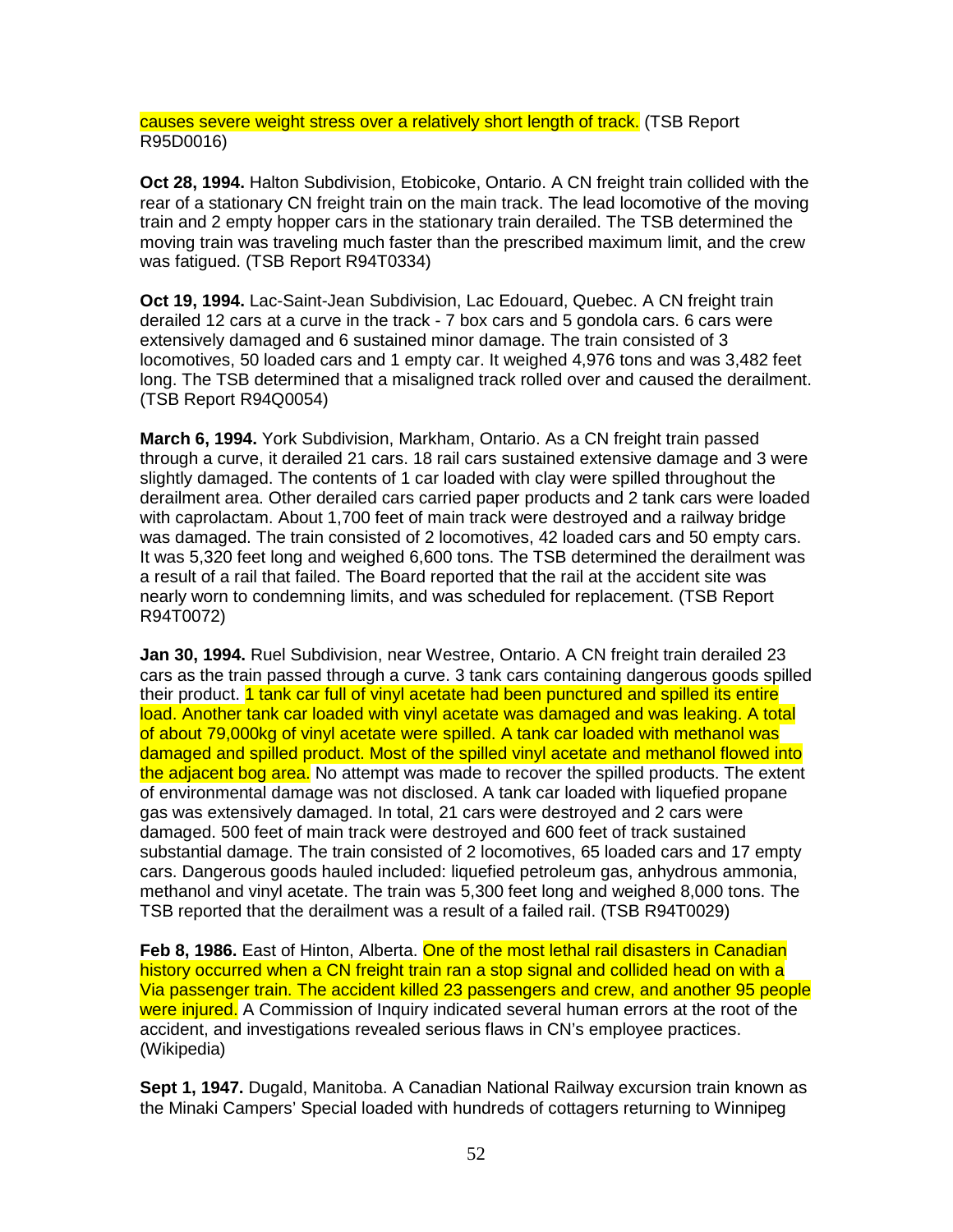causes severe weight stress over a relatively short length of track. (TSB Report R95D0016)

**Oct 28, 1994.** Halton Subdivision, Etobicoke, Ontario. A CN freight train collided with the rear of a stationary CN freight train on the main track. The lead locomotive of the moving train and 2 empty hopper cars in the stationary train derailed. The TSB determined the moving train was traveling much faster than the prescribed maximum limit, and the crew was fatigued. (TSB Report R94T0334)

**Oct 19, 1994.** Lac-Saint-Jean Subdivision, Lac Edouard, Quebec. A CN freight train derailed 12 cars at a curve in the track - 7 box cars and 5 gondola cars. 6 cars were extensively damaged and 6 sustained minor damage. The train consisted of 3 locomotives, 50 loaded cars and 1 empty car. It weighed 4,976 tons and was 3,482 feet long. The TSB determined that a misaligned track rolled over and caused the derailment. (TSB Report R94Q0054)

**March 6, 1994.** York Subdivision, Markham, Ontario. As a CN freight train passed through a curve, it derailed 21 cars. 18 rail cars sustained extensive damage and 3 were slightly damaged. The contents of 1 car loaded with clay were spilled throughout the derailment area. Other derailed cars carried paper products and 2 tank cars were loaded with caprolactam. About 1,700 feet of main track were destroyed and a railway bridge was damaged. The train consisted of 2 locomotives, 42 loaded cars and 50 empty cars. It was 5,320 feet long and weighed 6,600 tons. The TSB determined the derailment was a result of a rail that failed. The Board reported that the rail at the accident site was nearly worn to condemning limits, and was scheduled for replacement. (TSB Report R94T0072)

**Jan 30, 1994.** Ruel Subdivision, near Westree, Ontario. A CN freight train derailed 23 cars as the train passed through a curve. 3 tank cars containing dangerous goods spilled their product. 1 tank car full of vinyl acetate had been punctured and spilled its entire load. Another tank car loaded with vinyl acetate was damaged and was leaking. A total of about 79,000kg of vinyl acetate were spilled. A tank car loaded with methanol was damaged and spilled product. Most of the spilled vinyl acetate and methanol flowed into the adjacent bog area. No attempt was made to recover the spilled products. The extent of environmental damage was not disclosed. A tank car loaded with liquefied propane gas was extensively damaged. In total, 21 cars were destroyed and 2 cars were damaged. 500 feet of main track were destroyed and 600 feet of track sustained substantial damage. The train consisted of 2 locomotives, 65 loaded cars and 17 empty cars. Dangerous goods hauled included: liquefied petroleum gas, anhydrous ammonia, methanol and vinyl acetate. The train was 5,300 feet long and weighed 8,000 tons. The TSB reported that the derailment was a result of a failed rail. (TSB R94T0029)

**Feb 8, 1986.** East of Hinton, Alberta. One of the most lethal rail disasters in Canadian history occurred when a CN freight train ran a stop signal and collided head on with a Via passenger train. The accident killed 23 passengers and crew, and another 95 people were injured. A Commission of Inquiry indicated several human errors at the root of the accident, and investigations revealed serious flaws in CN's employee practices. (Wikipedia)

**Sept 1, 1947.** Dugald, Manitoba. A Canadian National Railway excursion train known as the Minaki Campers' Special loaded with hundreds of cottagers returning to Winnipeg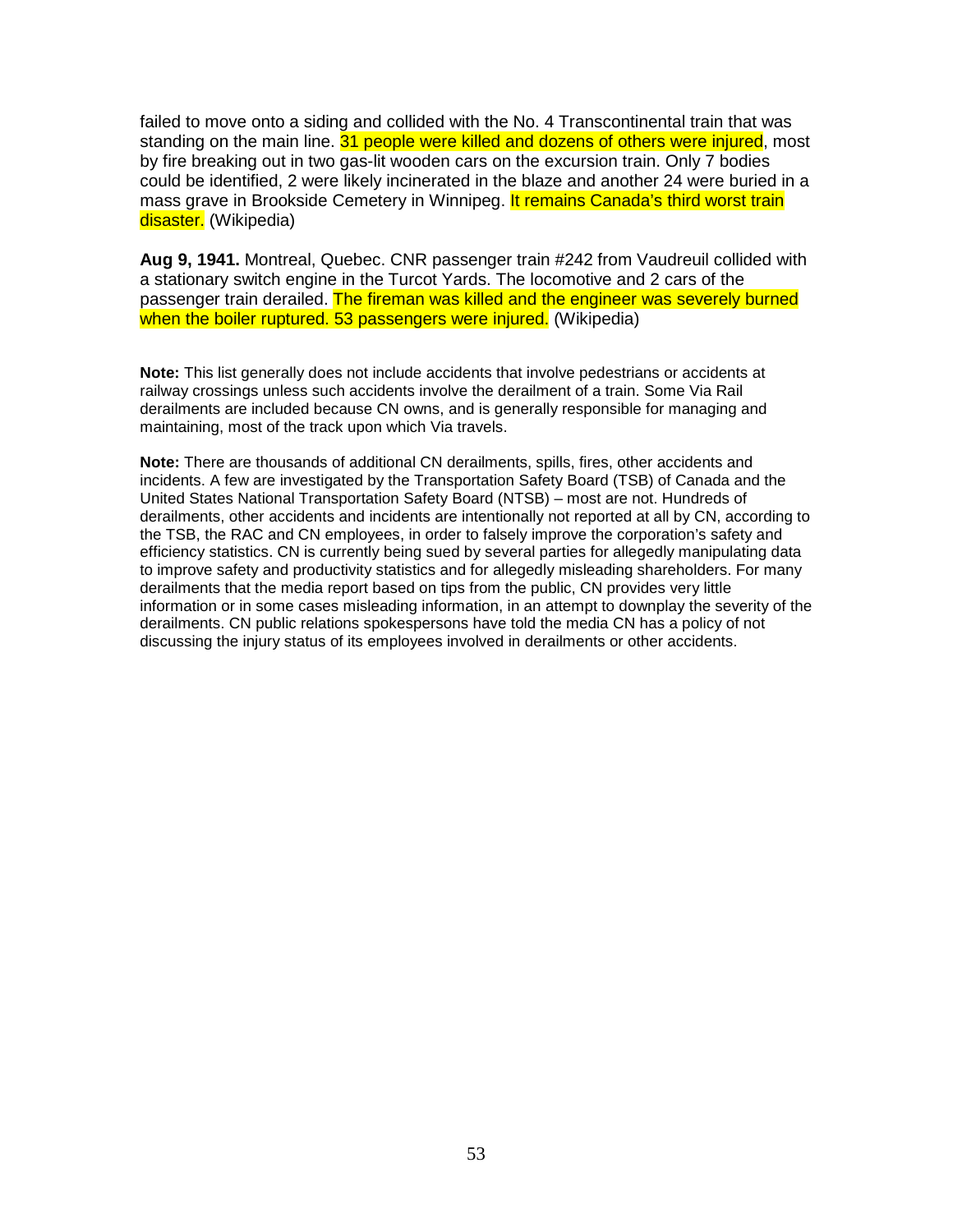failed to move onto a siding and collided with the No. 4 Transcontinental train that was standing on the main line. 31 people were killed and dozens of others were injured, most by fire breaking out in two gas-lit wooden cars on the excursion train. Only 7 bodies could be identified, 2 were likely incinerated in the blaze and another 24 were buried in a mass grave in Brookside Cemetery in Winnipeg. It remains Canada's third worst train disaster. (Wikipedia)

**Aug 9, 1941.** Montreal, Quebec. CNR passenger train #242 from Vaudreuil collided with a stationary switch engine in the Turcot Yards. The locomotive and 2 cars of the passenger train derailed. The fireman was killed and the engineer was severely burned when the boiler ruptured. 53 passengers were injured. (Wikipedia)

**Note:** This list generally does not include accidents that involve pedestrians or accidents at railway crossings unless such accidents involve the derailment of a train. Some Via Rail derailments are included because CN owns, and is generally responsible for managing and maintaining, most of the track upon which Via travels.

**Note:** There are thousands of additional CN derailments, spills, fires, other accidents and incidents. A few are investigated by the Transportation Safety Board (TSB) of Canada and the United States National Transportation Safety Board (NTSB) – most are not. Hundreds of derailments, other accidents and incidents are intentionally not reported at all by CN, according to the TSB, the RAC and CN employees, in order to falsely improve the corporation's safety and efficiency statistics. CN is currently being sued by several parties for allegedly manipulating data to improve safety and productivity statistics and for allegedly misleading shareholders. For many derailments that the media report based on tips from the public, CN provides very little information or in some cases misleading information, in an attempt to downplay the severity of the derailments. CN public relations spokespersons have told the media CN has a policy of not discussing the injury status of its employees involved in derailments or other accidents.